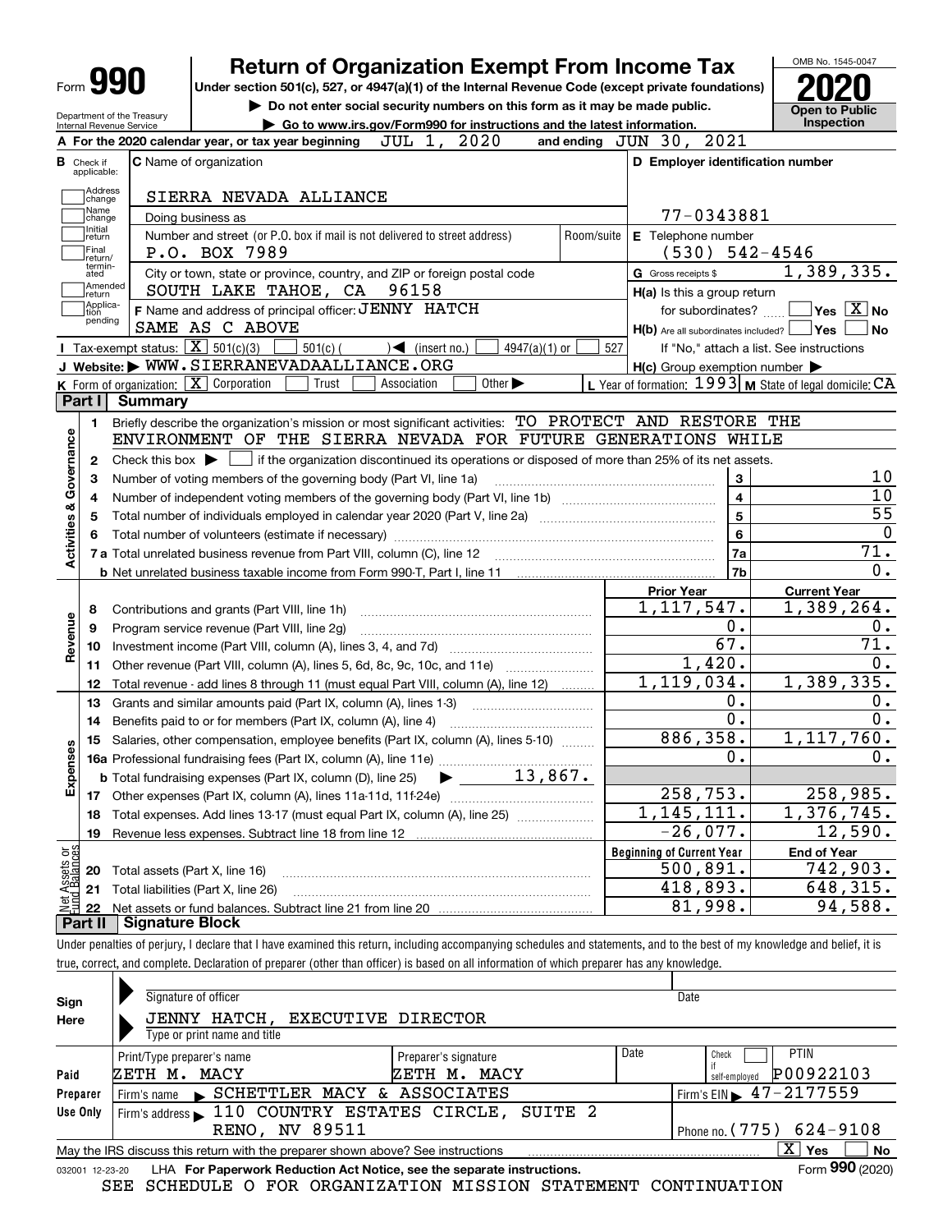# Form 990 — Return of Organization Exempt From Income Tax

Under section 501(c), 527, or 4947(a)(1) of the Internal Revenue Code (except private foundations)

▶ Do not enter social security numbers on this form as it may be made public.

▶ Go to www.irs.gov/Form990 for instructions and the latest information.

Department of the Treasury
Internal Revenue Service

OMB No. 1545-0047

**2020**

**Open to Public Inspection**

**A** For the 2020 calendar year, or tax year beginning JUL 1, 2020 and ending JUN 30, 2021

**B** Check if applicable: Address change, Name change, Initial return, Final return/terminated, Amended return, Application pending

**C** Name of organization: SIERRA NEVADA ALLIANCE

Doing business as

Number and street (or P.O. box if mail is not delivered to street address): P.O. BOX 7989 | Room/suite

City or town, state or province, country, and ZIP or foreign postal code: SOUTH LAKE TAHOE, CA 96158

**D** Employer identification number: 77-0343881

**E** Telephone number: (530) 542-4546

**G** Gross receipts $ 1,389,335.

**F** Name and address of principal officer: JENNY HATCH, SAME AS C ABOVE

**H(a)** Is this a group return for subordinates? ☐ Yes ☒ No

**H(b)** Are all subordinates included? ☐ Yes ☐ No — If "No," attach a list. See instructions

**H(c)** Group exemption number ▶

**I** Tax-exempt status: ☒ 501(c)(3) ☐ 501(c) ( ) ◀ (insert no.) ☐ 4947(a)(1) or ☐ 527

**J** Website: ▶ WWW.SIERRANEVADAALLIANCE.ORG

**K** Form of organization: ☒ Corporation ☐ Trust ☐ Association ☐ Other ▶

**L** Year of formation: 1993 **M** State of legal domicile: CA

## Part I Summary

### Activities & Governance

1. Briefly describe the organization's mission or most significant activities: TO PROTECT AND RESTORE THE ENVIRONMENT OF THE SIERRA NEVADA FOR FUTURE GENERATIONS WHILE
2. Check this box ▶ ☐ if the organization discontinued its operations or disposed of more than 25% of its net assets.

| | | | |
|---|---|---|---|
| 3 | Number of voting members of the governing body (Part VI, line 1a) | 3 | 10 |
| 4 | Number of independent voting members of the governing body (Part VI, line 1b) | 4 | 10 |
| 5 | Total number of individuals employed in calendar year 2020 (Part V, line 2a) | 5 | 55 |
| 6 | Total number of volunteers (estimate if necessary) | 6 | 0 |
| 7a | Total unrelated business revenue from Part VIII, column (C), line 12 | 7a | 71. |
| 7b | Net unrelated business taxable income from Form 990-T, Part I, line 11 | 7b | 0. |

### Revenue / Expenses / Net Assets

| | | Prior Year | Current Year |
|---|---|---|---|
| 8 | Contributions and grants (Part VIII, line 1h) | 1,117,547. | 1,389,264. |
| 9 | Program service revenue (Part VIII, line 2g) | 0. | 0. |
| 10 | Investment income (Part VIII, column (A), lines 3, 4, and 7d) | 67. | 71. |
| 11 | Other revenue (Part VIII, column (A), lines 5, 6d, 8c, 9c, 10c, and 11e) | 1,420. | 0. |
| 12 | Total revenue - add lines 8 through 11 (must equal Part VIII, column (A), line 12) | 1,119,034. | 1,389,335. |
| 13 | Grants and similar amounts paid (Part IX, column (A), lines 1-3) | 0. | 0. |
| 14 | Benefits paid to or for members (Part IX, column (A), line 4) | 0. | 0. |
| 15 | Salaries, other compensation, employee benefits (Part IX, column (A), lines 5-10) | 886,358. | 1,117,760. |
| 16a | Professional fundraising fees (Part IX, column (A), line 11e) | 0. | 0. |
| b | Total fundraising expenses (Part IX, column (D), line 25) ▶ 13,867. | | |
| 17 | Other expenses (Part IX, column (A), lines 11a-11d, 11f-24e) | 258,753. | 258,985. |
| 18 | Total expenses. Add lines 13-17 (must equal Part IX, column (A), line 25) | 1,145,111. | 1,376,745. |
| 19 | Revenue less expenses. Subtract line 18 from line 12 | -26,077. | 12,590. |

| | | Beginning of Current Year | End of Year |
|---|---|---|---|
| 20 | Total assets (Part X, line 16) | 500,891. | 742,903. |
| 21 | Total liabilities (Part X, line 26) | 418,893. | 648,315. |
| 22 | Net assets or fund balances. Subtract line 21 from line 20 | 81,998. | 94,588. |

## Part II Signature Block

Under penalties of perjury, I declare that I have examined this return, including accompanying schedules and statements, and to the best of my knowledge and belief, it is true, correct, and complete. Declaration of preparer (other than officer) is based on all information of which preparer has any knowledge.

**Sign Here**

Signature of officer | Date

JENNY HATCH, EXECUTIVE DIRECTOR
Type or print name and title

**Paid Preparer Use Only**

| Print/Type preparer's name | Preparer's signature | Date | Check if self-employed | PTIN |
|---|---|---|---|---|
| ZETH M. MACY | ZETH M. MACY | | ☐ | P00922103 |

Firm's name ▶ SCHETTLER MACY & ASSOCIATES — Firm's EIN ▶ 47-2177559

Firm's address ▶ 110 COUNTRY ESTATES CIRCLE, SUITE 2, RENO, NV 89511 — Phone no. (775) 624-9108

May the IRS discuss this return with the preparer shown above? See instructions ☒ Yes ☐ No

032001 12-23-20 LHA For Paperwork Reduction Act Notice, see the separate instructions. Form **990** (2020)

SEE SCHEDULE O FOR ORGANIZATION MISSION STATEMENT CONTINUATION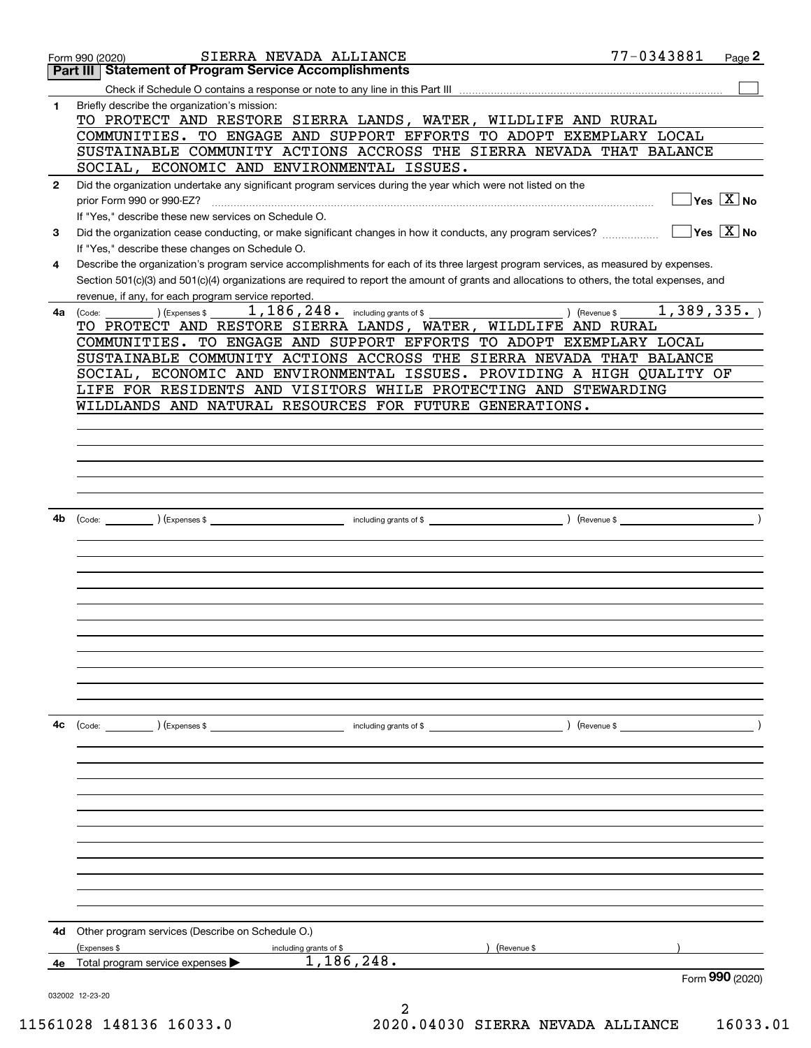Form 990 (2020) SIERRA NEVADA ALLIANCE 77-0343881 Page 2

## Part III Statement of Program Service Accomplishments

Check if Schedule O contains a response or note to any line in this Part III ☐

**1** Briefly describe the organization's mission:

TO PROTECT AND RESTORE SIERRA LANDS, WATER, WILDLIFE AND RURAL COMMUNITIES. TO ENGAGE AND SUPPORT EFFORTS TO ADOPT EXEMPLARY LOCAL SUSTAINABLE COMMUNITY ACTIONS ACCROSS THE SIERRA NEVADA THAT BALANCE SOCIAL, ECONOMIC AND ENVIRONMENTAL ISSUES.

**2** Did the organization undertake any significant program services during the year which were not listed on the prior Form 990 or 990-EZ? ☐ Yes ☒ No

If "Yes," describe these new services on Schedule O.

**3** Did the organization cease conducting, or make significant changes in how it conducts, any program services? ☐ Yes ☒ No

If "Yes," describe these changes on Schedule O.

**4** Describe the organization's program service accomplishments for each of its three largest program services, as measured by expenses. Section 501(c)(3) and 501(c)(4) organizations are required to report the amount of grants and allocations to others, the total expenses, and revenue, if any, for each program service reported.

**4a** (Code: ) (Expenses $ 1,186,248. including grants of $ ) (Revenue $ 1,389,335. )

TO PROTECT AND RESTORE SIERRA LANDS, WATER, WILDLIFE AND RURAL COMMUNITIES. TO ENGAGE AND SUPPORT EFFORTS TO ADOPT EXEMPLARY LOCAL SUSTAINABLE COMMUNITY ACTIONS ACCROSS THE SIERRA NEVADA THAT BALANCE SOCIAL, ECONOMIC AND ENVIRONMENTAL ISSUES. PROVIDING A HIGH QUALITY OF LIFE FOR RESIDENTS AND VISITORS WHILE PROTECTING AND STEWARDING WILDLANDS AND NATURAL RESOURCES FOR FUTURE GENERATIONS.

**4b** (Code: ) (Expenses $ including grants of $ ) (Revenue $ )

**4c** (Code: ) (Expenses $ including grants of $ ) (Revenue $ )

**4d** Other program services (Describe on Schedule O.)

(Expenses $ including grants of $ ) (Revenue $ )

**4e** Total program service expenses ▶ 1,186,248.

Form **990** (2020)

032002 12-23-20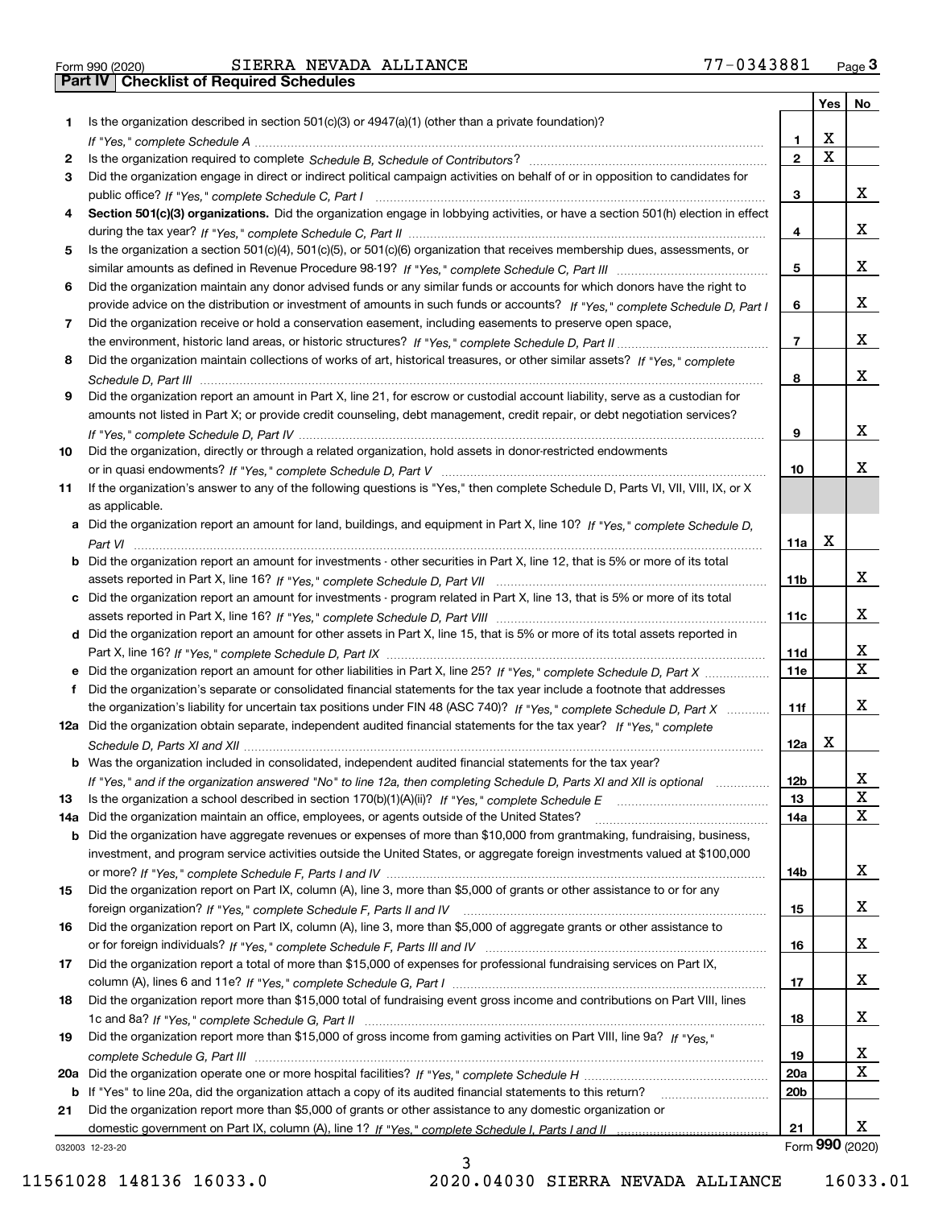Form 990 (2020) SIERRA NEVADA ALLIANCE 77-0343881 Page 3

## Part IV Checklist of Required Schedules

| | | | Yes | No |
|---|---|---|---|---|
| 1 | Is the organization described in section 501(c)(3) or 4947(a)(1) (other than a private foundation)? *If "Yes," complete Schedule A* | 1 | X | |
| 2 | Is the organization required to complete *Schedule B, Schedule of Contributors*? | 2 | X | |
| 3 | Did the organization engage in direct or indirect political campaign activities on behalf of or in opposition to candidates for public office? *If "Yes," complete Schedule C, Part I* | 3 | | X |
| 4 | **Section 501(c)(3) organizations.** Did the organization engage in lobbying activities, or have a section 501(h) election in effect during the tax year? *If "Yes," complete Schedule C, Part II* | 4 | | X |
| 5 | Is the organization a section 501(c)(4), 501(c)(5), or 501(c)(6) organization that receives membership dues, assessments, or similar amounts as defined in Revenue Procedure 98-19? *If "Yes," complete Schedule C, Part III* | 5 | | X |
| 6 | Did the organization maintain any donor advised funds or any similar funds or accounts for which donors have the right to provide advice on the distribution or investment of amounts in such funds or accounts? *If "Yes," complete Schedule D, Part I* | 6 | | X |
| 7 | Did the organization receive or hold a conservation easement, including easements to preserve open space, the environment, historic land areas, or historic structures? *If "Yes," complete Schedule D, Part II* | 7 | | X |
| 8 | Did the organization maintain collections of works of art, historical treasures, or other similar assets? *If "Yes," complete Schedule D, Part III* | 8 | | X |
| 9 | Did the organization report an amount in Part X, line 21, for escrow or custodial account liability, serve as a custodian for amounts not listed in Part X; or provide credit counseling, debt management, credit repair, or debt negotiation services? *If "Yes," complete Schedule D, Part IV* | 9 | | X |
| 10 | Did the organization, directly or through a related organization, hold assets in donor-restricted endowments or in quasi endowments? *If "Yes," complete Schedule D, Part V* | 10 | | X |
| 11 | If the organization's answer to any of the following questions is "Yes," then complete Schedule D, Parts VI, VII, VIII, IX, or X as applicable. | | | |
| a | Did the organization report an amount for land, buildings, and equipment in Part X, line 10? *If "Yes," complete Schedule D, Part VI* | 11a | X | |
| b | Did the organization report an amount for investments - other securities in Part X, line 12, that is 5% or more of its total assets reported in Part X, line 16? *If "Yes," complete Schedule D, Part VII* | 11b | | X |
| c | Did the organization report an amount for investments - program related in Part X, line 13, that is 5% or more of its total assets reported in Part X, line 16? *If "Yes," complete Schedule D, Part VIII* | 11c | | X |
| d | Did the organization report an amount for other assets in Part X, line 15, that is 5% or more of its total assets reported in Part X, line 16? *If "Yes," complete Schedule D, Part IX* | 11d | | X |
| e | Did the organization report an amount for other liabilities in Part X, line 25? *If "Yes," complete Schedule D, Part X* | 11e | | X |
| f | Did the organization's separate or consolidated financial statements for the tax year include a footnote that addresses the organization's liability for uncertain tax positions under FIN 48 (ASC 740)? *If "Yes," complete Schedule D, Part X* | 11f | | X |
| 12a | Did the organization obtain separate, independent audited financial statements for the tax year? *If "Yes," complete Schedule D, Parts XI and XII* | 12a | X | |
| b | Was the organization included in consolidated, independent audited financial statements for the tax year? *If "Yes," and if the organization answered "No" to line 12a, then completing Schedule D, Parts XI and XII is optional* | 12b | | X |
| 13 | Is the organization a school described in section 170(b)(1)(A)(ii)? *If "Yes," complete Schedule E* | 13 | | X |
| 14a | Did the organization maintain an office, employees, or agents outside of the United States? | 14a | | X |
| b | Did the organization have aggregate revenues or expenses of more than $10,000 from grantmaking, fundraising, business, investment, and program service activities outside the United States, or aggregate foreign investments valued at $100,000 or more? *If "Yes," complete Schedule F, Parts I and IV* | 14b | | X |
| 15 | Did the organization report on Part IX, column (A), line 3, more than $5,000 of grants or other assistance to or for any foreign organization? *If "Yes," complete Schedule F, Parts II and IV* | 15 | | X |
| 16 | Did the organization report on Part IX, column (A), line 3, more than $5,000 of aggregate grants or other assistance to or for foreign individuals? *If "Yes," complete Schedule F, Parts III and IV* | 16 | | X |
| 17 | Did the organization report a total of more than $15,000 of expenses for professional fundraising services on Part IX, column (A), lines 6 and 11e? *If "Yes," complete Schedule G, Part I* | 17 | | X |
| 18 | Did the organization report more than $15,000 total of fundraising event gross income and contributions on Part VIII, lines 1c and 8a? *If "Yes," complete Schedule G, Part II* | 18 | | X |
| 19 | Did the organization report more than $15,000 of gross income from gaming activities on Part VIII, line 9a? *If "Yes," complete Schedule G, Part III* | 19 | | X |
| 20a | Did the organization operate one or more hospital facilities? *If "Yes," complete Schedule H* | 20a | | X |
| b | If "Yes" to line 20a, did the organization attach a copy of its audited financial statements to this return? | 20b | | |
| 21 | Did the organization report more than $5,000 of grants or other assistance to any domestic organization or domestic government on Part IX, column (A), line 1? *If "Yes," complete Schedule I, Parts I and II* | 21 | | X |

032003 12-23-20

Form 990 (2020)

11561028 148136 16033.0 2020.04030 SIERRA NEVADA ALLIANCE 16033.01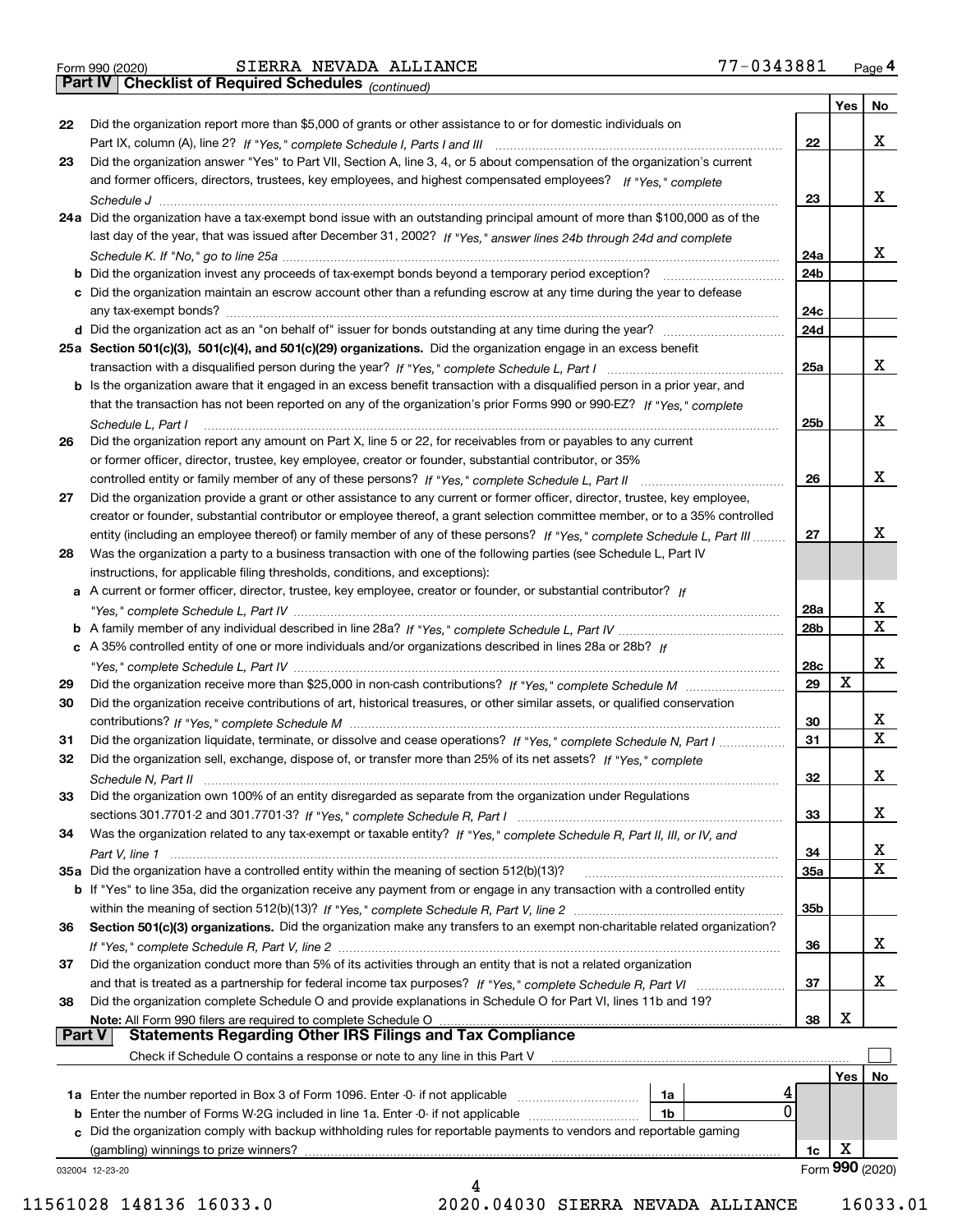Form 990 (2020) SIERRA NEVADA ALLIANCE 77-0343881 Page 4

## Part IV Checklist of Required Schedules *(continued)*

| | | | Yes | No |
|---|---|---|---|---|
| 22 | Did the organization report more than $5,000 of grants or other assistance to or for domestic individuals on Part IX, column (A), line 2? *If "Yes," complete Schedule I, Parts I and III* | 22 | | X |
| 23 | Did the organization answer "Yes" to Part VII, Section A, line 3, 4, or 5 about compensation of the organization's current and former officers, directors, trustees, key employees, and highest compensated employees? *If "Yes," complete Schedule J* | 23 | | X |
| 24a | Did the organization have a tax-exempt bond issue with an outstanding principal amount of more than $100,000 as of the last day of the year, that was issued after December 31, 2002? *If "Yes," answer lines 24b through 24d and complete Schedule K. If "No," go to line 25a* | 24a | | X |
| b | Did the organization invest any proceeds of tax-exempt bonds beyond a temporary period exception? | 24b | | |
| c | Did the organization maintain an escrow account other than a refunding escrow at any time during the year to defease any tax-exempt bonds? | 24c | | |
| d | Did the organization act as an "on behalf of" issuer for bonds outstanding at any time during the year? | 24d | | |
| 25a | **Section 501(c)(3), 501(c)(4), and 501(c)(29) organizations.** Did the organization engage in an excess benefit transaction with a disqualified person during the year? *If "Yes," complete Schedule L, Part I* | 25a | | X |
| b | Is the organization aware that it engaged in an excess benefit transaction with a disqualified person in a prior year, and that the transaction has not been reported on any of the organization's prior Forms 990 or 990-EZ? *If "Yes," complete Schedule L, Part I* | 25b | | X |
| 26 | Did the organization report any amount on Part X, line 5 or 22, for receivables from or payables to any current or former officer, director, trustee, key employee, creator or founder, substantial contributor, or 35% controlled entity or family member of any of these persons? *If "Yes," complete Schedule L, Part II* | 26 | | X |
| 27 | Did the organization provide a grant or other assistance to any current or former officer, director, trustee, key employee, creator or founder, substantial contributor or employee thereof, a grant selection committee member, or to a 35% controlled entity (including an employee thereof) or family member of any of these persons? *If "Yes," complete Schedule L, Part III* | 27 | | X |
| 28 | Was the organization a party to a business transaction with one of the following parties (see Schedule L, Part IV instructions, for applicable filing thresholds, conditions, and exceptions): | | | |
| a | A current or former officer, director, trustee, key employee, creator or founder, or substantial contributor? *If "Yes," complete Schedule L, Part IV* | 28a | | X |
| b | A family member of any individual described in line 28a? *If "Yes," complete Schedule L, Part IV* | 28b | | X |
| c | A 35% controlled entity of one or more individuals and/or organizations described in lines 28a or 28b? *If "Yes," complete Schedule L, Part IV* | 28c | | X |
| 29 | Did the organization receive more than $25,000 in non-cash contributions? *If "Yes," complete Schedule M* | 29 | X | |
| 30 | Did the organization receive contributions of art, historical treasures, or other similar assets, or qualified conservation contributions? *If "Yes," complete Schedule M* | 30 | | X |
| 31 | Did the organization liquidate, terminate, or dissolve and cease operations? *If "Yes," complete Schedule N, Part I* | 31 | | X |
| 32 | Did the organization sell, exchange, dispose of, or transfer more than 25% of its net assets? *If "Yes," complete Schedule N, Part II* | 32 | | X |
| 33 | Did the organization own 100% of an entity disregarded as separate from the organization under Regulations sections 301.7701-2 and 301.7701-3? *If "Yes," complete Schedule R, Part I* | 33 | | X |
| 34 | Was the organization related to any tax-exempt or taxable entity? *If "Yes," complete Schedule R, Part II, III, or IV, and Part V, line 1* | 34 | | X |
| 35a | Did the organization have a controlled entity within the meaning of section 512(b)(13)? | 35a | | X |
| b | If "Yes" to line 35a, did the organization receive any payment from or engage in any transaction with a controlled entity within the meaning of section 512(b)(13)? *If "Yes," complete Schedule R, Part V, line 2* | 35b | | |
| 36 | **Section 501(c)(3) organizations.** Did the organization make any transfers to an exempt non-charitable related organization? *If "Yes," complete Schedule R, Part V, line 2* | 36 | | X |
| 37 | Did the organization conduct more than 5% of its activities through an entity that is not a related organization and that is treated as a partnership for federal income tax purposes? *If "Yes," complete Schedule R, Part VI* | 37 | | X |
| 38 | Did the organization complete Schedule O and provide explanations in Schedule O for Part VI, lines 11b and 19? **Note:** All Form 990 filers are required to complete Schedule O | 38 | X | |

## Part V Statements Regarding Other IRS Filings and Tax Compliance

Check if Schedule O contains a response or note to any line in this Part V ☐

| | | | | Yes | No |
|---|---|---|---|---|---|
| 1a | Enter the number reported in Box 3 of Form 1096. Enter -0- if not applicable | 1a | 4 | | |
| b | Enter the number of Forms W-2G included in line 1a. Enter -0- if not applicable | 1b | 0 | | |
| c | Did the organization comply with backup withholding rules for reportable payments to vendors and reportable gaming (gambling) winnings to prize winners? | | 1c | X | |

032004 12-23-20 Form **990** (2020)

11561028 148136 16033.0 2020.04030 SIERRA NEVADA ALLIANCE 16033.01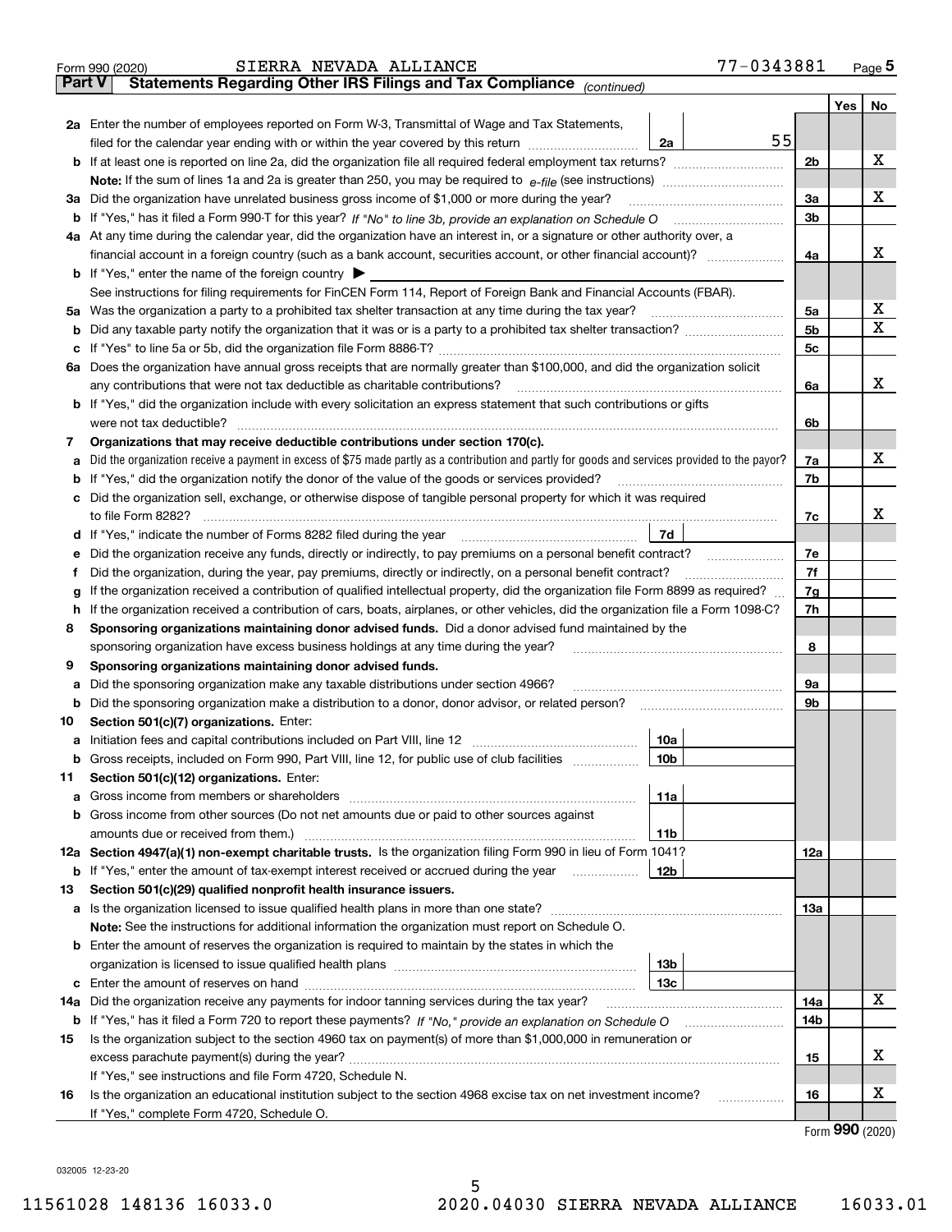Form 990 (2020) SIERRA NEVADA ALLIANCE 77-0343881 Page 5

**Part V Statements Regarding Other IRS Filings and Tax Compliance** *(continued)*

| | | | | Yes | No |
|---|---|---|---|---|---|
| **2a** | Enter the number of employees reported on Form W-3, Transmittal of Wage and Tax Statements, filed for the calendar year ending with or within the year covered by this return | 2a | 55 | | |
| **b** | If at least one is reported on line 2a, did the organization file all required federal employment tax returns? | | 2b | | X |
| | **Note:** If the sum of lines 1a and 2a is greater than 250, you may be required to *e-file* (see instructions) | | | | |
| **3a** | Did the organization have unrelated business gross income of $1,000 or more during the year? | | 3a | | X |
| **b** | If "Yes," has it filed a Form 990-T for this year? *If "No" to line 3b, provide an explanation on Schedule O* | | 3b | | |
| **4a** | At any time during the calendar year, did the organization have an interest in, or a signature or other authority over, a financial account in a foreign country (such as a bank account, securities account, or other financial account)? | | 4a | | X |
| **b** | If "Yes," enter the name of the foreign country ▶ | | | | |
| | See instructions for filing requirements for FinCEN Form 114, Report of Foreign Bank and Financial Accounts (FBAR). | | | | |
| **5a** | Was the organization a party to a prohibited tax shelter transaction at any time during the tax year? | | 5a | | X |
| **b** | Did any taxable party notify the organization that it was or is a party to a prohibited tax shelter transaction? | | 5b | | X |
| **c** | If "Yes" to line 5a or 5b, did the organization file Form 8886-T? | | 5c | | |
| **6a** | Does the organization have annual gross receipts that are normally greater than $100,000, and did the organization solicit any contributions that were not tax deductible as charitable contributions? | | 6a | | X |
| **b** | If "Yes," did the organization include with every solicitation an express statement that such contributions or gifts were not tax deductible? | | 6b | | |
| **7** | **Organizations that may receive deductible contributions under section 170(c).** | | | | |
| **a** | Did the organization receive a payment in excess of $75 made partly as a contribution and partly for goods and services provided to the payor? | | 7a | | X |
| **b** | If "Yes," did the organization notify the donor of the value of the goods or services provided? | | 7b | | |
| **c** | Did the organization sell, exchange, or otherwise dispose of tangible personal property for which it was required to file Form 8282? | | 7c | | X |
| **d** | If "Yes," indicate the number of Forms 8282 filed during the year | 7d | | | |
| **e** | Did the organization receive any funds, directly or indirectly, to pay premiums on a personal benefit contract? | | 7e | | |
| **f** | Did the organization, during the year, pay premiums, directly or indirectly, on a personal benefit contract? | | 7f | | |
| **g** | If the organization received a contribution of qualified intellectual property, did the organization file Form 8899 as required? | | 7g | | |
| **h** | If the organization received a contribution of cars, boats, airplanes, or other vehicles, did the organization file a Form 1098-C? | | 7h | | |
| **8** | **Sponsoring organizations maintaining donor advised funds.** Did a donor advised fund maintained by the sponsoring organization have excess business holdings at any time during the year? | | 8 | | |
| **9** | **Sponsoring organizations maintaining donor advised funds.** | | | | |
| **a** | Did the sponsoring organization make any taxable distributions under section 4966? | | 9a | | |
| **b** | Did the sponsoring organization make a distribution to a donor, donor advisor, or related person? | | 9b | | |
| **10** | **Section 501(c)(7) organizations.** Enter: | | | | |
| **a** | Initiation fees and capital contributions included on Part VIII, line 12 | 10a | | | |
| **b** | Gross receipts, included on Form 990, Part VIII, line 12, for public use of club facilities | 10b | | | |
| **11** | **Section 501(c)(12) organizations.** Enter: | | | | |
| **a** | Gross income from members or shareholders | 11a | | | |
| **b** | Gross income from other sources (Do not net amounts due or paid to other sources against amounts due or received from them.) | 11b | | | |
| **12a** | **Section 4947(a)(1) non-exempt charitable trusts.** Is the organization filing Form 990 in lieu of Form 1041? | | 12a | | |
| **b** | If "Yes," enter the amount of tax-exempt interest received or accrued during the year | 12b | | | |
| **13** | **Section 501(c)(29) qualified nonprofit health insurance issuers.** | | | | |
| **a** | Is the organization licensed to issue qualified health plans in more than one state? | | 13a | | |
| | **Note:** See the instructions for additional information the organization must report on Schedule O. | | | | |
| **b** | Enter the amount of reserves the organization is required to maintain by the states in which the organization is licensed to issue qualified health plans | 13b | | | |
| **c** | Enter the amount of reserves on hand | 13c | | | |
| **14a** | Did the organization receive any payments for indoor tanning services during the tax year? | | 14a | | X |
| **b** | If "Yes," has it filed a Form 720 to report these payments? *If "No," provide an explanation on Schedule O* | | 14b | | |
| **15** | Is the organization subject to the section 4960 tax on payment(s) of more than $1,000,000 in remuneration or excess parachute payment(s) during the year? | | 15 | | X |
| | If "Yes," see instructions and file Form 4720, Schedule N. | | | | |
| **16** | Is the organization an educational institution subject to the section 4968 excise tax on net investment income? | | 16 | | X |
| | If "Yes," complete Form 4720, Schedule O. | | | | |

Form **990** (2020)

032005 12-23-20

11561028 148136 16033.0 2020.04030 SIERRA NEVADA ALLIANCE 16033.01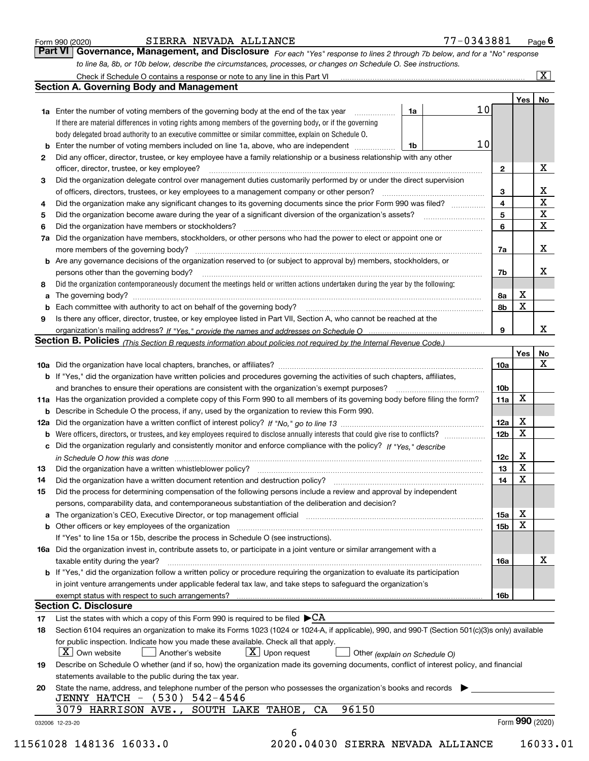Form 990 (2020) SIERRA NEVADA ALLIANCE 77-0343881 Page **6**

## Part VI Governance, Management, and Disclosure

*For each "Yes" response to lines 2 through 7b below, and for a "No" response to line 8a, 8b, or 10b below, describe the circumstances, processes, or changes on Schedule O. See instructions.*

Check if Schedule O contains a response or note to any line in this Part VI ... [X]

### Section A. Governing Body and Management

| | | | | Yes | No |
|---|---|---|---|---|---|
| **1a** | Enter the number of voting members of the governing body at the end of the tax year | 1a | 10 | | |
| | If there are material differences in voting rights among members of the governing body, or if the governing body delegated broad authority to an executive committee or similar committee, explain on Schedule O. | | | | |
| **b** | Enter the number of voting members included on line 1a, above, who are independent | 1b | 10 | | |
| **2** | Did any officer, director, trustee, or key employee have a family relationship or a business relationship with any other officer, director, trustee, or key employee? | 2 | | | X |
| **3** | Did the organization delegate control over management duties customarily performed by or under the direct supervision of officers, directors, trustees, or key employees to a management company or other person? | 3 | | | X |
| **4** | Did the organization make any significant changes to its governing documents since the prior Form 990 was filed? | 4 | | | X |
| **5** | Did the organization become aware during the year of a significant diversion of the organization's assets? | 5 | | | X |
| **6** | Did the organization have members or stockholders? | 6 | | | X |
| **7a** | Did the organization have members, stockholders, or other persons who had the power to elect or appoint one or more members of the governing body? | 7a | | | X |
| **b** | Are any governance decisions of the organization reserved to (or subject to approval by) members, stockholders, or persons other than the governing body? | 7b | | | X |
| **8** | Did the organization contemporaneously document the meetings held or written actions undertaken during the year by the following: | | | | |
| **a** | The governing body? | 8a | | X | |
| **b** | Each committee with authority to act on behalf of the governing body? | 8b | | X | |
| **9** | Is there any officer, director, trustee, or key employee listed in Part VII, Section A, who cannot be reached at the organization's mailing address? *If "Yes," provide the names and addresses on Schedule O* | 9 | | | X |

### Section B. Policies *(This Section B requests information about policies not required by the Internal Revenue Code.)*

| | | | Yes | No |
|---|---|---|---|---|
| **10a** | Did the organization have local chapters, branches, or affiliates? | 10a | | X |
| **b** | If "Yes," did the organization have written policies and procedures governing the activities of such chapters, affiliates, and branches to ensure their operations are consistent with the organization's exempt purposes? | 10b | | |
| **11a** | Has the organization provided a complete copy of this Form 990 to all members of its governing body before filing the form? | 11a | X | |
| **b** | Describe in Schedule O the process, if any, used by the organization to review this Form 990. | | | |
| **12a** | Did the organization have a written conflict of interest policy? *If "No," go to line 13* | 12a | X | |
| **b** | Were officers, directors, or trustees, and key employees required to disclose annually interests that could give rise to conflicts? | 12b | X | |
| **c** | Did the organization regularly and consistently monitor and enforce compliance with the policy? *If "Yes," describe in Schedule O how this was done* | 12c | X | |
| **13** | Did the organization have a written whistleblower policy? | 13 | X | |
| **14** | Did the organization have a written document retention and destruction policy? | 14 | X | |
| **15** | Did the process for determining compensation of the following persons include a review and approval by independent persons, comparability data, and contemporaneous substantiation of the deliberation and decision? | | | |
| **a** | The organization's CEO, Executive Director, or top management official | 15a | X | |
| **b** | Other officers or key employees of the organization | 15b | X | |
| | If "Yes" to line 15a or 15b, describe the process in Schedule O (see instructions). | | | |
| **16a** | Did the organization invest in, contribute assets to, or participate in a joint venture or similar arrangement with a taxable entity during the year? | 16a | | X |
| **b** | If "Yes," did the organization follow a written policy or procedure requiring the organization to evaluate its participation in joint venture arrangements under applicable federal tax law, and take steps to safeguard the organization's exempt status with respect to such arrangements? | 16b | | |

### Section C. Disclosure

**17** List the states with which a copy of this Form 990 is required to be filed ▶CA

**18** Section 6104 requires an organization to make its Forms 1023 (1024 or 1024-A, if applicable), 990, and 990-T (Section 501(c)(3)s only) available for public inspection. Indicate how you made these available. Check all that apply.

[X] Own website [ ] Another's website [X] Upon request [ ] Other *(explain on Schedule O)*

**19** Describe on Schedule O whether (and if so, how) the organization made its governing documents, conflict of interest policy, and financial statements available to the public during the tax year.

**20** State the name, address, and telephone number of the person who possesses the organization's books and records ▶

JENNY HATCH - (530) 542-4546
3079 HARRISON AVE., SOUTH LAKE TAHOE, CA 96150

032006 12-23-20 Form **990** (2020)

11561028 148136 16033.0 2020.04030 SIERRA NEVADA ALLIANCE 16033.01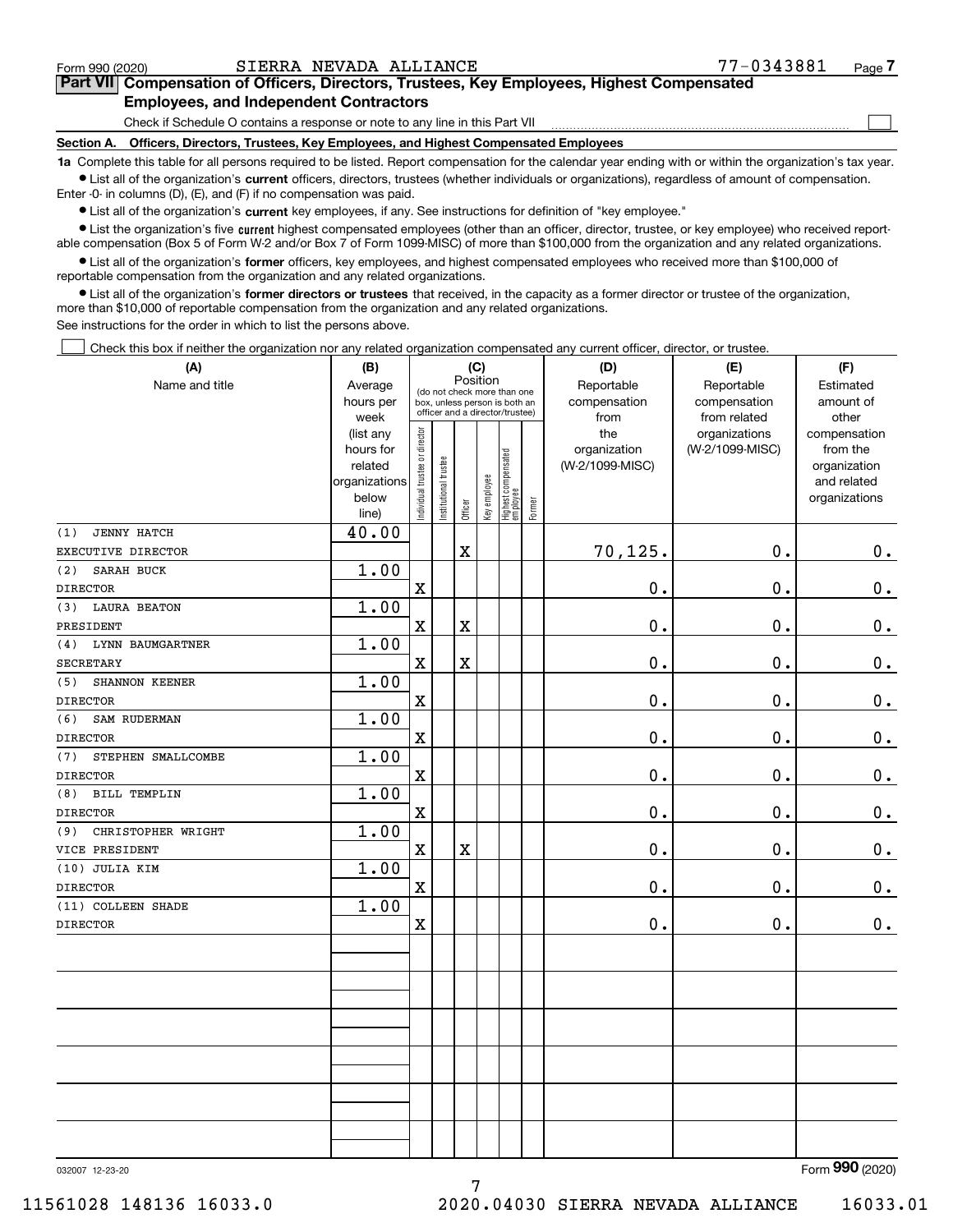Form 990 (2020) SIERRA NEVADA ALLIANCE 77-0343881 Page 7

**Part VII Compensation of Officers, Directors, Trustees, Key Employees, Highest Compensated Employees, and Independent Contractors**

Check if Schedule O contains a response or note to any line in this Part VII ☐

**Section A. Officers, Directors, Trustees, Key Employees, and Highest Compensated Employees**

**1a** Complete this table for all persons required to be listed. Report compensation for the calendar year ending with or within the organization's tax year.

- List all of the organization's **current** officers, directors, trustees (whether individuals or organizations), regardless of amount of compensation. Enter -0- in columns (D), (E), and (F) if no compensation was paid.
- List all of the organization's **current** key employees, if any. See instructions for definition of "key employee."
- List the organization's five **current** highest compensated employees (other than an officer, director, trustee, or key employee) who received reportable compensation (Box 5 of Form W-2 and/or Box 7 of Form 1099-MISC) of more than $100,000 from the organization and any related organizations.
- List all of the organization's **former** officers, key employees, and highest compensated employees who received more than $100,000 of reportable compensation from the organization and any related organizations.
- List all of the organization's **former directors or trustees** that received, in the capacity as a former director or trustee of the organization, more than $10,000 of reportable compensation from the organization and any related organizations.

See instructions for the order in which to list the persons above.

☐ Check this box if neither the organization nor any related organization compensated any current officer, director, or trustee.

| (A) Name and title | (B) Average hours per week (list any hours for related organizations below line) | (C) Position: Individual trustee or director | Institutional trustee | Officer | Key employee | Highest compensated employee | Former | (D) Reportable compensation from the organization (W-2/1099-MISC) | (E) Reportable compensation from related organizations (W-2/1099-MISC) | (F) Estimated amount of other compensation from the organization and related organizations |
|---|---|---|---|---|---|---|---|---|---|---|
| (1) JENNY HATCH<br>EXECUTIVE DIRECTOR | 40.00 | | | X | | | | 70,125. | 0. | 0. |
| (2) SARAH BUCK<br>DIRECTOR | 1.00 | X | | | | | | 0. | 0. | 0. |
| (3) LAURA BEATON<br>PRESIDENT | 1.00 | X | | X | | | | 0. | 0. | 0. |
| (4) LYNN BAUMGARTNER<br>SECRETARY | 1.00 | X | | X | | | | 0. | 0. | 0. |
| (5) SHANNON KEENER<br>DIRECTOR | 1.00 | X | | | | | | 0. | 0. | 0. |
| (6) SAM RUDERMAN<br>DIRECTOR | 1.00 | X | | | | | | 0. | 0. | 0. |
| (7) STEPHEN SMALLCOMBE<br>DIRECTOR | 1.00 | X | | | | | | 0. | 0. | 0. |
| (8) BILL TEMPLIN<br>DIRECTOR | 1.00 | X | | | | | | 0. | 0. | 0. |
| (9) CHRISTOPHER WRIGHT<br>VICE PRESIDENT | 1.00 | X | | X | | | | 0. | 0. | 0. |
| (10) JULIA KIM<br>DIRECTOR | 1.00 | X | | | | | | 0. | 0. | 0. |
| (11) COLLEEN SHADE<br>DIRECTOR | 1.00 | X | | | | | | 0. | 0. | 0. |

032007 12-23-20 Form 990 (2020)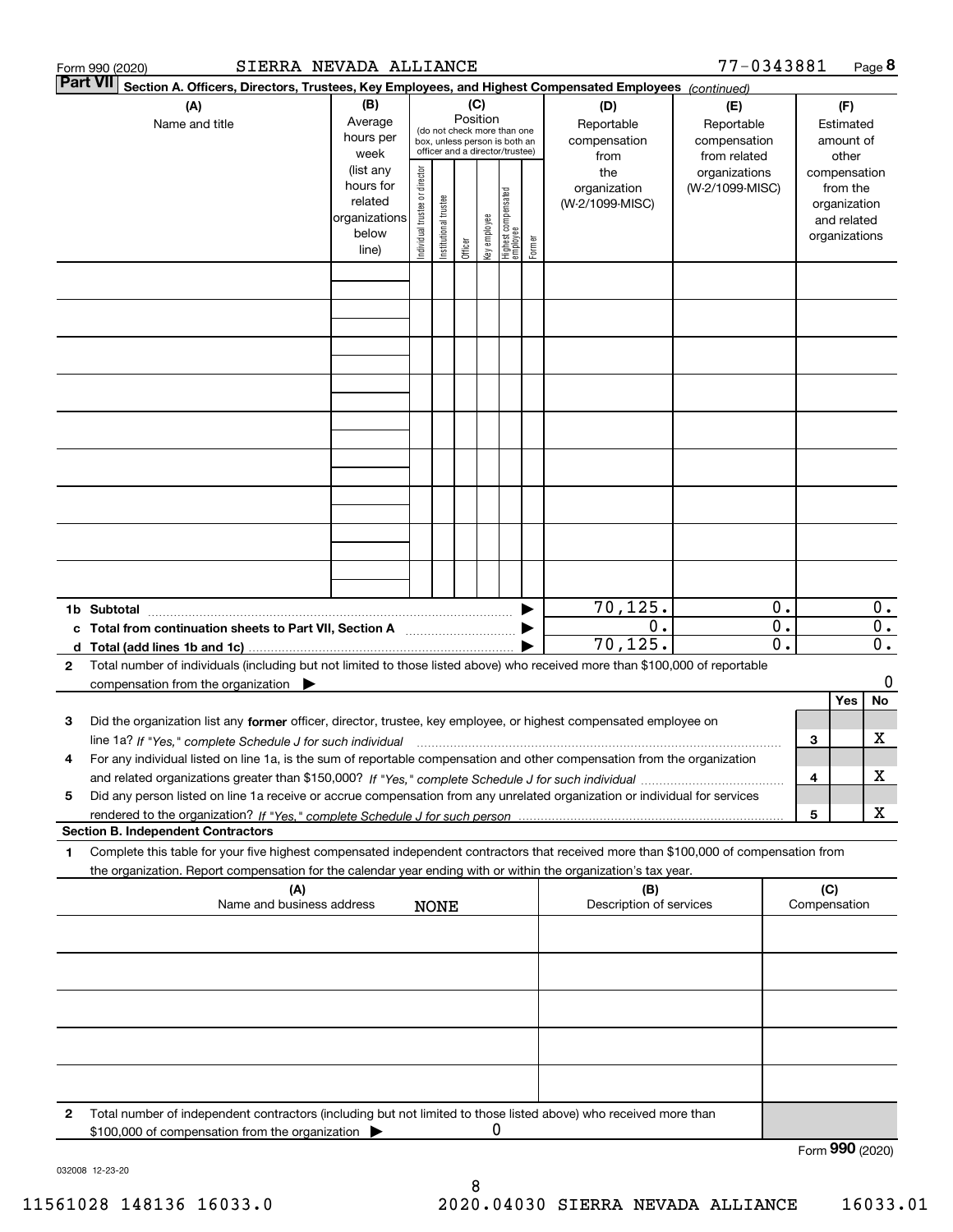Form 990 (2020) SIERRA NEVADA ALLIANCE 77-0343881 Page 8

**Part VII** **Section A. Officers, Directors, Trustees, Key Employees, and Highest Compensated Employees** *(continued)*

| (A) Name and title | (B) Average hours per week (list any hours for related organizations below line) | (C) Position (do not check more than one box, unless person is both an officer and a director/trustee): Individual trustee or director | Institutional trustee | Officer | Key employee | Highest compensated employee | Former | (D) Reportable compensation from the organization (W-2/1099-MISC) | (E) Reportable compensation from related organizations (W-2/1099-MISC) | (F) Estimated amount of other compensation from the organization and related organizations |
|---|---|---|---|---|---|---|---|---|---|---|
| | | | | | | | | | | |
| | | | | | | | | | | |
| | | | | | | | | | | |
| | | | | | | | | | | |
| | | | | | | | | | | |
| | | | | | | | | | | |
| | | | | | | | | | | |
| | | | | | | | | | | |
| | | | | | | | | | | |
| **1b Subtotal** | | | | | | | ▶ | 70,125. | 0. | 0. |
| **c Total from continuation sheets to Part VII, Section A** | | | | | | | ▶ | 0. | 0. | 0. |
| **d Total (add lines 1b and 1c)** | | | | | | | ▶ | 70,125. | 0. | 0. |

**2** Total number of individuals (including but not limited to those listed above) who received more than $100,000 of reportable compensation from the organization ▶ 0

| | | Yes | No |
|---|---|---|---|
| **3** Did the organization list any **former** officer, director, trustee, key employee, or highest compensated employee on line 1a? *If "Yes," complete Schedule J for such individual* | 3 | | X |
| **4** For any individual listed on line 1a, is the sum of reportable compensation and other compensation from the organization and related organizations greater than $150,000? *If "Yes," complete Schedule J for such individual* | 4 | | X |
| **5** Did any person listed on line 1a receive or accrue compensation from any unrelated organization or individual for services rendered to the organization? *If "Yes," complete Schedule J for such person* | 5 | | X |

**Section B. Independent Contractors**

**1** Complete this table for your five highest compensated independent contractors that received more than $100,000 of compensation from the organization. Report compensation for the calendar year ending with or within the organization's tax year.

| (A) Name and business address NONE | (B) Description of services | (C) Compensation |
|---|---|---|
| | | |
| | | |
| | | |
| | | |
| | | |

**2** Total number of independent contractors (including but not limited to those listed above) who received more than $100,000 of compensation from the organization ▶ 0

Form **990** (2020)

032008 12-23-20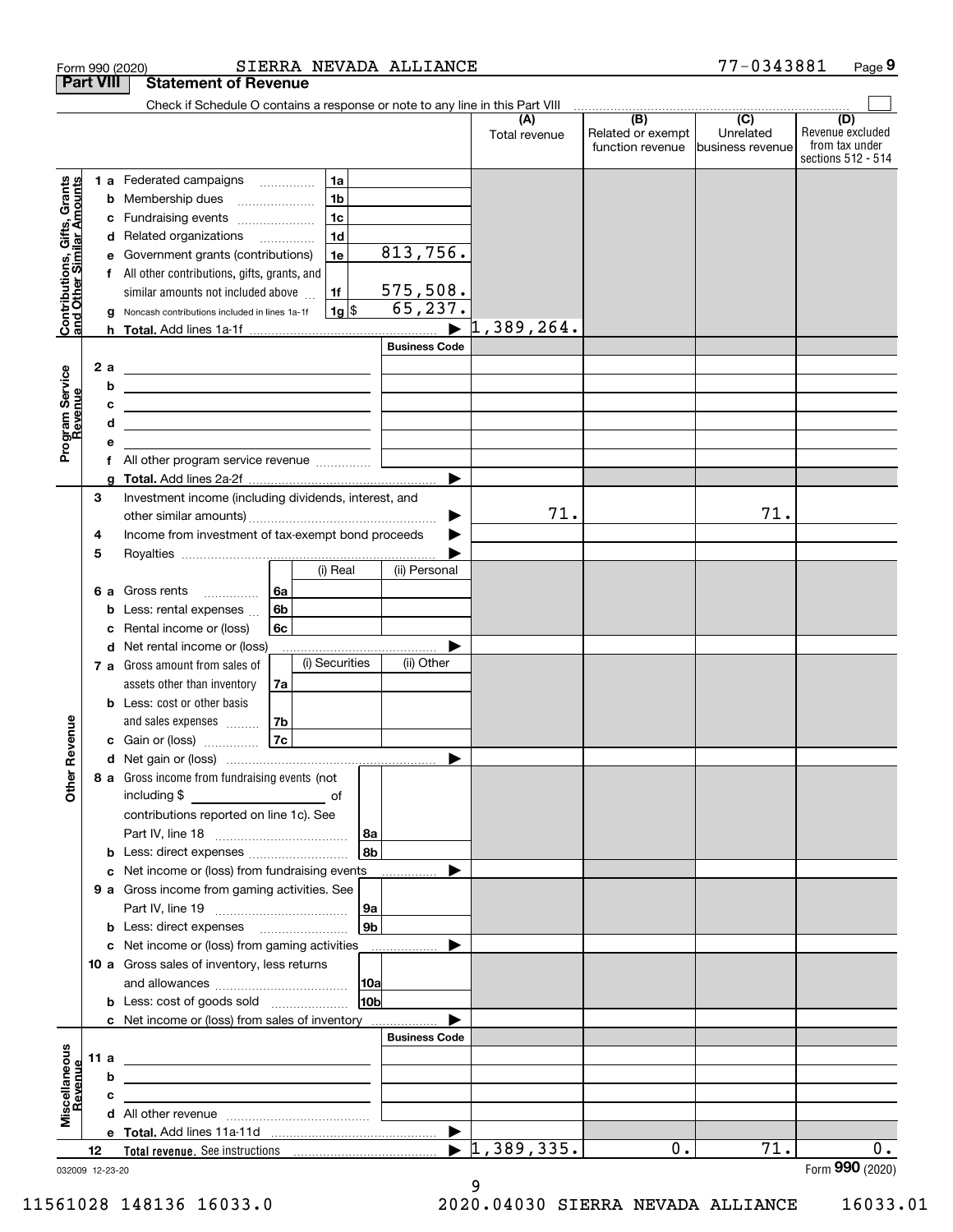Form 990 (2020) SIERRA NEVADA ALLIANCE 77-0343881

## Part VIII Statement of Revenue

Check if Schedule O contains a response or note to any line in this Part VIII

| | | | | (A) Total revenue | (B) Related or exempt function revenue | (C) Unrelated business revenue | (D) Revenue excluded from tax under sections 512 - 514 |
|---|---|---|---|---|---|---|---|
| Contributions, Gifts, Grants and Other Similar Amounts | 1 a Federated campaigns | 1a | | | | | |
| | b Membership dues | 1b | | | | | |
| | c Fundraising events | 1c | | | | | |
| | d Related organizations | 1d | | | | | |
| | e Government grants (contributions) | 1e | 813,756. | | | | |
| | f All other contributions, gifts, grants, and similar amounts not included above | 1f | 575,508. | | | | |
| | g Noncash contributions included in lines 1a-1f | 1g $ | 65,237. | | | | |
| | h Total. Add lines 1a-1f | | | 1,389,264. | | | |
| Program Service Revenue | | | Business Code | | | | |
| | 2 a | | | | | | |
| | b | | | | | | |
| | c | | | | | | |
| | d | | | | | | |
| | e | | | | | | |
| | f All other program service revenue | | | | | | |
| | g Total. Add lines 2a-2f | | | | | | |
| Other Revenue | 3 Investment income (including dividends, interest, and other similar amounts) | | | 71. | | 71. | |
| | 4 Income from investment of tax-exempt bond proceeds | | | | | | |
| | 5 Royalties | | | | | | |
| | | (i) Real | (ii) Personal | | | | |
| | 6 a Gross rents 6a | | | | | | |
| | b Less: rental expenses 6b | | | | | | |
| | c Rental income or (loss) 6c | | | | | | |
| | d Net rental income or (loss) | | | | | | |
| | 7 a Gross amount from sales of assets other than inventory 7a | (i) Securities | (ii) Other | | | | |
| | b Less: cost or other basis and sales expenses 7b | | | | | | |
| | c Gain or (loss) 7c | | | | | | |
| | d Net gain or (loss) | | | | | | |
| | 8 a Gross income from fundraising events (not including $ ___ of contributions reported on line 1c). See Part IV, line 18 | 8a | | | | | |
| | b Less: direct expenses | 8b | | | | | |
| | c Net income or (loss) from fundraising events | | | | | | |
| | 9 a Gross income from gaming activities. See Part IV, line 19 | 9a | | | | | |
| | b Less: direct expenses | 9b | | | | | |
| | c Net income or (loss) from gaming activities | | | | | | |
| | 10 a Gross sales of inventory, less returns and allowances | 10a | | | | | |
| | b Less: cost of goods sold | 10b | | | | | |
| | c Net income or (loss) from sales of inventory | | | | | | |
| Miscellaneous Revenue | | | Business Code | | | | |
| | 11 a | | | | | | |
| | b | | | | | | |
| | c | | | | | | |
| | d All other revenue | | | | | | |
| | e Total. Add lines 11a-11d | | | | | | |
| | 12 Total revenue. See instructions | | | 1,389,335. | 0. | 71. | 0. |

032009 12-23-20 Form 990 (2020)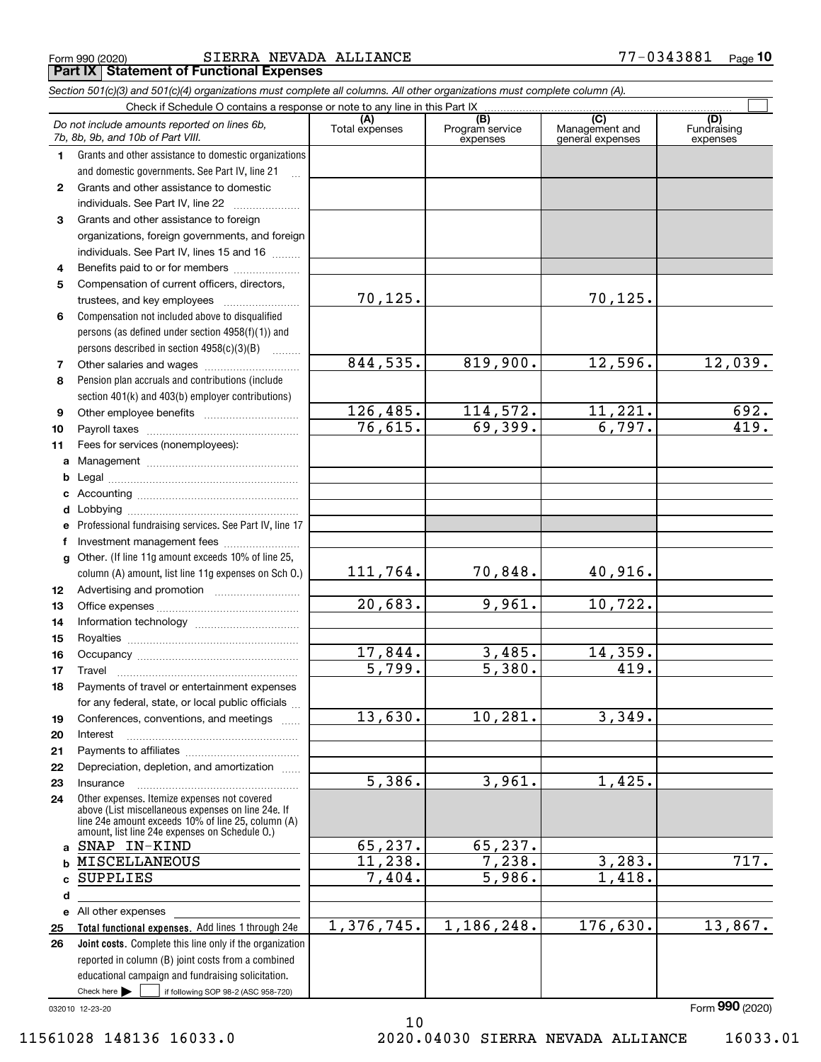Form 990 (2020) SIERRA NEVADA ALLIANCE 77-0343881 Page **10**

## Part IX Statement of Functional Expenses

*Section 501(c)(3) and 501(c)(4) organizations must complete all columns. All other organizations must complete column (A).*

Check if Schedule O contains a response or note to any line in this Part IX ☐

| *Do not include amounts reported on lines 6b, 7b, 8b, 9b, and 10b of Part VIII.* | (A) Total expenses | (B) Program service expenses | (C) Management and general expenses | (D) Fundraising expenses |
|---|---|---|---|---|
| **1** Grants and other assistance to domestic organizations and domestic governments. See Part IV, line 21 | | | | |
| **2** Grants and other assistance to domestic individuals. See Part IV, line 22 | | | | |
| **3** Grants and other assistance to foreign organizations, foreign governments, and foreign individuals. See Part IV, lines 15 and 16 | | | | |
| **4** Benefits paid to or for members | | | | |
| **5** Compensation of current officers, directors, trustees, and key employees | 70,125. | | 70,125. | |
| **6** Compensation not included above to disqualified persons (as defined under section 4958(f)(1)) and persons described in section 4958(c)(3)(B) | | | | |
| **7** Other salaries and wages | 844,535. | 819,900. | 12,596. | 12,039. |
| **8** Pension plan accruals and contributions (include section 401(k) and 403(b) employer contributions) | | | | |
| **9** Other employee benefits | 126,485. | 114,572. | 11,221. | 692. |
| **10** Payroll taxes | 76,615. | 69,399. | 6,797. | 419. |
| **11** Fees for services (nonemployees): | | | | |
| **a** Management | | | | |
| **b** Legal | | | | |
| **c** Accounting | | | | |
| **d** Lobbying | | | | |
| **e** Professional fundraising services. See Part IV, line 17 | | | | |
| **f** Investment management fees | | | | |
| **g** Other. (If line 11g amount exceeds 10% of line 25, column (A) amount, list line 11g expenses on Sch O.) | 111,764. | 70,848. | 40,916. | |
| **12** Advertising and promotion | | | | |
| **13** Office expenses | 20,683. | 9,961. | 10,722. | |
| **14** Information technology | | | | |
| **15** Royalties | | | | |
| **16** Occupancy | 17,844. | 3,485. | 14,359. | |
| **17** Travel | 5,799. | 5,380. | 419. | |
| **18** Payments of travel or entertainment expenses for any federal, state, or local public officials | | | | |
| **19** Conferences, conventions, and meetings | 13,630. | 10,281. | 3,349. | |
| **20** Interest | | | | |
| **21** Payments to affiliates | | | | |
| **22** Depreciation, depletion, and amortization | | | | |
| **23** Insurance | 5,386. | 3,961. | 1,425. | |
| **24** Other expenses. Itemize expenses not covered above (List miscellaneous expenses on line 24e. If line 24e amount exceeds 10% of line 25, column (A) amount, list line 24e expenses on Schedule O.) | | | | |
| **a** SNAP IN-KIND | 65,237. | 65,237. | | |
| **b** MISCELLANEOUS | 11,238. | 7,238. | 3,283. | 717. |
| **c** SUPPLIES | 7,404. | 5,986. | 1,418. | |
| **d** | | | | |
| **e** All other expenses | | | | |
| **25 Total functional expenses.** Add lines 1 through 24e | 1,376,745. | 1,186,248. | 176,630. | 13,867. |
| **26 Joint costs.** Complete this line only if the organization reported in column (B) joint costs from a combined educational campaign and fundraising solicitation. Check here ☐ if following SOP 98-2 (ASC 958-720) | | | | |

032010 12-23-20

Form **990** (2020)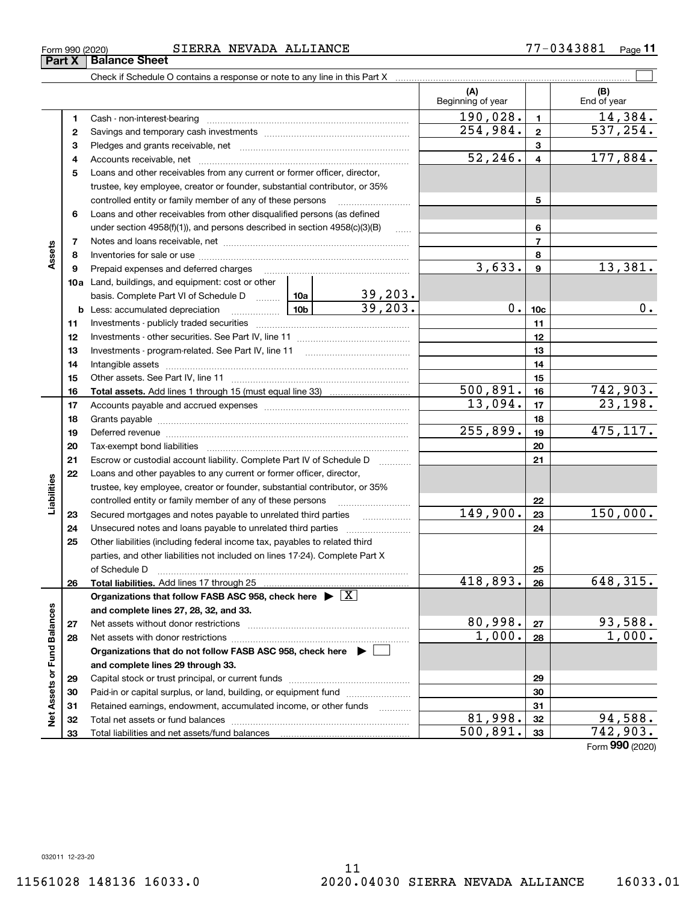Form 990 (2020) SIERRA NEVADA ALLIANCE 77-0343881 Page 11

## Part X Balance Sheet

Check if Schedule O contains a response or note to any line in this Part X ☐

| | | | | (A) Beginning of year | | (B) End of year |
|---|---|---|---|---|---|---|
| **Assets** | 1 | Cash - non-interest-bearing | | 190,028. | 1 | 14,384. |
| | 2 | Savings and temporary cash investments | | 254,984. | 2 | 537,254. |
| | 3 | Pledges and grants receivable, net | | | 3 | |
| | 4 | Accounts receivable, net | | 52,246. | 4 | 177,884. |
| | 5 | Loans and other receivables from any current or former officer, director, trustee, key employee, creator or founder, substantial contributor, or 35% controlled entity or family member of any of these persons | | | 5 | |
| | 6 | Loans and other receivables from other disqualified persons (as defined under section 4958(f)(1)), and persons described in section 4958(c)(3)(B) | | | 6 | |
| | 7 | Notes and loans receivable, net | | | 7 | |
| | 8 | Inventories for sale or use | | | 8 | |
| | 9 | Prepaid expenses and deferred charges | | 3,633. | 9 | 13,381. |
| | 10a | Land, buildings, and equipment: cost or other basis. Complete Part VI of Schedule D | 10a 39,203. | | | |
| | b | Less: accumulated depreciation | 10b 39,203. | 0. | 10c | 0. |
| | 11 | Investments - publicly traded securities | | | 11 | |
| | 12 | Investments - other securities. See Part IV, line 11 | | | 12 | |
| | 13 | Investments - program-related. See Part IV, line 11 | | | 13 | |
| | 14 | Intangible assets | | | 14 | |
| | 15 | Other assets. See Part IV, line 11 | | | 15 | |
| | 16 | **Total assets.** Add lines 1 through 15 (must equal line 33) | | 500,891. | 16 | 742,903. |
| **Liabilities** | 17 | Accounts payable and accrued expenses | | 13,094. | 17 | 23,198. |
| | 18 | Grants payable | | | 18 | |
| | 19 | Deferred revenue | | 255,899. | 19 | 475,117. |
| | 20 | Tax-exempt bond liabilities | | | 20 | |
| | 21 | Escrow or custodial account liability. Complete Part IV of Schedule D | | | 21 | |
| | 22 | Loans and other payables to any current or former officer, director, trustee, key employee, creator or founder, substantial contributor, or 35% controlled entity or family member of any of these persons | | | 22 | |
| | 23 | Secured mortgages and notes payable to unrelated third parties | | 149,900. | 23 | 150,000. |
| | 24 | Unsecured notes and loans payable to unrelated third parties | | | 24 | |
| | 25 | Other liabilities (including federal income tax, payables to related third parties, and other liabilities not included on lines 17-24). Complete Part X of Schedule D | | | 25 | |
| | 26 | **Total liabilities.** Add lines 17 through 25 | | 418,893. | 26 | 648,315. |
| **Net Assets or Fund Balances** | | **Organizations that follow FASB ASC 958, check here ▶ ☒ and complete lines 27, 28, 32, and 33.** | | | | |
| | 27 | Net assets without donor restrictions | | 80,998. | 27 | 93,588. |
| | 28 | Net assets with donor restrictions | | 1,000. | 28 | 1,000. |
| | | **Organizations that do not follow FASB ASC 958, check here ▶ ☐ and complete lines 29 through 33.** | | | | |
| | 29 | Capital stock or trust principal, or current funds | | | 29 | |
| | 30 | Paid-in or capital surplus, or land, building, or equipment fund | | | 30 | |
| | 31 | Retained earnings, endowment, accumulated income, or other funds | | | 31 | |
| | 32 | Total net assets or fund balances | | 81,998. | 32 | 94,588. |
| | 33 | Total liabilities and net assets/fund balances | | 500,891. | 33 | 742,903. |

Form **990** (2020)

032011 12-23-20

11561028 148136 16033.0 2020.04030 SIERRA NEVADA ALLIANCE 16033.01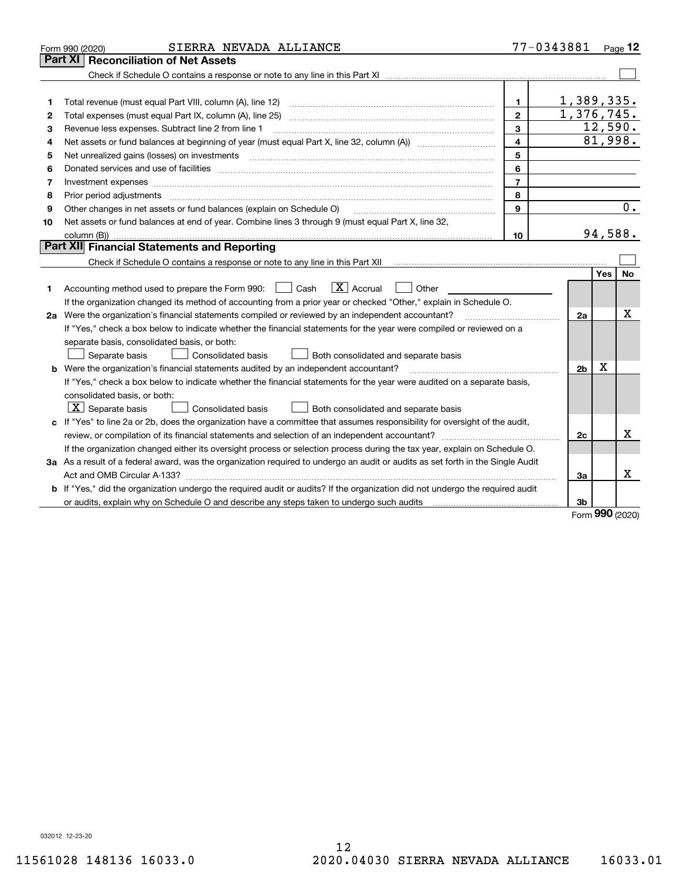Form 990 (2020) SIERRA NEVADA ALLIANCE 77-0343881 Page 12

## Part XI Reconciliation of Net Assets

Check if Schedule O contains a response or note to any line in this Part XI ☐

| | | | |
|---|---|---|---|
| 1 | Total revenue (must equal Part VIII, column (A), line 12) | 1 | 1,389,335. |
| 2 | Total expenses (must equal Part IX, column (A), line 25) | 2 | 1,376,745. |
| 3 | Revenue less expenses. Subtract line 2 from line 1 | 3 | 12,590. |
| 4 | Net assets or fund balances at beginning of year (must equal Part X, line 32, column (A)) | 4 | 81,998. |
| 5 | Net unrealized gains (losses) on investments | 5 | |
| 6 | Donated services and use of facilities | 6 | |
| 7 | Investment expenses | 7 | |
| 8 | Prior period adjustments | 8 | |
| 9 | Other changes in net assets or fund balances (explain on Schedule O) | 9 | 0. |
| 10 | Net assets or fund balances at end of year. Combine lines 3 through 9 (must equal Part X, line 32, column (B)) | 10 | 94,588. |

## Part XII Financial Statements and Reporting

Check if Schedule O contains a response or note to any line in this Part XII ☐

| | | | Yes | No |
|---|---|---|---|---|
| 1 | Accounting method used to prepare the Form 990: ☐ Cash ☒ Accrual ☐ Other | | | |
| | If the organization changed its method of accounting from a prior year or checked "Other," explain in Schedule O. | | | |
| 2a | Were the organization's financial statements compiled or reviewed by an independent accountant? | 2a | | X |
| | If "Yes," check a box below to indicate whether the financial statements for the year were compiled or reviewed on a separate basis, consolidated basis, or both: ☐ Separate basis ☐ Consolidated basis ☐ Both consolidated and separate basis | | | |
| b | Were the organization's financial statements audited by an independent accountant? | 2b | X | |
| | If "Yes," check a box below to indicate whether the financial statements for the year were audited on a separate basis, consolidated basis, or both: ☒ Separate basis ☐ Consolidated basis ☐ Both consolidated and separate basis | | | |
| c | If "Yes" to line 2a or 2b, does the organization have a committee that assumes responsibility for oversight of the audit, review, or compilation of its financial statements and selection of an independent accountant? | 2c | | X |
| | If the organization changed either its oversight process or selection process during the tax year, explain on Schedule O. | | | |
| 3a | As a result of a federal award, was the organization required to undergo an audit or audits as set forth in the Single Audit Act and OMB Circular A-133? | 3a | | X |
| b | If "Yes," did the organization undergo the required audit or audits? If the organization did not undergo the required audit or audits, explain why on Schedule O and describe any steps taken to undergo such audits | 3b | | |

Form 990 (2020)

032012 12-23-20

11561028 148136 16033.0 2020.04030 SIERRA NEVADA ALLIANCE 16033.01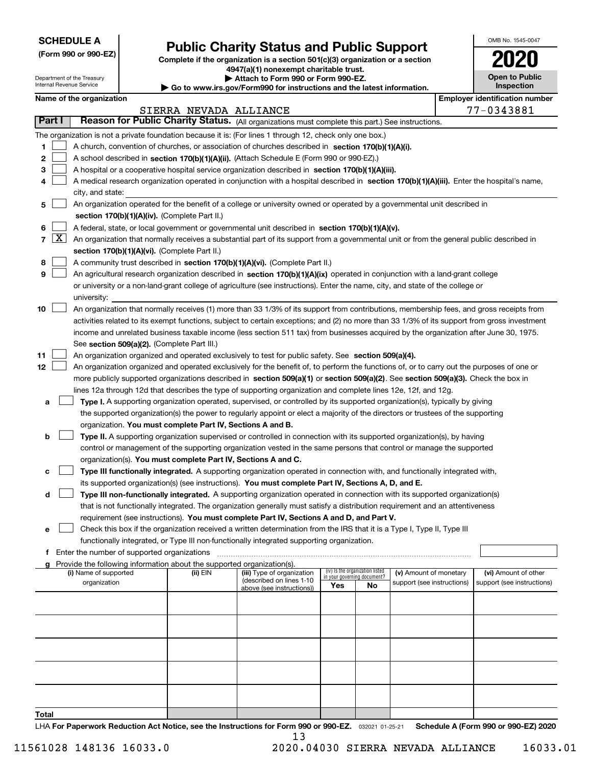**SCHEDULE A**
**(Form 990 or 990-EZ)**

Department of the Treasury
Internal Revenue Service

# Public Charity Status and Public Support

**Complete if the organization is a section 501(c)(3) organization or a section 4947(a)(1) nonexempt charitable trust.**
**▶ Attach to Form 990 or Form 990-EZ.**
**▶ Go to www.irs.gov/Form990 for instructions and the latest information.**

OMB No. 1545-0047

**2020**

**Open to Public Inspection**

**Name of the organization:** SIERRA NEVADA ALLIANCE
**Employer identification number:** 77-0343881

## Part I Reason for Public Charity Status. (All organizations must complete this part.) See instructions.

The organization is not a private foundation because it is: (For lines 1 through 12, check only one box.)

1. [ ] A church, convention of churches, or association of churches described in **section 170(b)(1)(A)(i).**
2. [ ] A school described in **section 170(b)(1)(A)(ii).** (Attach Schedule E (Form 990 or 990-EZ).)
3. [ ] A hospital or a cooperative hospital service organization described in **section 170(b)(1)(A)(iii).**
4. [ ] A medical research organization operated in conjunction with a hospital described in **section 170(b)(1)(A)(iii).** Enter the hospital's name, city, and state:
5. [ ] An organization operated for the benefit of a college or university owned or operated by a governmental unit described in **section 170(b)(1)(A)(iv).** (Complete Part II.)
6. [ ] A federal, state, or local government or governmental unit described in **section 170(b)(1)(A)(v).**
7. [X] An organization that normally receives a substantial part of its support from a governmental unit or from the general public described in **section 170(b)(1)(A)(vi).** (Complete Part II.)
8. [ ] A community trust described in **section 170(b)(1)(A)(vi).** (Complete Part II.)
9. [ ] An agricultural research organization described in **section 170(b)(1)(A)(ix)** operated in conjunction with a land-grant college or university or a non-land-grant college of agriculture (see instructions). Enter the name, city, and state of the college or university:
10. [ ] An organization that normally receives (1) more than 33 1/3% of its support from contributions, membership fees, and gross receipts from activities related to its exempt functions, subject to certain exceptions; and (2) no more than 33 1/3% of its support from gross investment income and unrelated business taxable income (less section 511 tax) from businesses acquired by the organization after June 30, 1975. See **section 509(a)(2).** (Complete Part III.)
11. [ ] An organization organized and operated exclusively to test for public safety. See **section 509(a)(4).**
12. [ ] An organization organized and operated exclusively for the benefit of, to perform the functions of, or to carry out the purposes of one or more publicly supported organizations described in **section 509(a)(1)** or **section 509(a)(2)**. See **section 509(a)(3).** Check the box in lines 12a through 12d that describes the type of supporting organization and complete lines 12e, 12f, and 12g.
   - **a** [ ] **Type I.** A supporting organization operated, supervised, or controlled by its supported organization(s), typically by giving the supported organization(s) the power to regularly appoint or elect a majority of the directors or trustees of the supporting organization. **You must complete Part IV, Sections A and B.**
   - **b** [ ] **Type II.** A supporting organization supervised or controlled in connection with its supported organization(s), by having control or management of the supporting organization vested in the same persons that control or manage the supported organization(s). **You must complete Part IV, Sections A and C.**
   - **c** [ ] **Type III functionally integrated.** A supporting organization operated in connection with, and functionally integrated with, its supported organization(s) (see instructions). **You must complete Part IV, Sections A, D, and E.**
   - **d** [ ] **Type III non-functionally integrated.** A supporting organization operated in connection with its supported organization(s) that is not functionally integrated. The organization generally must satisfy a distribution requirement and an attentiveness requirement (see instructions). **You must complete Part IV, Sections A and D, and Part V.**
   - **e** [ ] Check this box if the organization received a written determination from the IRS that it is a Type I, Type II, Type III functionally integrated, or Type III non-functionally integrated supporting organization.
   - **f** Enter the number of supported organizations
   - **g** Provide the following information about the supported organization(s).

| (i) Name of supported organization | (ii) EIN | (iii) Type of organization (described on lines 1-10 above (see instructions)) | (iv) Is the organization listed in your governing document? Yes | No | (v) Amount of monetary support (see instructions) | (vi) Amount of other support (see instructions) |
|---|---|---|---|---|---|---|
| | | | | | | |
| | | | | | | |
| | | | | | | |
| | | | | | | |
| | | | | | | |
| **Total** | | | | | | |

LHA **For Paperwork Reduction Act Notice, see the Instructions for Form 990 or 990-EZ.** 032021 01-25-21 **Schedule A (Form 990 or 990-EZ) 2020**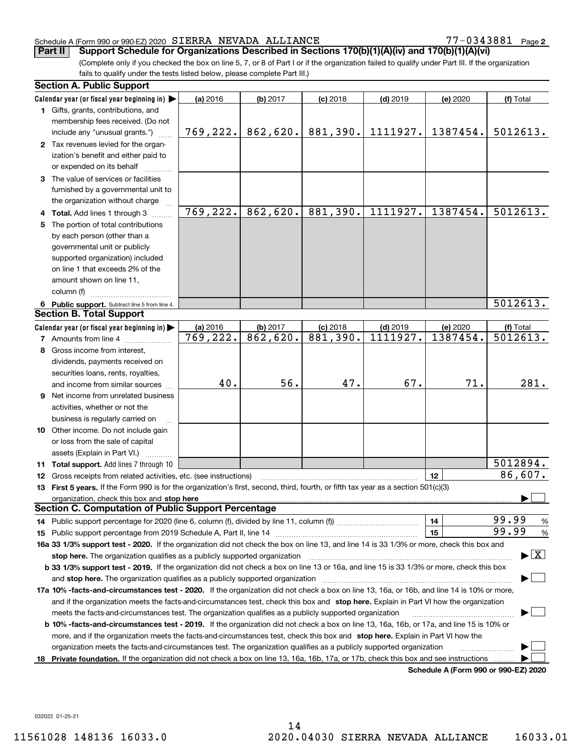Schedule A (Form 990 or 990-EZ) 2020 SIERRA NEVADA ALLIANCE 77-0343881 Page 2

**Part II Support Schedule for Organizations Described in Sections 170(b)(1)(A)(iv) and 170(b)(1)(A)(vi)**

(Complete only if you checked the box on line 5, 7, or 8 of Part I or if the organization failed to qualify under Part III. If the organization fails to qualify under the tests listed below, please complete Part III.)

**Section A. Public Support**

| Calendar year (or fiscal year beginning in) ▶ | (a) 2016 | (b) 2017 | (c) 2018 | (d) 2019 | (e) 2020 | (f) Total |
|---|---|---|---|---|---|---|
| **1** Gifts, grants, contributions, and membership fees received. (Do not include any "unusual grants.") | 769,222. | 862,620. | 881,390. | 1111927. | 1387454. | 5012613. |
| **2** Tax revenues levied for the organization's benefit and either paid to or expended on its behalf | | | | | | |
| **3** The value of services or facilities furnished by a governmental unit to the organization without charge | | | | | | |
| **4 Total.** Add lines 1 through 3 | 769,222. | 862,620. | 881,390. | 1111927. | 1387454. | 5012613. |
| **5** The portion of total contributions by each person (other than a governmental unit or publicly supported organization) included on line 1 that exceeds 2% of the amount shown on line 11, column (f) | | | | | | |
| **6 Public support.** Subtract line 5 from line 4. | | | | | | 5012613. |

**Section B. Total Support**

| Calendar year (or fiscal year beginning in) ▶ | (a) 2016 | (b) 2017 | (c) 2018 | (d) 2019 | (e) 2020 | (f) Total |
|---|---|---|---|---|---|---|
| **7** Amounts from line 4 | 769,222. | 862,620. | 881,390. | 1111927. | 1387454. | 5012613. |
| **8** Gross income from interest, dividends, payments received on securities loans, rents, royalties, and income from similar sources | 40. | 56. | 47. | 67. | 71. | 281. |
| **9** Net income from unrelated business activities, whether or not the business is regularly carried on | | | | | | |
| **10** Other income. Do not include gain or loss from the sale of capital assets (Explain in Part VI.) | | | | | | |
| **11 Total support.** Add lines 7 through 10 | | | | | | 5012894. |

**12** Gross receipts from related activities, etc. (see instructions) — **12** — 86,607.

**13 First 5 years.** If the Form 990 is for the organization's first, second, third, fourth, or fifth tax year as a section 501(c)(3) organization, check this box and **stop here** ▶ ☐

**Section C. Computation of Public Support Percentage**

**14** Public support percentage for 2020 (line 6, column (f), divided by line 11, column (f)) — **14** — 99.99 %

**15** Public support percentage from 2019 Schedule A, Part II, line 14 — **15** — 99.99 %

**16a 33 1/3% support test - 2020.** If the organization did not check the box on line 13, and line 14 is 33 1/3% or more, check this box and **stop here.** The organization qualifies as a publicly supported organization ▶ ☒

**b 33 1/3% support test - 2019.** If the organization did not check a box on line 13 or 16a, and line 15 is 33 1/3% or more, check this box and **stop here.** The organization qualifies as a publicly supported organization ▶ ☐

**17a 10% -facts-and-circumstances test - 2020.** If the organization did not check a box on line 13, 16a, or 16b, and line 14 is 10% or more, and if the organization meets the facts-and-circumstances test, check this box and **stop here.** Explain in Part VI how the organization meets the facts-and-circumstances test. The organization qualifies as a publicly supported organization ▶ ☐

**b 10% -facts-and-circumstances test - 2019.** If the organization did not check a box on line 13, 16a, 16b, or 17a, and line 15 is 10% or more, and if the organization meets the facts-and-circumstances test, check this box and **stop here.** Explain in Part VI how the organization meets the facts-and-circumstances test. The organization qualifies as a publicly supported organization ▶ ☐

**18 Private foundation.** If the organization did not check a box on line 13, 16a, 16b, 17a, or 17b, check this box and see instructions ▶ ☐

**Schedule A (Form 990 or 990-EZ) 2020**

032022 01-25-21

11561028 148136 16033.0 2020.04030 SIERRA NEVADA ALLIANCE 16033.01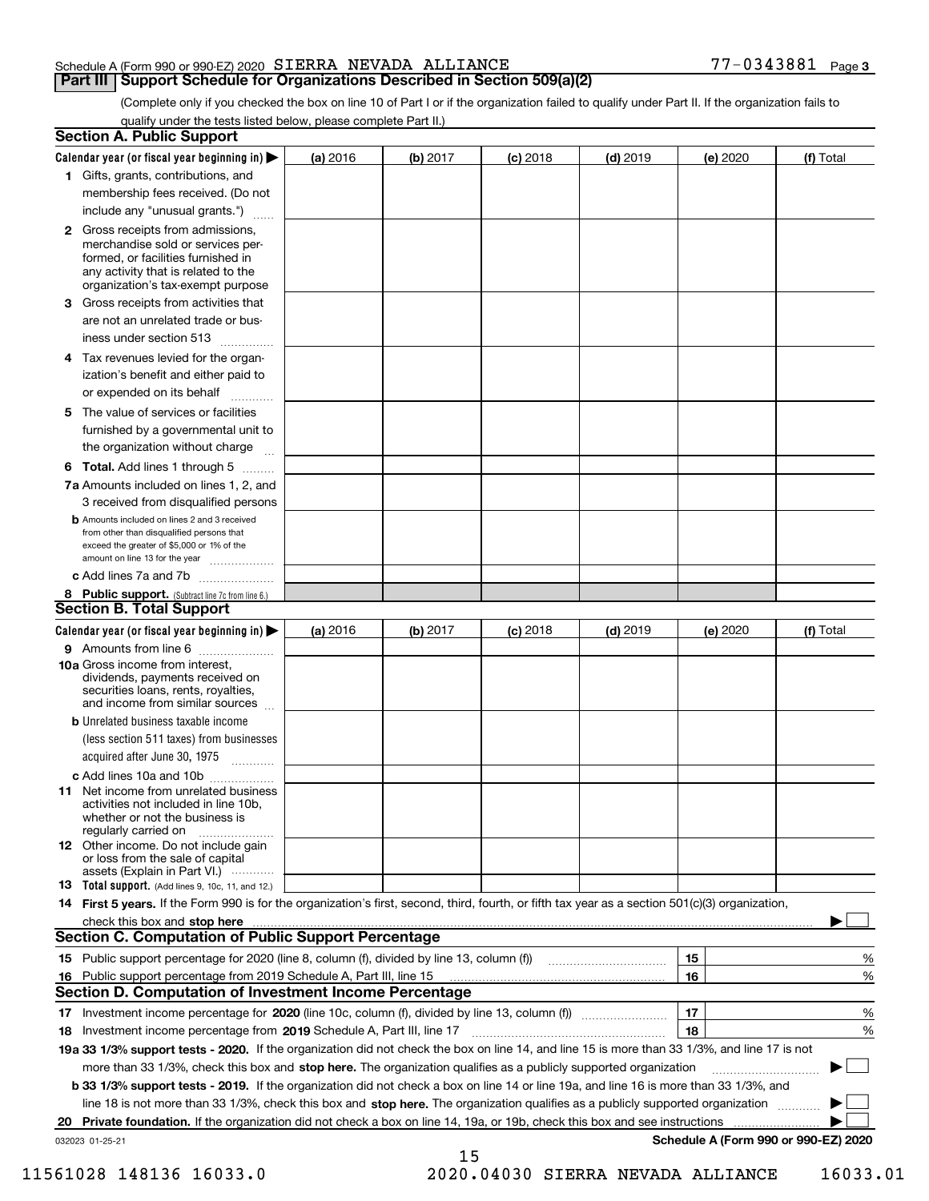Schedule A (Form 990 or 990-EZ) 2020 SIERRA NEVADA ALLIANCE 77-0343881 Page 3

## Part III Support Schedule for Organizations Described in Section 509(a)(2)

(Complete only if you checked the box on line 10 of Part I or if the organization failed to qualify under Part II. If the organization fails to qualify under the tests listed below, please complete Part II.)

### Section A. Public Support

| Calendar year (or fiscal year beginning in) ▶ | (a) 2016 | (b) 2017 | (c) 2018 | (d) 2019 | (e) 2020 | (f) Total |
|---|---|---|---|---|---|---|
| 1 Gifts, grants, contributions, and membership fees received. (Do not include any "unusual grants.") | | | | | | |
| 2 Gross receipts from admissions, merchandise sold or services performed, or facilities furnished in any activity that is related to the organization's tax-exempt purpose | | | | | | |
| 3 Gross receipts from activities that are not an unrelated trade or business under section 513 | | | | | | |
| 4 Tax revenues levied for the organization's benefit and either paid to or expended on its behalf | | | | | | |
| 5 The value of services or facilities furnished by a governmental unit to the organization without charge | | | | | | |
| 6 Total. Add lines 1 through 5 | | | | | | |
| 7a Amounts included on lines 1, 2, and 3 received from disqualified persons | | | | | | |
| b Amounts included on lines 2 and 3 received from other than disqualified persons that exceed the greater of $5,000 or 1% of the amount on line 13 for the year | | | | | | |
| c Add lines 7a and 7b | | | | | | |
| 8 Public support. (Subtract line 7c from line 6.) | | | | | | |

### Section B. Total Support

| Calendar year (or fiscal year beginning in) ▶ | (a) 2016 | (b) 2017 | (c) 2018 | (d) 2019 | (e) 2020 | (f) Total |
|---|---|---|---|---|---|---|
| 9 Amounts from line 6 | | | | | | |
| 10a Gross income from interest, dividends, payments received on securities loans, rents, royalties, and income from similar sources | | | | | | |
| b Unrelated business taxable income (less section 511 taxes) from businesses acquired after June 30, 1975 | | | | | | |
| c Add lines 10a and 10b | | | | | | |
| 11 Net income from unrelated business activities not included in line 10b, whether or not the business is regularly carried on | | | | | | |
| 12 Other income. Do not include gain or loss from the sale of capital assets (Explain in Part VI.) | | | | | | |
| 13 Total support. (Add lines 9, 10c, 11, and 12.) | | | | | | |

14 **First 5 years.** If the Form 990 is for the organization's first, second, third, fourth, or fifth tax year as a section 501(c)(3) organization, check this box and **stop here** ▶ ☐

### Section C. Computation of Public Support Percentage

| | | | |
|---|---|---|---|
| 15 | Public support percentage for 2020 (line 8, column (f), divided by line 13, column (f)) | 15 | % |
| 16 | Public support percentage from 2019 Schedule A, Part III, line 15 | 16 | % |

### Section D. Computation of Investment Income Percentage

| | | | |
|---|---|---|---|
| 17 | Investment income percentage for **2020** (line 10c, column (f), divided by line 13, column (f)) | 17 | % |
| 18 | Investment income percentage from **2019** Schedule A, Part III, line 17 | 18 | % |

**19a 33 1/3% support tests - 2020.** If the organization did not check the box on line 14, and line 15 is more than 33 1/3%, and line 17 is not more than 33 1/3%, check this box and **stop here.** The organization qualifies as a publicly supported organization ▶ ☐

**b 33 1/3% support tests - 2019.** If the organization did not check a box on line 14 or line 19a, and line 16 is more than 33 1/3%, and line 18 is not more than 33 1/3%, check this box and **stop here.** The organization qualifies as a publicly supported organization ▶ ☐

**20 Private foundation.** If the organization did not check a box on line 14, 19a, or 19b, check this box and see instructions ▶ ☐

032023 01-25-21 **Schedule A (Form 990 or 990-EZ) 2020**

11561028 148136 16033.0 2020.04030 SIERRA NEVADA ALLIANCE 16033.01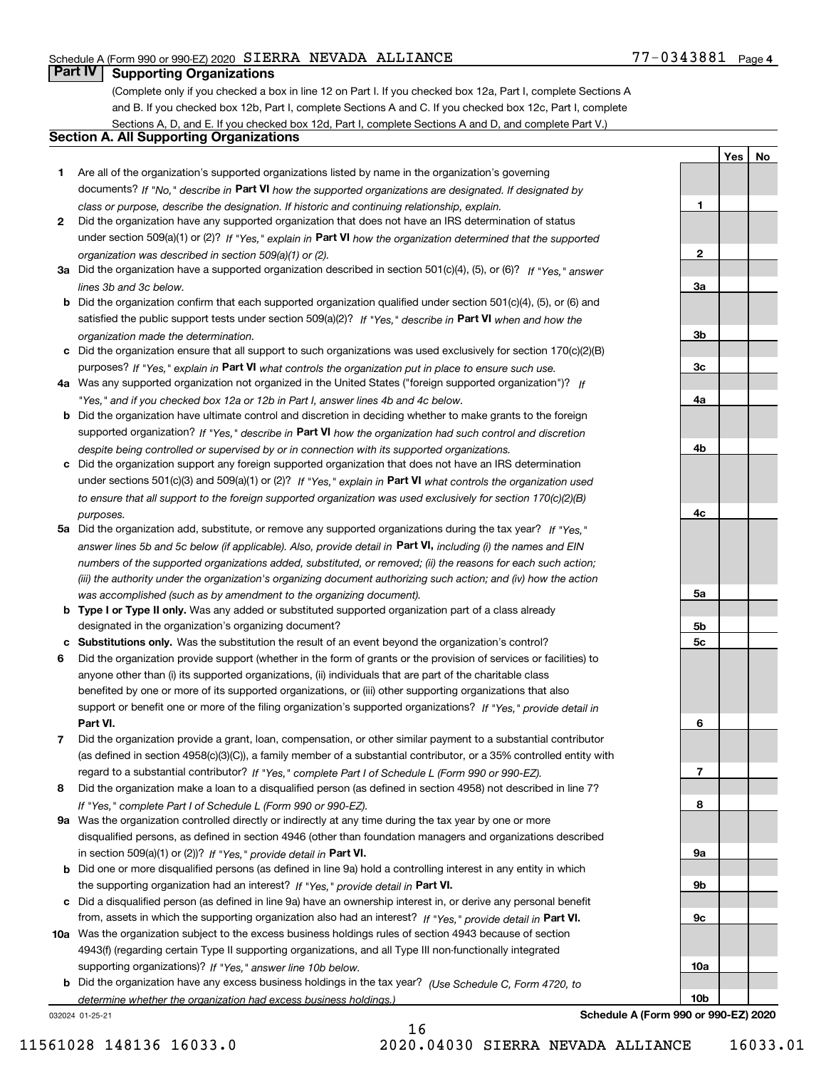Schedule A (Form 990 or 990-EZ) 2020 SIERRA NEVADA ALLIANCE 77-0343881 Page 4

## Part IV Supporting Organizations

(Complete only if you checked a box in line 12 on Part I. If you checked box 12a, Part I, complete Sections A and B. If you checked box 12b, Part I, complete Sections A and C. If you checked box 12c, Part I, complete Sections A, D, and E. If you checked box 12d, Part I, complete Sections A and D, and complete Part V.)

### Section A. All Supporting Organizations

| | | | Yes | No |
|---|---|---|---|---|
| **1** | Are all of the organization's supported organizations listed by name in the organization's governing documents? *If "No," describe in* **Part VI** *how the supported organizations are designated. If designated by class or purpose, describe the designation. If historic and continuing relationship, explain.* | **1** | | |
| **2** | Did the organization have any supported organization that does not have an IRS determination of status under section 509(a)(1) or (2)? *If "Yes," explain in* **Part VI** *how the organization determined that the supported organization was described in section 509(a)(1) or (2).* | **2** | | |
| **3a** | Did the organization have a supported organization described in section 501(c)(4), (5), or (6)? *If "Yes," answer lines 3b and 3c below.* | **3a** | | |
| **b** | Did the organization confirm that each supported organization qualified under section 501(c)(4), (5), or (6) and satisfied the public support tests under section 509(a)(2)? *If "Yes," describe in* **Part VI** *when and how the organization made the determination.* | **3b** | | |
| **c** | Did the organization ensure that all support to such organizations was used exclusively for section 170(c)(2)(B) purposes? *If "Yes," explain in* **Part VI** *what controls the organization put in place to ensure such use.* | **3c** | | |
| **4a** | Was any supported organization not organized in the United States ("foreign supported organization")? *If "Yes," and if you checked box 12a or 12b in Part I, answer lines 4b and 4c below.* | **4a** | | |
| **b** | Did the organization have ultimate control and discretion in deciding whether to make grants to the foreign supported organization? *If "Yes," describe in* **Part VI** *how the organization had such control and discretion despite being controlled or supervised by or in connection with its supported organizations.* | **4b** | | |
| **c** | Did the organization support any foreign supported organization that does not have an IRS determination under sections 501(c)(3) and 509(a)(1) or (2)? *If "Yes," explain in* **Part VI** *what controls the organization used to ensure that all support to the foreign supported organization was used exclusively for section 170(c)(2)(B) purposes.* | **4c** | | |
| **5a** | Did the organization add, substitute, or remove any supported organizations during the tax year? *If "Yes," answer lines 5b and 5c below (if applicable). Also, provide detail in* **Part VI,** *including (i) the names and EIN numbers of the supported organizations added, substituted, or removed; (ii) the reasons for each such action; (iii) the authority under the organization's organizing document authorizing such action; and (iv) how the action was accomplished (such as by amendment to the organizing document).* | **5a** | | |
| **b** | **Type I or Type II only.** Was any added or substituted supported organization part of a class already designated in the organization's organizing document? | **5b** | | |
| **c** | **Substitutions only.** Was the substitution the result of an event beyond the organization's control? | **5c** | | |
| **6** | Did the organization provide support (whether in the form of grants or the provision of services or facilities) to anyone other than (i) its supported organizations, (ii) individuals that are part of the charitable class benefited by one or more of its supported organizations, or (iii) other supporting organizations that also support or benefit one or more of the filing organization's supported organizations? *If "Yes," provide detail in* **Part VI.** | **6** | | |
| **7** | Did the organization provide a grant, loan, compensation, or other similar payment to a substantial contributor (as defined in section 4958(c)(3)(C)), a family member of a substantial contributor, or a 35% controlled entity with regard to a substantial contributor? *If "Yes," complete Part I of Schedule L (Form 990 or 990-EZ).* | **7** | | |
| **8** | Did the organization make a loan to a disqualified person (as defined in section 4958) not described in line 7? *If "Yes," complete Part I of Schedule L (Form 990 or 990-EZ).* | **8** | | |
| **9a** | Was the organization controlled directly or indirectly at any time during the tax year by one or more disqualified persons, as defined in section 4946 (other than foundation managers and organizations described in section 509(a)(1) or (2))? *If "Yes," provide detail in* **Part VI.** | **9a** | | |
| **b** | Did one or more disqualified persons (as defined in line 9a) hold a controlling interest in any entity in which the supporting organization had an interest? *If "Yes," provide detail in* **Part VI.** | **9b** | | |
| **c** | Did a disqualified person (as defined in line 9a) have an ownership interest in, or derive any personal benefit from, assets in which the supporting organization also had an interest? *If "Yes," provide detail in* **Part VI.** | **9c** | | |
| **10a** | Was the organization subject to the excess business holdings rules of section 4943 because of section 4943(f) (regarding certain Type II supporting organizations, and all Type III non-functionally integrated supporting organizations)? *If "Yes," answer line 10b below.* | **10a** | | |
| **b** | Did the organization have any excess business holdings in the tax year? *(Use Schedule C, Form 4720, to determine whether the organization had excess business holdings.)* | **10b** | | |

032024 01-25-21

**Schedule A (Form 990 or 990-EZ) 2020**

11561028 148136 16033.0 2020.04030 SIERRA NEVADA ALLIANCE 16033.01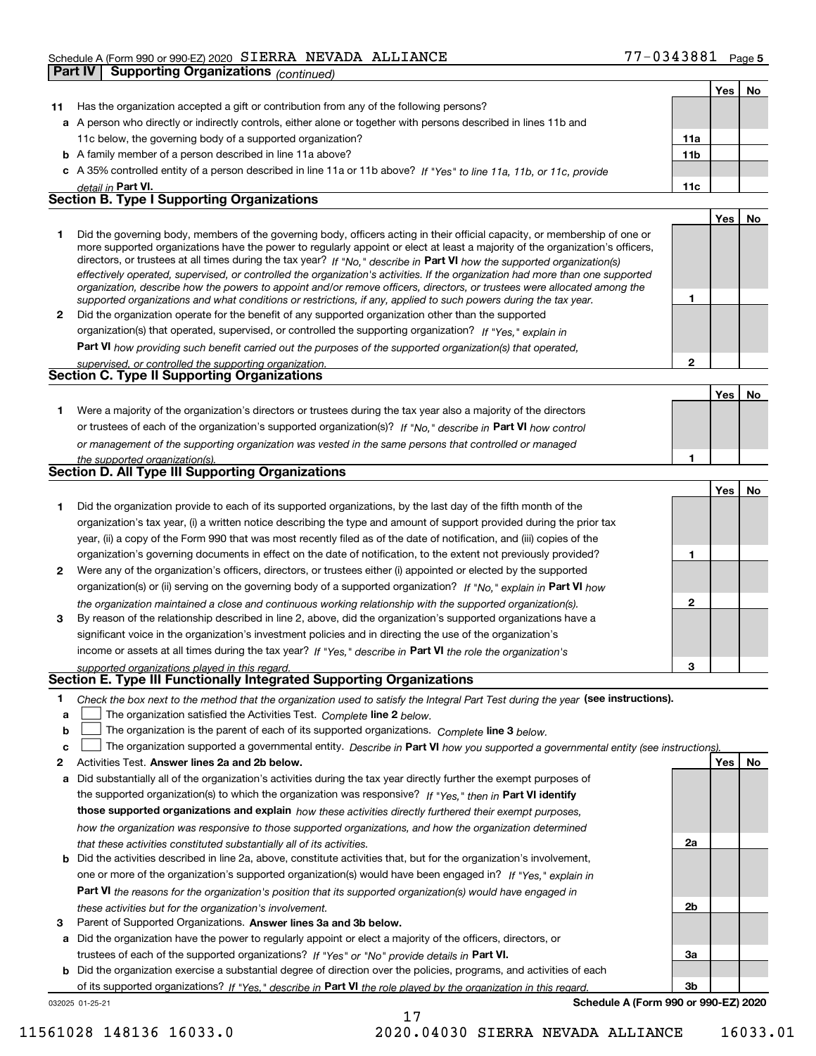Schedule A (Form 990 or 990-EZ) 2020 SIERRA NEVADA ALLIANCE 77-0343881 Page 5

**Part IV | Supporting Organizations** *(continued)*

| | | | Yes | No |
|---|---|---|---|---|
| **11** | Has the organization accepted a gift or contribution from any of the following persons? | | | |
| **a** | A person who directly or indirectly controls, either alone or together with persons described in lines 11b and 11c below, the governing body of a supported organization? | **11a** | | |
| **b** | A family member of a person described in line 11a above? | **11b** | | |
| **c** | A 35% controlled entity of a person described in line 11a or 11b above? *If "Yes" to line 11a, 11b, or 11c, provide detail in* **Part VI.** | **11c** | | |

## Section B. Type I Supporting Organizations

| | | | Yes | No |
|---|---|---|---|---|
| **1** | Did the governing body, members of the governing body, officers acting in their official capacity, or membership of one or more supported organizations have the power to regularly appoint or elect at least a majority of the organization's officers, directors, or trustees at all times during the tax year? *If "No," describe in* **Part VI** *how the supported organization(s) effectively operated, supervised, or controlled the organization's activities. If the organization had more than one supported organization, describe how the powers to appoint and/or remove officers, directors, or trustees were allocated among the supported organizations and what conditions or restrictions, if any, applied to such powers during the tax year.* | **1** | | |
| **2** | Did the organization operate for the benefit of any supported organization other than the supported organization(s) that operated, supervised, or controlled the supporting organization? *If "Yes," explain in* **Part VI** *how providing such benefit carried out the purposes of the supported organization(s) that operated, supervised, or controlled the supporting organization.* | **2** | | |

## Section C. Type II Supporting Organizations

| | | | Yes | No |
|---|---|---|---|---|
| **1** | Were a majority of the organization's directors or trustees during the tax year also a majority of the directors or trustees of each of the organization's supported organization(s)? *If "No," describe in* **Part VI** *how control or management of the supporting organization was vested in the same persons that controlled or managed the supported organization(s).* | **1** | | |

## Section D. All Type III Supporting Organizations

| | | | Yes | No |
|---|---|---|---|---|
| **1** | Did the organization provide to each of its supported organizations, by the last day of the fifth month of the organization's tax year, (i) a written notice describing the type and amount of support provided during the prior tax year, (ii) a copy of the Form 990 that was most recently filed as of the date of notification, and (iii) copies of the organization's governing documents in effect on the date of notification, to the extent not previously provided? | **1** | | |
| **2** | Were any of the organization's officers, directors, or trustees either (i) appointed or elected by the supported organization(s) or (ii) serving on the governing body of a supported organization? *If "No," explain in* **Part VI** *how the organization maintained a close and continuous working relationship with the supported organization(s).* | **2** | | |
| **3** | By reason of the relationship described in line 2, above, did the organization's supported organizations have a significant voice in the organization's investment policies and in directing the use of the organization's income or assets at all times during the tax year? *If "Yes," describe in* **Part VI** *the role the organization's supported organizations played in this regard.* | **3** | | |

## Section E. Type III Functionally Integrated Supporting Organizations

**1** *Check the box next to the method that the organization used to satisfy the Integral Part Test during the year* **(see instructions).**

- **a** ☐ The organization satisfied the Activities Test. *Complete* **line 2** *below.*
- **b** ☐ The organization is the parent of each of its supported organizations. *Complete* **line 3** *below.*
- **c** ☐ The organization supported a governmental entity. *Describe in* **Part VI** *how you supported a governmental entity (see instructions).*

| | | | Yes | No |
|---|---|---|---|---|
| **2** | Activities Test. **Answer lines 2a and 2b below.** | | | |
| **a** | Did substantially all of the organization's activities during the tax year directly further the exempt purposes of the supported organization(s) to which the organization was responsive? *If "Yes," then in* **Part VI identify those supported organizations and explain** *how these activities directly furthered their exempt purposes, how the organization was responsive to those supported organizations, and how the organization determined that these activities constituted substantially all of its activities.* | **2a** | | |
| **b** | Did the activities described in line 2a, above, constitute activities that, but for the organization's involvement, one or more of the organization's supported organization(s) would have been engaged in? *If "Yes," explain in* **Part VI** *the reasons for the organization's position that its supported organization(s) would have engaged in these activities but for the organization's involvement.* | **2b** | | |
| **3** | Parent of Supported Organizations. **Answer lines 3a and 3b below.** | | | |
| **a** | Did the organization have the power to regularly appoint or elect a majority of the officers, directors, or trustees of each of the supported organizations? *If "Yes" or "No" provide details in* **Part VI.** | **3a** | | |
| **b** | Did the organization exercise a substantial degree of direction over the policies, programs, and activities of each of its supported organizations? *If "Yes," describe in* **Part VI** *the role played by the organization in this regard.* | **3b** | | |

032025 01-25-21 **Schedule A (Form 990 or 990-EZ) 2020**

11561028 148136 16033.0 2020.04030 SIERRA NEVADA ALLIANCE 16033.01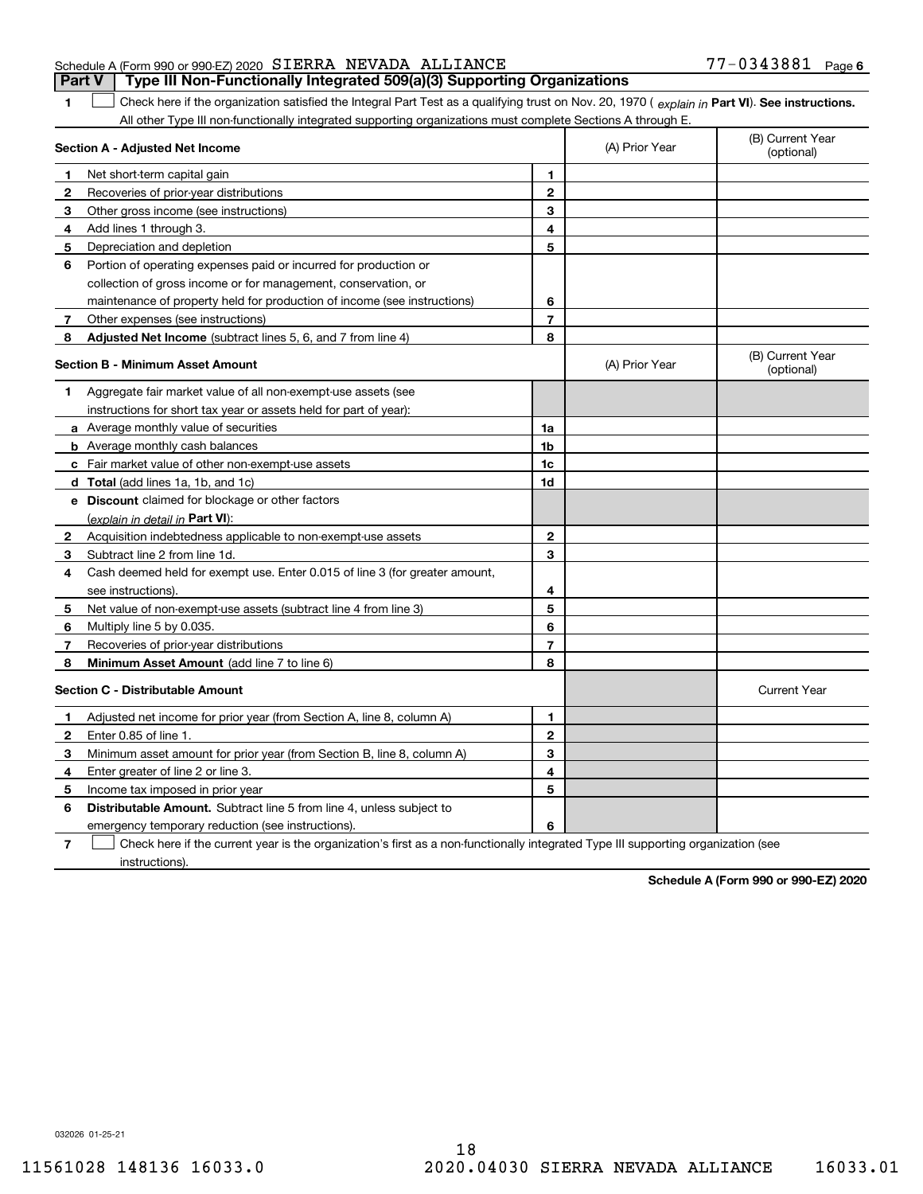Schedule A (Form 990 or 990-EZ) 2020 SIERRA NEVADA ALLIANCE 77-0343881 Page 6

## Part V Type III Non-Functionally Integrated 509(a)(3) Supporting Organizations

**1** ☐ Check here if the organization satisfied the Integral Part Test as a qualifying trust on Nov. 20, 1970 ( *explain in* **Part VI**). **See instructions.** All other Type III non-functionally integrated supporting organizations must complete Sections A through E.

| **Section A - Adjusted Net Income** | | (A) Prior Year | (B) Current Year (optional) |
|---|---|---|---|
| **1** Net short-term capital gain | 1 | | |
| **2** Recoveries of prior-year distributions | 2 | | |
| **3** Other gross income (see instructions) | 3 | | |
| **4** Add lines 1 through 3. | 4 | | |
| **5** Depreciation and depletion | 5 | | |
| **6** Portion of operating expenses paid or incurred for production or collection of gross income or for management, conservation, or maintenance of property held for production of income (see instructions) | 6 | | |
| **7** Other expenses (see instructions) | 7 | | |
| **8** **Adjusted Net Income** (subtract lines 5, 6, and 7 from line 4) | 8 | | |

| **Section B - Minimum Asset Amount** | | (A) Prior Year | (B) Current Year (optional) |
|---|---|---|---|
| **1** Aggregate fair market value of all non-exempt-use assets (see instructions for short tax year or assets held for part of year): | | | |
| **a** Average monthly value of securities | 1a | | |
| **b** Average monthly cash balances | 1b | | |
| **c** Fair market value of other non-exempt-use assets | 1c | | |
| **d** **Total** (add lines 1a, 1b, and 1c) | 1d | | |
| **e** **Discount** claimed for blockage or other factors (*explain in detail in* **Part VI**): | | | |
| **2** Acquisition indebtedness applicable to non-exempt-use assets | 2 | | |
| **3** Subtract line 2 from line 1d. | 3 | | |
| **4** Cash deemed held for exempt use. Enter 0.015 of line 3 (for greater amount, see instructions). | 4 | | |
| **5** Net value of non-exempt-use assets (subtract line 4 from line 3) | 5 | | |
| **6** Multiply line 5 by 0.035. | 6 | | |
| **7** Recoveries of prior-year distributions | 7 | | |
| **8** **Minimum Asset Amount** (add line 7 to line 6) | 8 | | |

| **Section C - Distributable Amount** | | | Current Year |
|---|---|---|---|
| **1** Adjusted net income for prior year (from Section A, line 8, column A) | 1 | | |
| **2** Enter 0.85 of line 1. | 2 | | |
| **3** Minimum asset amount for prior year (from Section B, line 8, column A) | 3 | | |
| **4** Enter greater of line 2 or line 3. | 4 | | |
| **5** Income tax imposed in prior year | 5 | | |
| **6** **Distributable Amount.** Subtract line 5 from line 4, unless subject to emergency temporary reduction (see instructions). | 6 | | |

**7** ☐ Check here if the current year is the organization's first as a non-functionally integrated Type III supporting organization (see instructions).

**Schedule A (Form 990 or 990-EZ) 2020**

032026 01-25-21

11561028 148136 16033.0 2020.04030 SIERRA NEVADA ALLIANCE 16033.01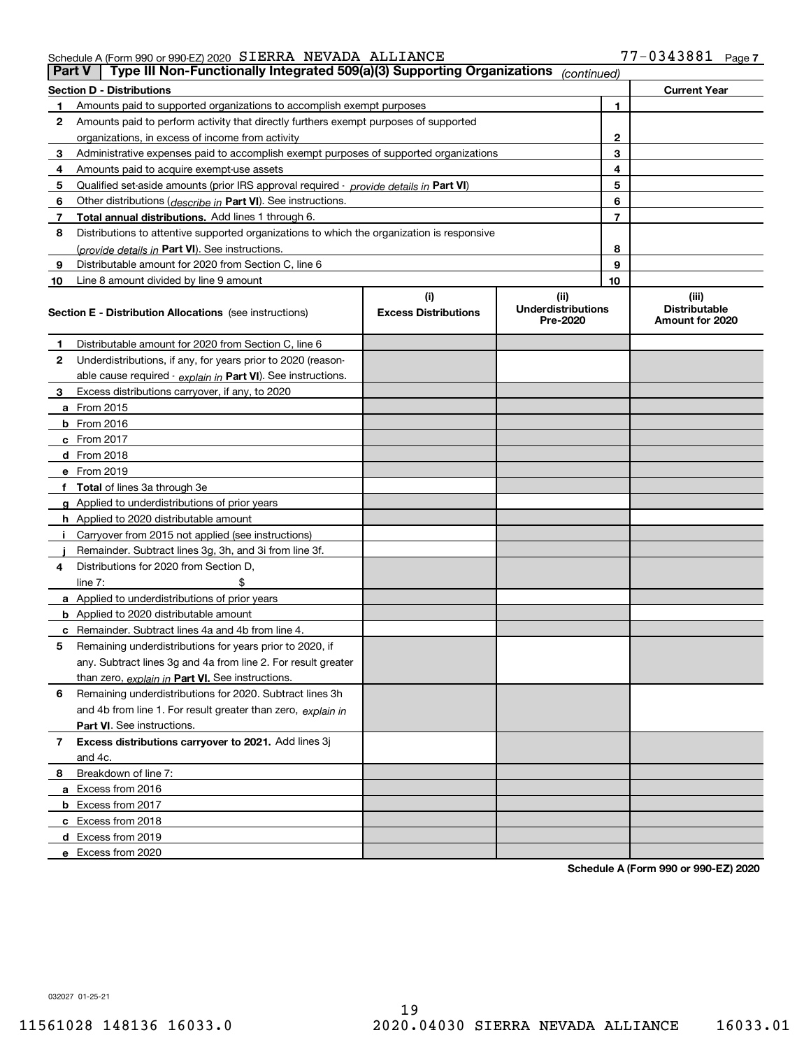Schedule A (Form 990 or 990-EZ) 2020 SIERRA NEVADA ALLIANCE 77-0343881 Page 7

**Part V | Type III Non-Functionally Integrated 509(a)(3) Supporting Organizations** *(continued)*

| **Section D - Distributions** | | | **Current Year** |
|---|---|---|---|
| 1 | Amounts paid to supported organizations to accomplish exempt purposes | 1 | |
| 2 | Amounts paid to perform activity that directly furthers exempt purposes of supported organizations, in excess of income from activity | 2 | |
| 3 | Administrative expenses paid to accomplish exempt purposes of supported organizations | 3 | |
| 4 | Amounts paid to acquire exempt-use assets | 4 | |
| 5 | Qualified set-aside amounts (prior IRS approval required - *provide details in* **Part VI**) | 5 | |
| 6 | Other distributions (*describe in* **Part VI**). See instructions. | 6 | |
| 7 | **Total annual distributions.** Add lines 1 through 6. | 7 | |
| 8 | Distributions to attentive supported organizations to which the organization is responsive (*provide details in* **Part VI**). See instructions. | 8 | |
| 9 | Distributable amount for 2020 from Section C, line 6 | 9 | |
| 10 | Line 8 amount divided by line 9 amount | 10 | |

| **Section E - Distribution Allocations** (see instructions) | (i) Excess Distributions | (ii) Underdistributions Pre-2020 | (iii) Distributable Amount for 2020 |
|---|---|---|---|
| **1** Distributable amount for 2020 from Section C, line 6 | | | |
| **2** Underdistributions, if any, for years prior to 2020 (reasonable cause required - *explain in* **Part VI**). See instructions. | | | |
| **3** Excess distributions carryover, if any, to 2020 | | | |
| **a** From 2015 | | | |
| **b** From 2016 | | | |
| **c** From 2017 | | | |
| **d** From 2018 | | | |
| **e** From 2019 | | | |
| **f Total** of lines 3a through 3e | | | |
| **g** Applied to underdistributions of prior years | | | |
| **h** Applied to 2020 distributable amount | | | |
| **i** Carryover from 2015 not applied (see instructions) | | | |
| **j** Remainder. Subtract lines 3g, 3h, and 3i from line 3f. | | | |
| **4** Distributions for 2020 from Section D, line 7: $ | | | |
| **a** Applied to underdistributions of prior years | | | |
| **b** Applied to 2020 distributable amount | | | |
| **c** Remainder. Subtract lines 4a and 4b from line 4. | | | |
| **5** Remaining underdistributions for years prior to 2020, if any. Subtract lines 3g and 4a from line 2. For result greater than zero, *explain in* **Part VI.** See instructions. | | | |
| **6** Remaining underdistributions for 2020. Subtract lines 3h and 4b from line 1. For result greater than zero, *explain in* **Part VI**. See instructions. | | | |
| **7 Excess distributions carryover to 2021.** Add lines 3j and 4c. | | | |
| **8** Breakdown of line 7: | | | |
| **a** Excess from 2016 | | | |
| **b** Excess from 2017 | | | |
| **c** Excess from 2018 | | | |
| **d** Excess from 2019 | | | |
| **e** Excess from 2020 | | | |

**Schedule A (Form 990 or 990-EZ) 2020**

032027 01-25-21

11561028 148136 16033.0 2020.04030 SIERRA NEVADA ALLIANCE 16033.01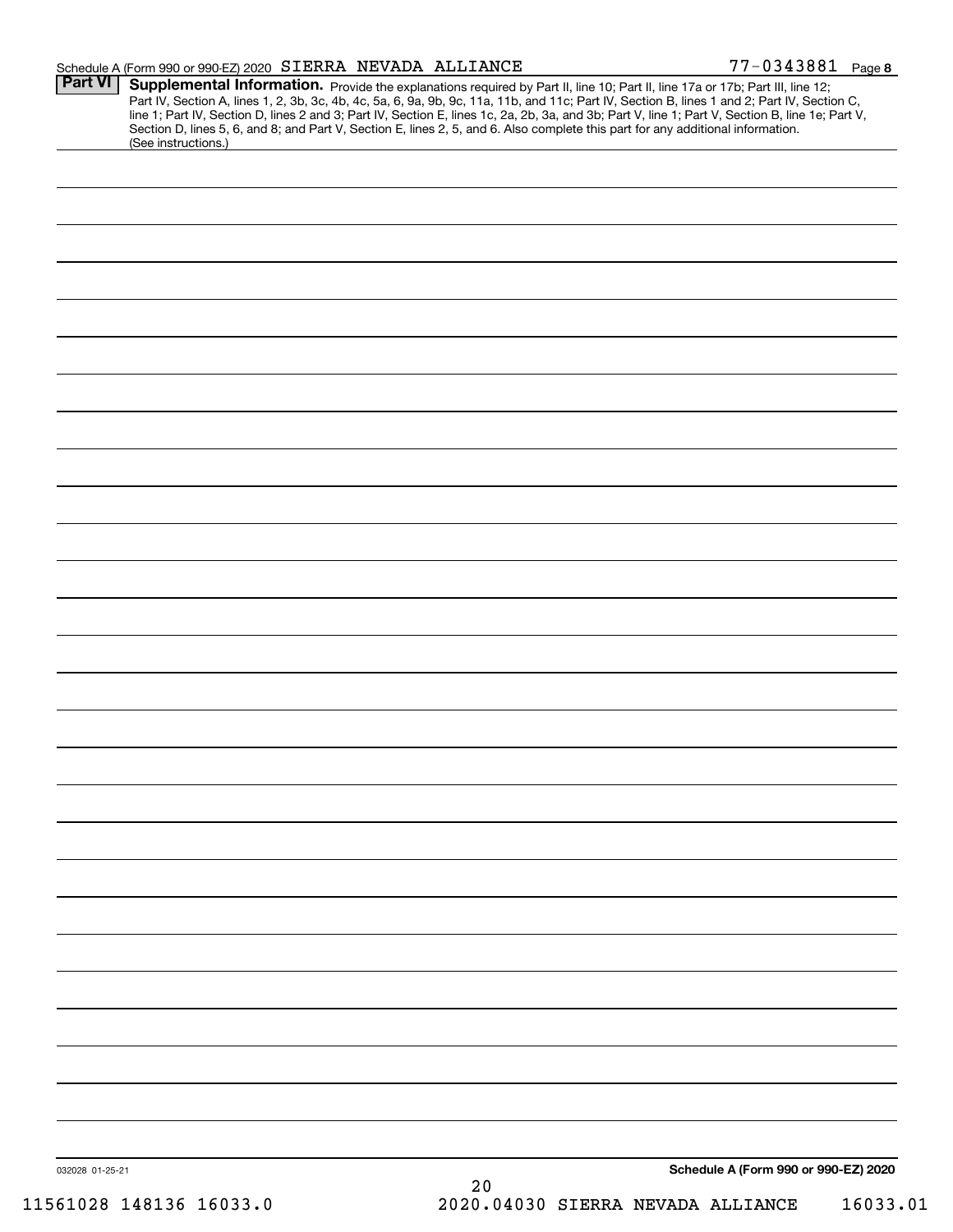Schedule A (Form 990 or 990-EZ) 2020 SIERRA NEVADA ALLIANCE 77-0343881 Page 8

**Part VI** **Supplemental Information.** Provide the explanations required by Part II, line 10; Part II, line 17a or 17b; Part III, line 12; Part IV, Section A, lines 1, 2, 3b, 3c, 4b, 4c, 5a, 6, 9a, 9b, 9c, 11a, 11b, and 11c; Part IV, Section B, lines 1 and 2; Part IV, Section C, line 1; Part IV, Section D, lines 2 and 3; Part IV, Section E, lines 1c, 2a, 2b, 3a, and 3b; Part V, line 1; Part V, Section B, line 1e; Part V, Section D, lines 5, 6, and 8; and Part V, Section E, lines 2, 5, and 6. Also complete this part for any additional information. (See instructions.)

032028 01-25-21

**Schedule A (Form 990 or 990-EZ) 2020**

11561028 148136 16033.0 2020.04030 SIERRA NEVADA ALLIANCE 16033.01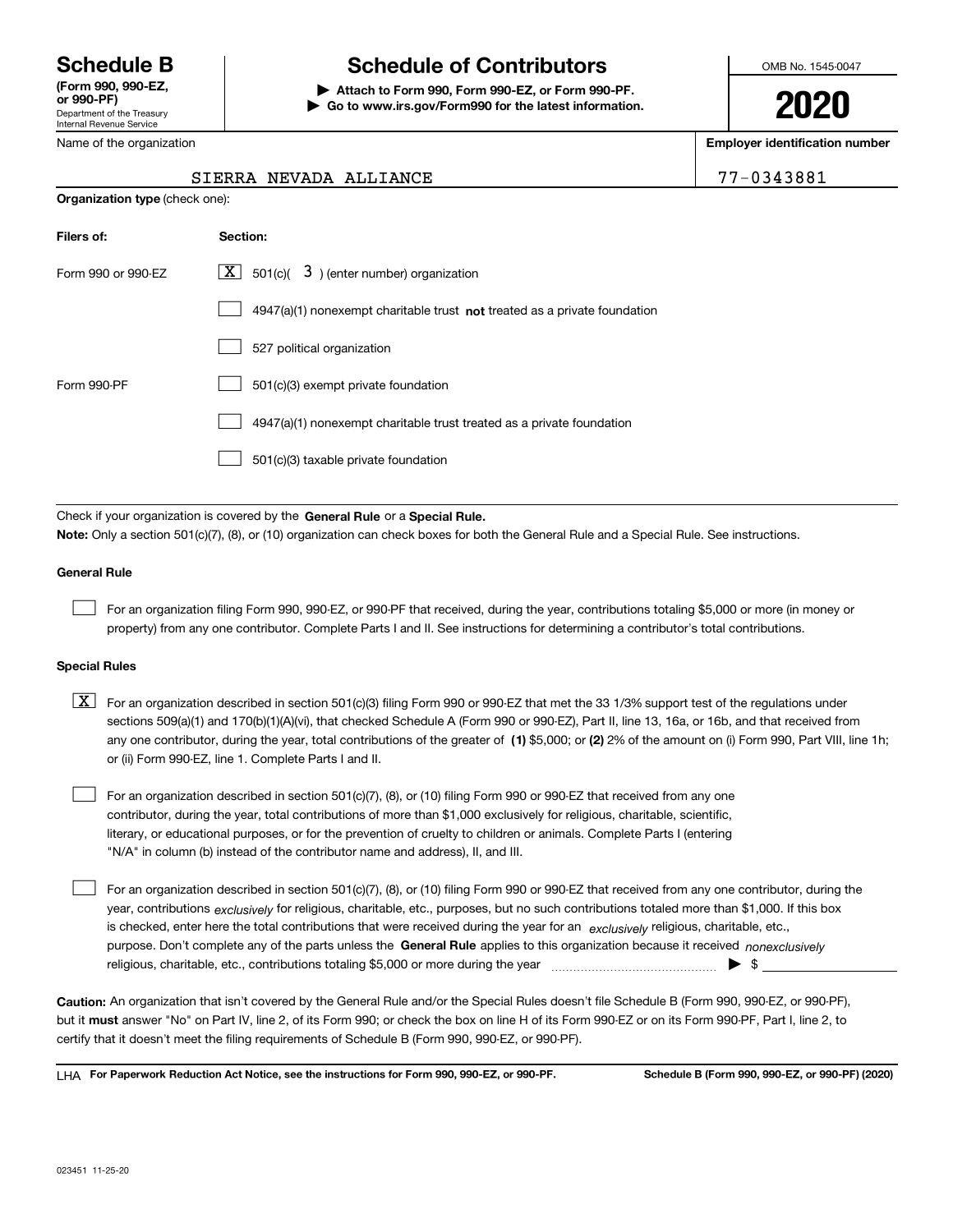# Schedule B (Form 990, 990-EZ, or 990-PF)

Department of the Treasury
Internal Revenue Service

## Schedule of Contributors

▶ **Attach to Form 990, Form 990-EZ, or Form 990-PF.**
▶ **Go to www.irs.gov/Form990 for the latest information.**

OMB No. 1545-0047

**2020**

Name of the organization: SIERRA NEVADA ALLIANCE

**Employer identification number:** 77-0343881

**Organization type** (check one):

| Filers of: | Section: |
|---|---|
| Form 990 or 990-EZ | [X] 501(c)( 3 ) (enter number) organization |
| | [ ] 4947(a)(1) nonexempt charitable trust **not** treated as a private foundation |
| | [ ] 527 political organization |
| Form 990-PF | [ ] 501(c)(3) exempt private foundation |
| | [ ] 4947(a)(1) nonexempt charitable trust treated as a private foundation |
| | [ ] 501(c)(3) taxable private foundation |

Check if your organization is covered by the **General Rule** or a **Special Rule.**

**Note:** Only a section 501(c)(7), (8), or (10) organization can check boxes for both the General Rule and a Special Rule. See instructions.

### General Rule

[ ] For an organization filing Form 990, 990-EZ, or 990-PF that received, during the year, contributions totaling $5,000 or more (in money or property) from any one contributor. Complete Parts I and II. See instructions for determining a contributor's total contributions.

### Special Rules

[X] For an organization described in section 501(c)(3) filing Form 990 or 990-EZ that met the 33 1/3% support test of the regulations under sections 509(a)(1) and 170(b)(1)(A)(vi), that checked Schedule A (Form 990 or 990-EZ), Part II, line 13, 16a, or 16b, and that received from any one contributor, during the year, total contributions of the greater of **(1)** $5,000; or **(2)** 2% of the amount on (i) Form 990, Part VIII, line 1h; or (ii) Form 990-EZ, line 1. Complete Parts I and II.

[ ] For an organization described in section 501(c)(7), (8), or (10) filing Form 990 or 990-EZ that received from any one contributor, during the year, total contributions of more than $1,000 exclusively for religious, charitable, scientific, literary, or educational purposes, or for the prevention of cruelty to children or animals. Complete Parts I (entering "N/A" in column (b) instead of the contributor name and address), II, and III.

[ ] For an organization described in section 501(c)(7), (8), or (10) filing Form 990 or 990-EZ that received from any one contributor, during the year, contributions *exclusively* for religious, charitable, etc., purposes, but no such contributions totaled more than $1,000. If this box is checked, enter here the total contributions that were received during the year for an *exclusively* religious, charitable, etc., purpose. Don't complete any of the parts unless the **General Rule** applies to this organization because it received *nonexclusively* religious, charitable, etc., contributions totaling $5,000 or more during the year ▶ $ ________

**Caution:** An organization that isn't covered by the General Rule and/or the Special Rules doesn't file Schedule B (Form 990, 990-EZ, or 990-PF), but it **must** answer "No" on Part IV, line 2, of its Form 990; or check the box on line H of its Form 990-EZ or on its Form 990-PF, Part I, line 2, to certify that it doesn't meet the filing requirements of Schedule B (Form 990, 990-EZ, or 990-PF).

LHA **For Paperwork Reduction Act Notice, see the instructions for Form 990, 990-EZ, or 990-PF.** **Schedule B (Form 990, 990-EZ, or 990-PF) (2020)**

023451 11-25-20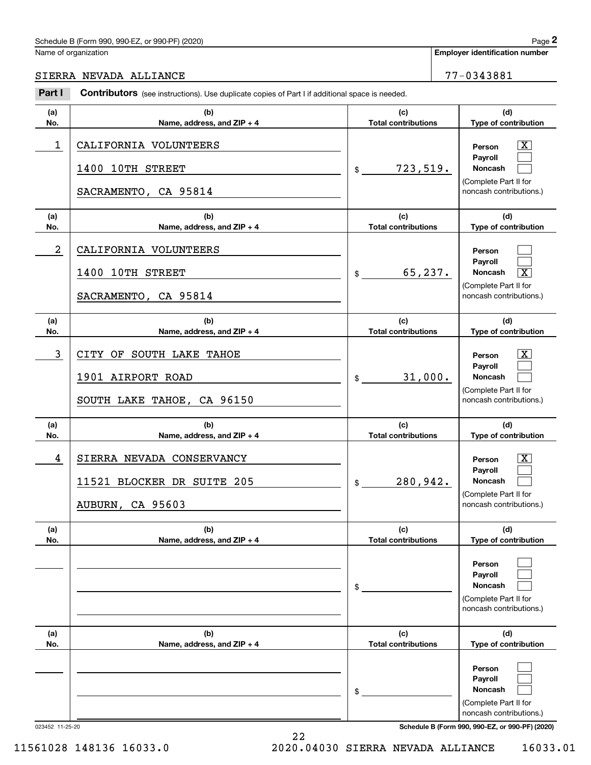Schedule B (Form 990, 990-EZ, or 990-PF) (2020)

Name of organization: SIERRA NEVADA ALLIANCE

Employer identification number: 77-0343881

## Part I Contributors (see instructions). Use duplicate copies of Part I if additional space is needed.

| (a) No. | (b) Name, address, and ZIP + 4 | (c) Total contributions | (d) Type of contribution |
|---|---|---|---|
| 1 | CALIFORNIA VOLUNTEERS<br>1400 10TH STREET<br>SACRAMENTO, CA 95814 | $ 723,519. | Person [X]<br>Payroll [ ]<br>Noncash [ ]<br>(Complete Part II for noncash contributions.) |
| 2 | CALIFORNIA VOLUNTEERS<br>1400 10TH STREET<br>SACRAMENTO, CA 95814 | $ 65,237. | Person [ ]<br>Payroll [ ]<br>Noncash [X]<br>(Complete Part II for noncash contributions.) |
| 3 | CITY OF SOUTH LAKE TAHOE<br>1901 AIRPORT ROAD<br>SOUTH LAKE TAHOE, CA 96150 | $ 31,000. | Person [X]<br>Payroll [ ]<br>Noncash [ ]<br>(Complete Part II for noncash contributions.) |
| 4 | SIERRA NEVADA CONSERVANCY<br>11521 BLOCKER DR SUITE 205<br>AUBURN, CA 95603 | $ 280,942. | Person [X]<br>Payroll [ ]<br>Noncash [ ]<br>(Complete Part II for noncash contributions.) |
| | | $ | Person [ ]<br>Payroll [ ]<br>Noncash [ ]<br>(Complete Part II for noncash contributions.) |
| | | $ | Person [ ]<br>Payroll [ ]<br>Noncash [ ]<br>(Complete Part II for noncash contributions.) |

023452 11-25-20

Schedule B (Form 990, 990-EZ, or 990-PF) (2020)

11561028 148136 16033.0 2020.04030 SIERRA NEVADA ALLIANCE 16033.01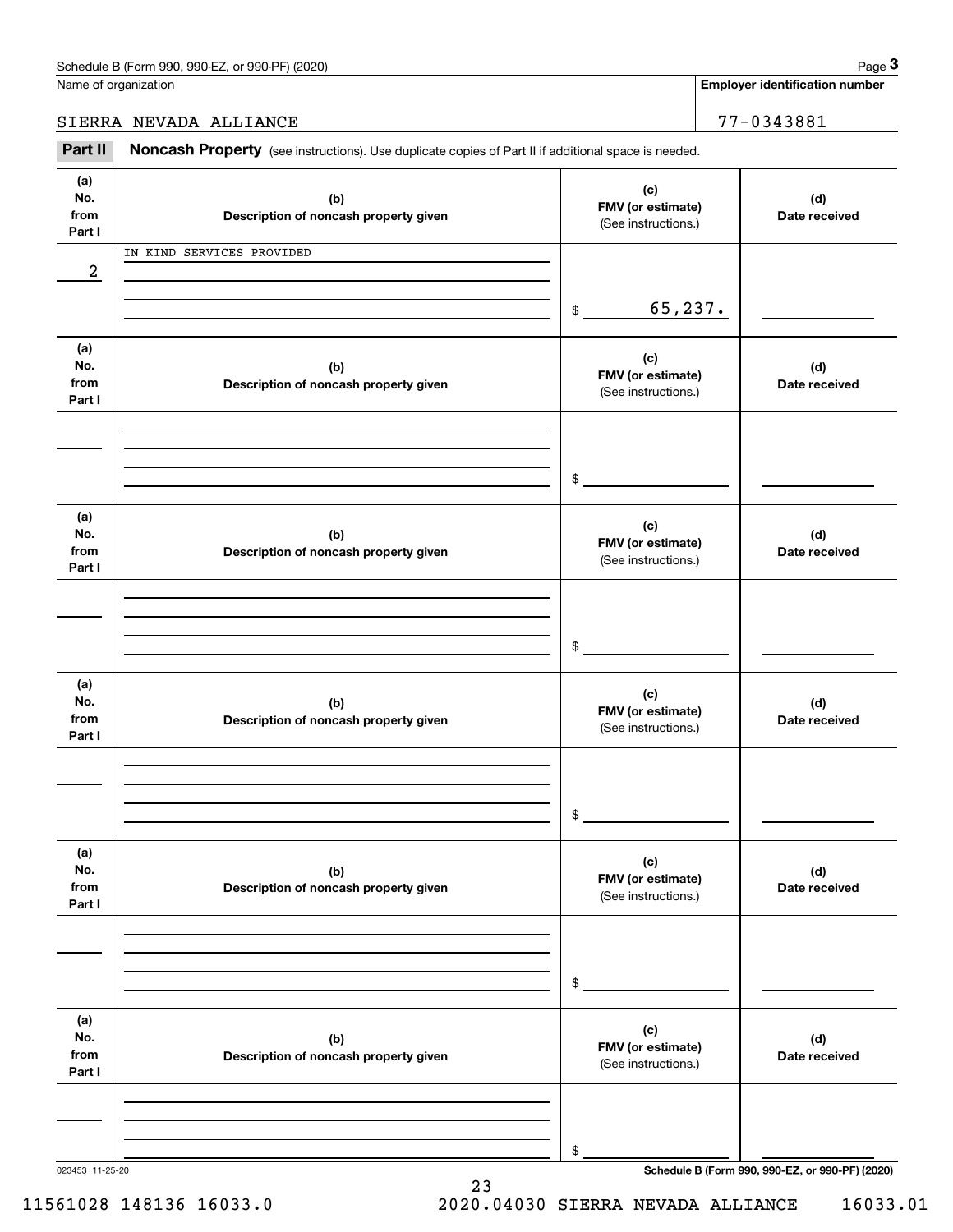Name of organization

SIERRA NEVADA ALLIANCE

**Employer identification number**

77-0343881

**Part II** **Noncash Property** (see instructions). Use duplicate copies of Part II if additional space is needed.

| (a) No. from Part I | (b) Description of noncash property given | (c) FMV (or estimate) (See instructions.) | (d) Date received |
|---|---|---|---|
| 2 | IN KIND SERVICES PROVIDED | $ 65,237. | |

| (a) No. from Part I | (b) Description of noncash property given | (c) FMV (or estimate) (See instructions.) | (d) Date received |
|---|---|---|---|
| | | $ | |

| (a) No. from Part I | (b) Description of noncash property given | (c) FMV (or estimate) (See instructions.) | (d) Date received |
|---|---|---|---|
| | | $ | |

| (a) No. from Part I | (b) Description of noncash property given | (c) FMV (or estimate) (See instructions.) | (d) Date received |
|---|---|---|---|
| | | $ | |

| (a) No. from Part I | (b) Description of noncash property given | (c) FMV (or estimate) (See instructions.) | (d) Date received |
|---|---|---|---|
| | | $ | |

| (a) No. from Part I | (b) Description of noncash property given | (c) FMV (or estimate) (See instructions.) | (d) Date received |
|---|---|---|---|
| | | $ | |

023453 11-25-20

**Schedule B (Form 990, 990-EZ, or 990-PF) (2020)**

11561028 148136 16033.0 2020.04030 SIERRA NEVADA ALLIANCE 16033.01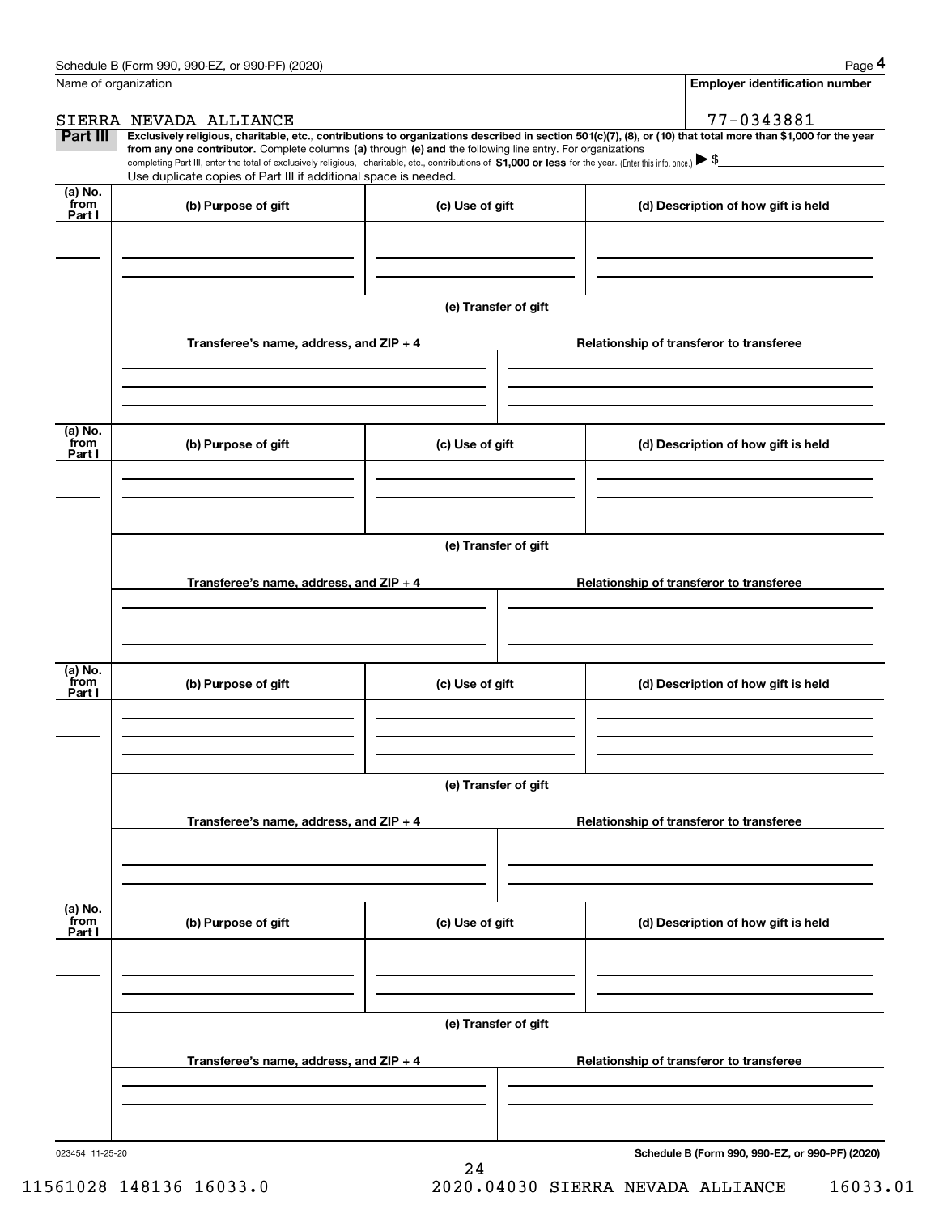Name of organization

**Employer identification number**

SIERRA NEVADA ALLIANCE

77-0343881

**Part III** **Exclusively religious, charitable, etc., contributions to organizations described in section 501(c)(7), (8), or (10) that total more than $1,000 for the year from any one contributor.** Complete columns **(a)** through **(e) and** the following line entry. For organizations completing Part III, enter the total of exclusively religious, charitable, etc., contributions of **$1,000 or less** for the year. (Enter this info. once.) ▶ $

Use duplicate copies of Part III if additional space is needed.

| (a) No. from Part I | (b) Purpose of gift | (c) Use of gift | (d) Description of how gift is held |
|---|---|---|---|
| | | | |

**(e) Transfer of gift**

| Transferee's name, address, and ZIP + 4 | Relationship of transferor to transferee |
|---|---|
| | |

| (a) No. from Part I | (b) Purpose of gift | (c) Use of gift | (d) Description of how gift is held |
|---|---|---|---|
| | | | |

**(e) Transfer of gift**

| Transferee's name, address, and ZIP + 4 | Relationship of transferor to transferee |
|---|---|
| | |

| (a) No. from Part I | (b) Purpose of gift | (c) Use of gift | (d) Description of how gift is held |
|---|---|---|---|
| | | | |

**(e) Transfer of gift**

| Transferee's name, address, and ZIP + 4 | Relationship of transferor to transferee |
|---|---|
| | |

| (a) No. from Part I | (b) Purpose of gift | (c) Use of gift | (d) Description of how gift is held |
|---|---|---|---|
| | | | |

**(e) Transfer of gift**

| Transferee's name, address, and ZIP + 4 | Relationship of transferor to transferee |
|---|---|
| | |

023454 11-25-20

**Schedule B (Form 990, 990-EZ, or 990-PF) (2020)**

11561028 148136 16033.0 2020.04030 SIERRA NEVADA ALLIANCE 16033.01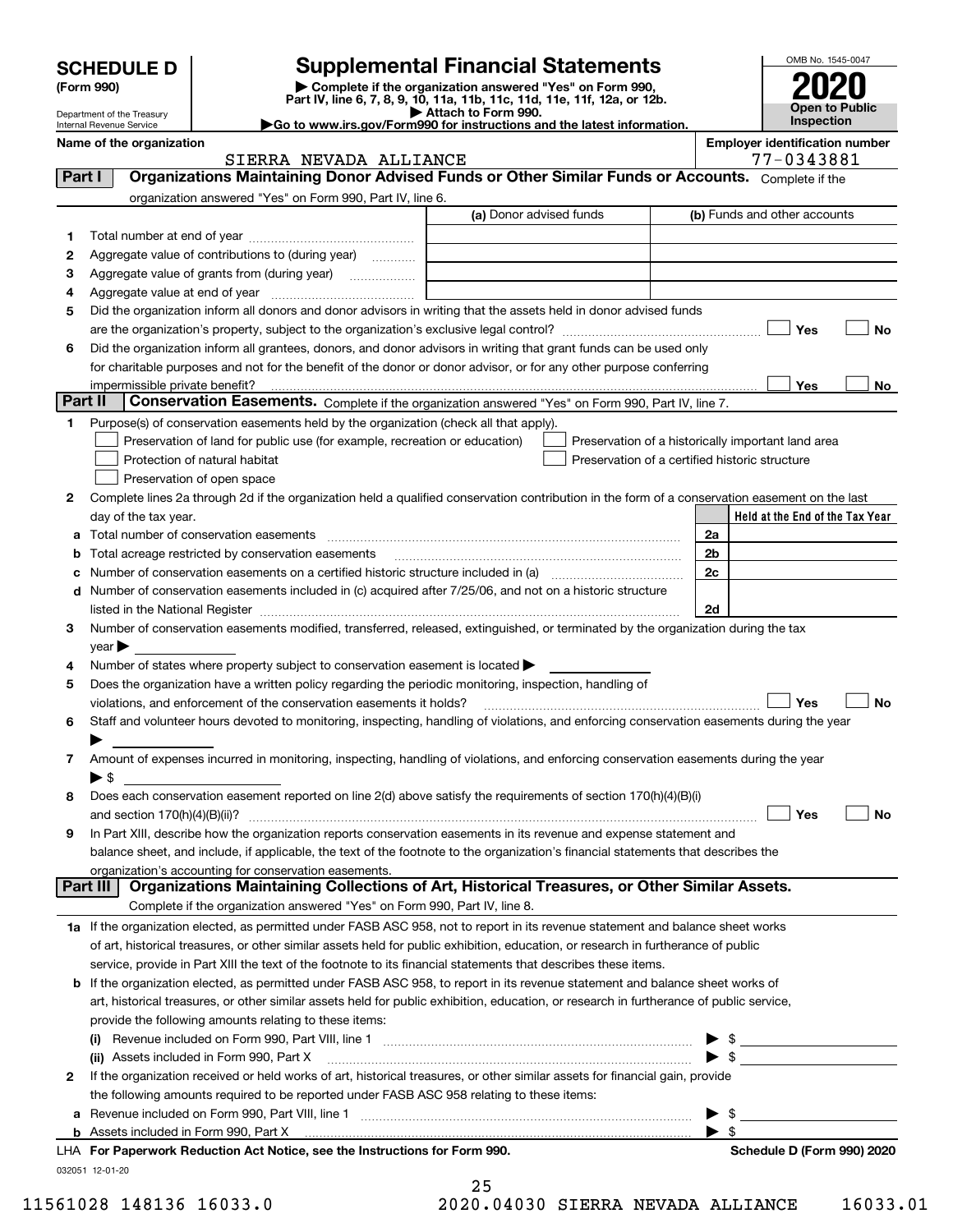**SCHEDULE D**
**(Form 990)**

Department of the Treasury
Internal Revenue Service

# Supplemental Financial Statements

▶ Complete if the organization answered "Yes" on Form 990, Part IV, line 6, 7, 8, 9, 10, 11a, 11b, 11c, 11d, 11e, 11f, 12a, or 12b.
▶ Attach to Form 990.
▶Go to www.irs.gov/Form990 for instructions and the latest information.

OMB No. 1545-0047
**2020**
**Open to Public Inspection**

**Name of the organization:** SIERRA NEVADA ALLIANCE
**Employer identification number:** 77-0343881

## Part I — Organizations Maintaining Donor Advised Funds or Other Similar Funds or Accounts.
Complete if the organization answered "Yes" on Form 990, Part IV, line 6.

| | | (a) Donor advised funds | (b) Funds and other accounts |
|---|---|---|---|
| 1 | Total number at end of year | | |
| 2 | Aggregate value of contributions to (during year) | | |
| 3 | Aggregate value of grants from (during year) | | |
| 4 | Aggregate value at end of year | | |

5 Did the organization inform all donors and donor advisors in writing that the assets held in donor advised funds are the organization's property, subject to the organization's exclusive legal control? ☐ Yes ☐ No

6 Did the organization inform all grantees, donors, and donor advisors in writing that grant funds can be used only for charitable purposes and not for the benefit of the donor or donor advisor, or for any other purpose conferring impermissible private benefit? ☐ Yes ☐ No

## Part II — Conservation Easements.
Complete if the organization answered "Yes" on Form 990, Part IV, line 7.

1 Purpose(s) of conservation easements held by the organization (check all that apply).
- ☐ Preservation of land for public use (for example, recreation or education)
- ☐ Protection of natural habitat
- ☐ Preservation of open space
- ☐ Preservation of a historically important land area
- ☐ Preservation of a certified historic structure

2 Complete lines 2a through 2d if the organization held a qualified conservation contribution in the form of a conservation easement on the last day of the tax year.

| | | | Held at the End of the Tax Year |
|---|---|---|---|
| a | Total number of conservation easements | 2a | |
| b | Total acreage restricted by conservation easements | 2b | |
| c | Number of conservation easements on a certified historic structure included in (a) | 2c | |
| d | Number of conservation easements included in (c) acquired after 7/25/06, and not on a historic structure listed in the National Register | 2d | |

3 Number of conservation easements modified, transferred, released, extinguished, or terminated by the organization during the tax year ▶

4 Number of states where property subject to conservation easement is located ▶

5 Does the organization have a written policy regarding the periodic monitoring, inspection, handling of violations, and enforcement of the conservation easements it holds? ☐ Yes ☐ No

6 Staff and volunteer hours devoted to monitoring, inspecting, handling of violations, and enforcing conservation easements during the year ▶

7 Amount of expenses incurred in monitoring, inspecting, handling of violations, and enforcing conservation easements during the year ▶ $

8 Does each conservation easement reported on line 2(d) above satisfy the requirements of section 170(h)(4)(B)(i) and section 170(h)(4)(B)(ii)? ☐ Yes ☐ No

9 In Part XIII, describe how the organization reports conservation easements in its revenue and expense statement and balance sheet, and include, if applicable, the text of the footnote to the organization's financial statements that describes the organization's accounting for conservation easements.

## Part III — Organizations Maintaining Collections of Art, Historical Treasures, or Other Similar Assets.
Complete if the organization answered "Yes" on Form 990, Part IV, line 8.

1a If the organization elected, as permitted under FASB ASC 958, not to report in its revenue statement and balance sheet works of art, historical treasures, or other similar assets held for public exhibition, education, or research in furtherance of public service, provide in Part XIII the text of the footnote to its financial statements that describes these items.

b If the organization elected, as permitted under FASB ASC 958, to report in its revenue statement and balance sheet works of art, historical treasures, or other similar assets held for public exhibition, education, or research in furtherance of public service, provide the following amounts relating to these items:

(i) Revenue included on Form 990, Part VIII, line 1 ▶ $

(ii) Assets included in Form 990, Part X ▶ $

2 If the organization received or held works of art, historical treasures, or other similar assets for financial gain, provide the following amounts required to be reported under FASB ASC 958 relating to these items:

a Revenue included on Form 990, Part VIII, line 1 ▶ $

b Assets included in Form 990, Part X ▶ $

LHA **For Paperwork Reduction Act Notice, see the Instructions for Form 990.** **Schedule D (Form 990) 2020**

032051 12-01-20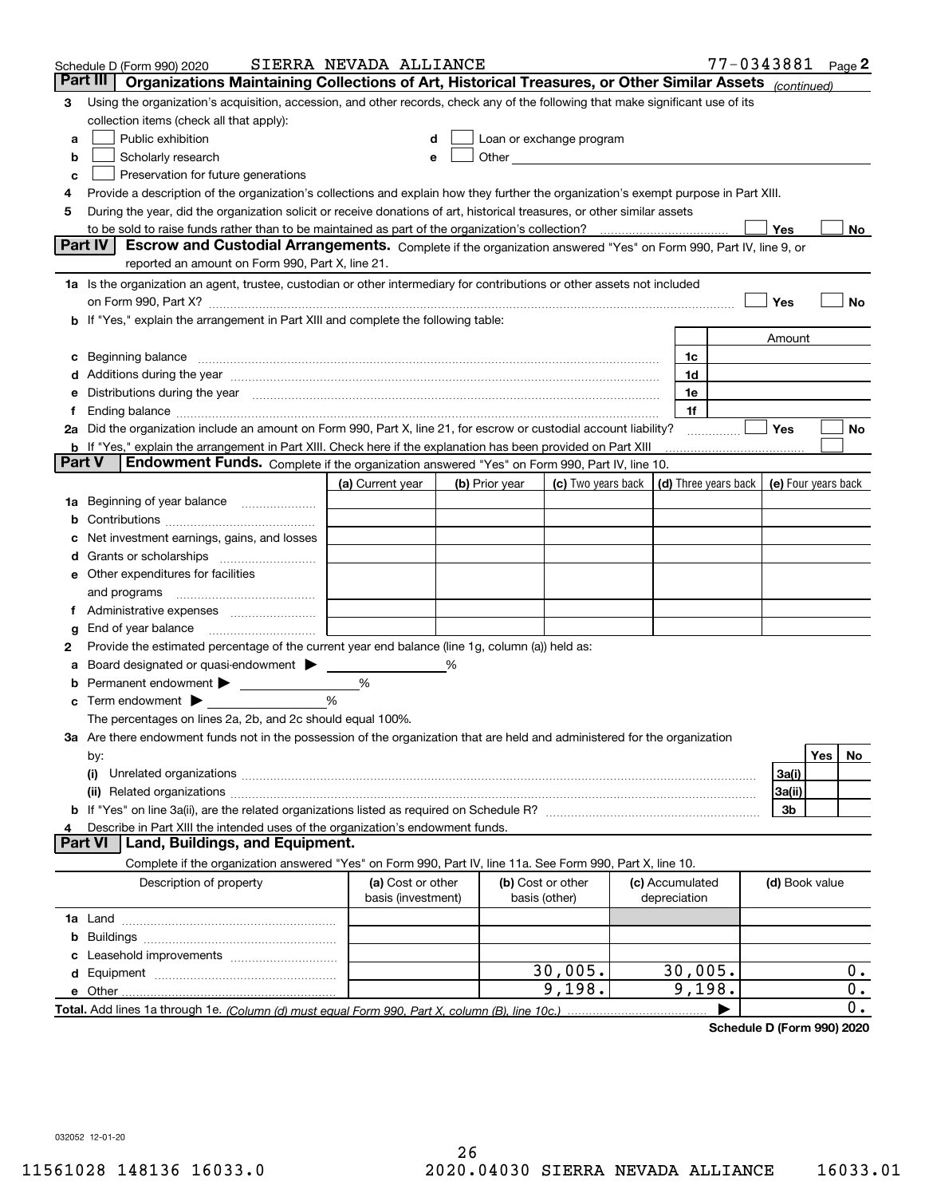Schedule D (Form 990) 2020 SIERRA NEVADA ALLIANCE 77-0343881 Page 2

## Part III Organizations Maintaining Collections of Art, Historical Treasures, or Other Similar Assets *(continued)*

**3** Using the organization's acquisition, accession, and other records, check any of the following that make significant use of its collection items (check all that apply):

- **a** ☐ Public exhibition
- **b** ☐ Scholarly research
- **c** ☐ Preservation for future generations
- **d** ☐ Loan or exchange program
- **e** ☐ Other

**4** Provide a description of the organization's collections and explain how they further the organization's exempt purpose in Part XIII.

**5** During the year, did the organization solicit or receive donations of art, historical treasures, or other similar assets to be sold to raise funds rather than to be maintained as part of the organization's collection? ☐ Yes ☐ No

## Part IV Escrow and Custodial Arrangements.

Complete if the organization answered "Yes" on Form 990, Part IV, line 9, or reported an amount on Form 990, Part X, line 21.

**1a** Is the organization an agent, trustee, custodian or other intermediary for contributions or other assets not included on Form 990, Part X? ☐ Yes ☐ No

**b** If "Yes," explain the arrangement in Part XIII and complete the following table:

| | | Amount |
|---|---|---|
| **c** Beginning balance | 1c | |
| **d** Additions during the year | 1d | |
| **e** Distributions during the year | 1e | |
| **f** Ending balance | 1f | |

**2a** Did the organization include an amount on Form 990, Part X, line 21, for escrow or custodial account liability? ☐ Yes ☐ No

**b** If "Yes," explain the arrangement in Part XIII. Check here if the explanation has been provided on Part XIII ☐

## Part V Endowment Funds.

Complete if the organization answered "Yes" on Form 990, Part IV, line 10.

| | (a) Current year | (b) Prior year | (c) Two years back | (d) Three years back | (e) Four years back |
|---|---|---|---|---|---|
| **1a** Beginning of year balance | | | | | |
| **b** Contributions | | | | | |
| **c** Net investment earnings, gains, and losses | | | | | |
| **d** Grants or scholarships | | | | | |
| **e** Other expenditures for facilities and programs | | | | | |
| **f** Administrative expenses | | | | | |
| **g** End of year balance | | | | | |

**2** Provide the estimated percentage of the current year end balance (line 1g, column (a)) held as:

- **a** Board designated or quasi-endowment ▶ _____ %
- **b** Permanent endowment ▶ _____ %
- **c** Term endowment ▶ _____ %

The percentages on lines 2a, 2b, and 2c should equal 100%.

**3a** Are there endowment funds not in the possession of the organization that are held and administered for the organization by:

| | | Yes | No |
|---|---|---|---|
| **(i)** Unrelated organizations | 3a(i) | | |
| **(ii)** Related organizations | 3a(ii) | | |
| **b** If "Yes" on line 3a(ii), are the related organizations listed as required on Schedule R? | 3b | | |

**4** Describe in Part XIII the intended uses of the organization's endowment funds.

## Part VI Land, Buildings, and Equipment.

Complete if the organization answered "Yes" on Form 990, Part IV, line 11a. See Form 990, Part X, line 10.

| Description of property | (a) Cost or other basis (investment) | (b) Cost or other basis (other) | (c) Accumulated depreciation | (d) Book value |
|---|---|---|---|---|
| **1a** Land | | | | |
| **b** Buildings | | | | |
| **c** Leasehold improvements | | | | |
| **d** Equipment | | 30,005. | 30,005. | 0. |
| **e** Other | | 9,198. | 9,198. | 0. |
| **Total.** Add lines 1a through 1e. *(Column (d) must equal Form 990, Part X, column (B), line 10c.)* | | | ▶ | 0. |

**Schedule D (Form 990) 2020**

032052 12-01-20

11561028 148136 16033.0 2020.04030 SIERRA NEVADA ALLIANCE 16033.01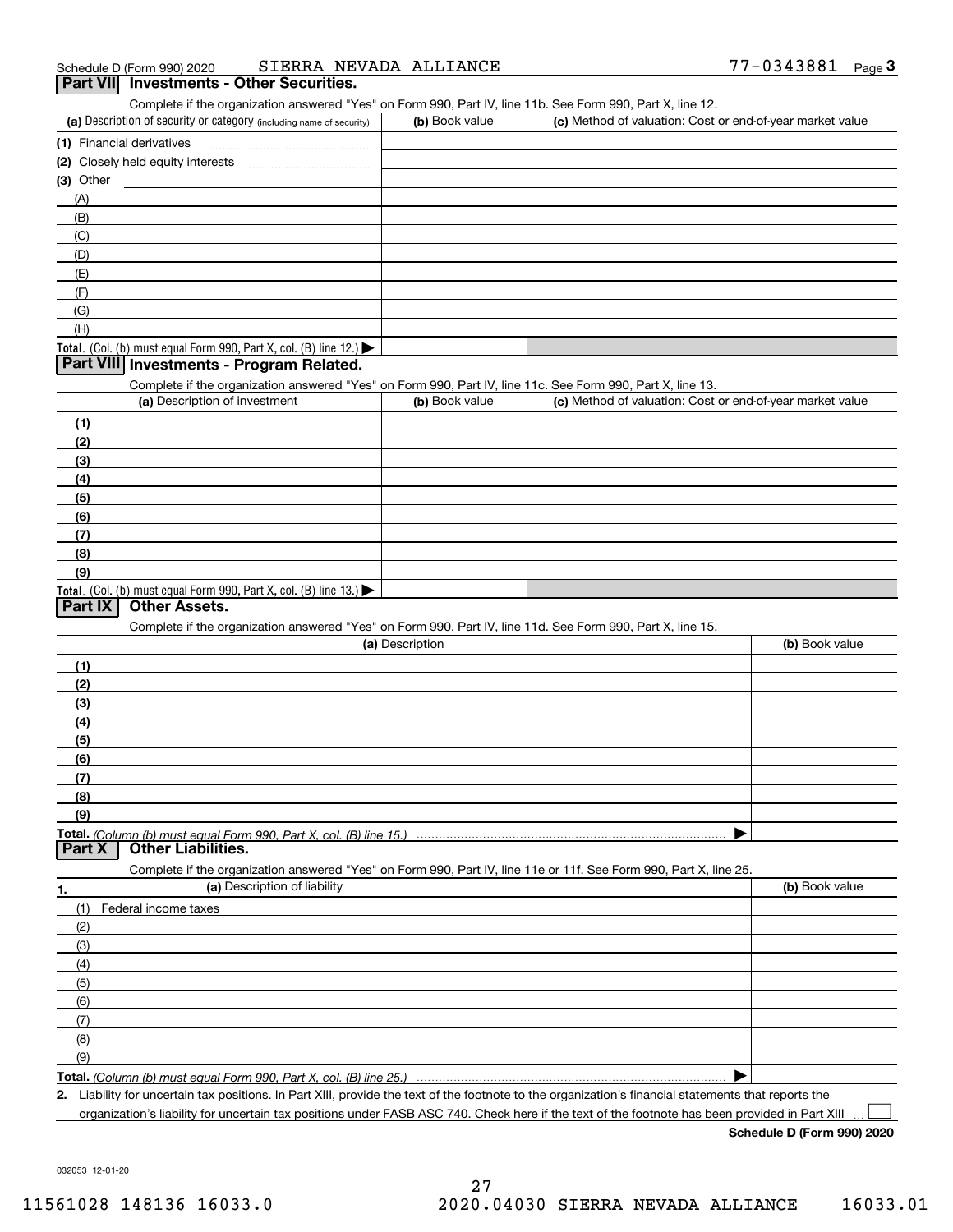Schedule D (Form 990) 2020 SIERRA NEVADA ALLIANCE 77-0343881 Page 3

## Part VII Investments - Other Securities.

Complete if the organization answered "Yes" on Form 990, Part IV, line 11b. See Form 990, Part X, line 12.

| (a) Description of security or category (including name of security) | (b) Book value | (c) Method of valuation: Cost or end-of-year market value |
|---|---|---|
| (1) Financial derivatives | | |
| (2) Closely held equity interests | | |
| (3) Other | | |
| (A) | | |
| (B) | | |
| (C) | | |
| (D) | | |
| (E) | | |
| (F) | | |
| (G) | | |
| (H) | | |
| **Total.** (Col. (b) must equal Form 990, Part X, col. (B) line 12.) ▶ | | |

## Part VIII Investments - Program Related.

Complete if the organization answered "Yes" on Form 990, Part IV, line 11c. See Form 990, Part X, line 13.

| (a) Description of investment | (b) Book value | (c) Method of valuation: Cost or end-of-year market value |
|---|---|---|
| (1) | | |
| (2) | | |
| (3) | | |
| (4) | | |
| (5) | | |
| (6) | | |
| (7) | | |
| (8) | | |
| (9) | | |
| **Total.** (Col. (b) must equal Form 990, Part X, col. (B) line 13.) ▶ | | |

## Part IX Other Assets.

Complete if the organization answered "Yes" on Form 990, Part IV, line 11d. See Form 990, Part X, line 15.

| (a) Description | (b) Book value |
|---|---|
| (1) | |
| (2) | |
| (3) | |
| (4) | |
| (5) | |
| (6) | |
| (7) | |
| (8) | |
| (9) | |
| **Total.** *(Column (b) must equal Form 990, Part X, col. (B) line 15.)* ▶ | |

## Part X Other Liabilities.

Complete if the organization answered "Yes" on Form 990, Part IV, line 11e or 11f. See Form 990, Part X, line 25.

| 1. (a) Description of liability | (b) Book value |
|---|---|
| (1) Federal income taxes | |
| (2) | |
| (3) | |
| (4) | |
| (5) | |
| (6) | |
| (7) | |
| (8) | |
| (9) | |
| **Total.** *(Column (b) must equal Form 990, Part X, col. (B) line 25.)* ▶ | |

2. Liability for uncertain tax positions. In Part XIII, provide the text of the footnote to the organization's financial statements that reports the organization's liability for uncertain tax positions under FASB ASC 740. Check here if the text of the footnote has been provided in Part XIII ☐

**Schedule D (Form 990) 2020**

032053 12-01-20

11561028 148136 16033.0 2020.04030 SIERRA NEVADA ALLIANCE 16033.01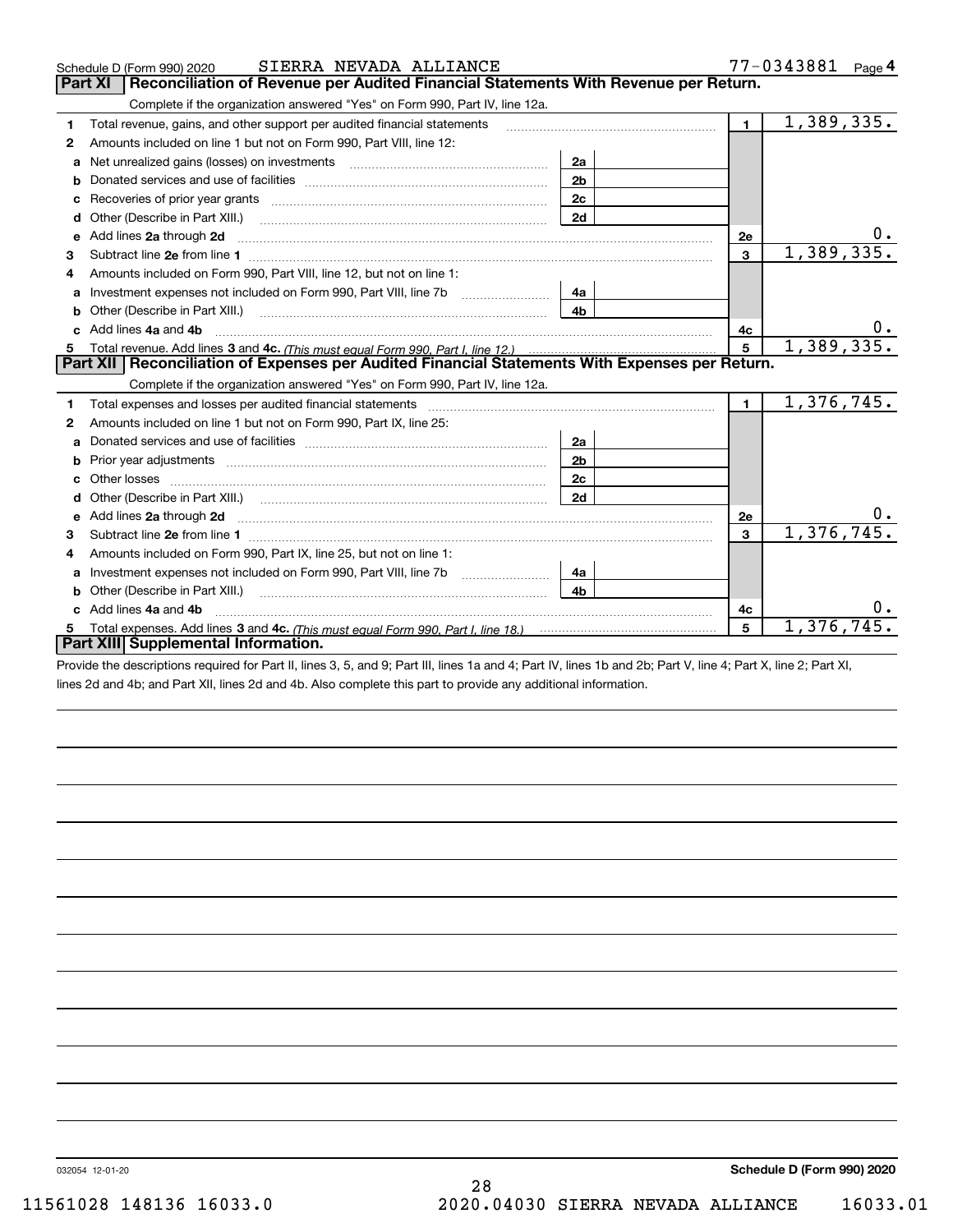Schedule D (Form 990) 2020 SIERRA NEVADA ALLIANCE 77-0343881 Page 4

## Part XI Reconciliation of Revenue per Audited Financial Statements With Revenue per Return.

Complete if the organization answered "Yes" on Form 990, Part IV, line 12a.

| | | | | | |
|---|---|---|---|---|---|
| 1 | Total revenue, gains, and other support per audited financial statements | | | 1 | 1,389,335. |
| 2 | Amounts included on line 1 but not on Form 990, Part VIII, line 12: | | | | |
| a | Net unrealized gains (losses) on investments | 2a | | | |
| b | Donated services and use of facilities | 2b | | | |
| c | Recoveries of prior year grants | 2c | | | |
| d | Other (Describe in Part XIII.) | 2d | | | |
| e | Add lines 2a through 2d | | | 2e | 0. |
| 3 | Subtract line 2e from line 1 | | | 3 | 1,389,335. |
| 4 | Amounts included on Form 990, Part VIII, line 12, but not on line 1: | | | | |
| a | Investment expenses not included on Form 990, Part VIII, line 7b | 4a | | | |
| b | Other (Describe in Part XIII.) | 4b | | | |
| c | Add lines 4a and 4b | | | 4c | 0. |
| 5 | Total revenue. Add lines 3 and 4c. *(This must equal Form 990, Part I, line 12.)* | | | 5 | 1,389,335. |

## Part XII Reconciliation of Expenses per Audited Financial Statements With Expenses per Return.

Complete if the organization answered "Yes" on Form 990, Part IV, line 12a.

| | | | | | |
|---|---|---|---|---|---|
| 1 | Total expenses and losses per audited financial statements | | | 1 | 1,376,745. |
| 2 | Amounts included on line 1 but not on Form 990, Part IX, line 25: | | | | |
| a | Donated services and use of facilities | 2a | | | |
| b | Prior year adjustments | 2b | | | |
| c | Other losses | 2c | | | |
| d | Other (Describe in Part XIII.) | 2d | | | |
| e | Add lines 2a through 2d | | | 2e | 0. |
| 3 | Subtract line 2e from line 1 | | | 3 | 1,376,745. |
| 4 | Amounts included on Form 990, Part IX, line 25, but not on line 1: | | | | |
| a | Investment expenses not included on Form 990, Part VIII, line 7b | 4a | | | |
| b | Other (Describe in Part XIII.) | 4b | | | |
| c | Add lines 4a and 4b | | | 4c | 0. |
| 5 | Total expenses. Add lines 3 and 4c. *(This must equal Form 990, Part I, line 18.)* | | | 5 | 1,376,745. |

## Part XIII Supplemental Information.

Provide the descriptions required for Part II, lines 3, 5, and 9; Part III, lines 1a and 4; Part IV, lines 1b and 2b; Part V, line 4; Part X, line 2; Part XI, lines 2d and 4b; and Part XII, lines 2d and 4b. Also complete this part to provide any additional information.

032054 12-01-20

**Schedule D (Form 990) 2020**

11561028 148136 16033.0 2020.04030 SIERRA NEVADA ALLIANCE 16033.01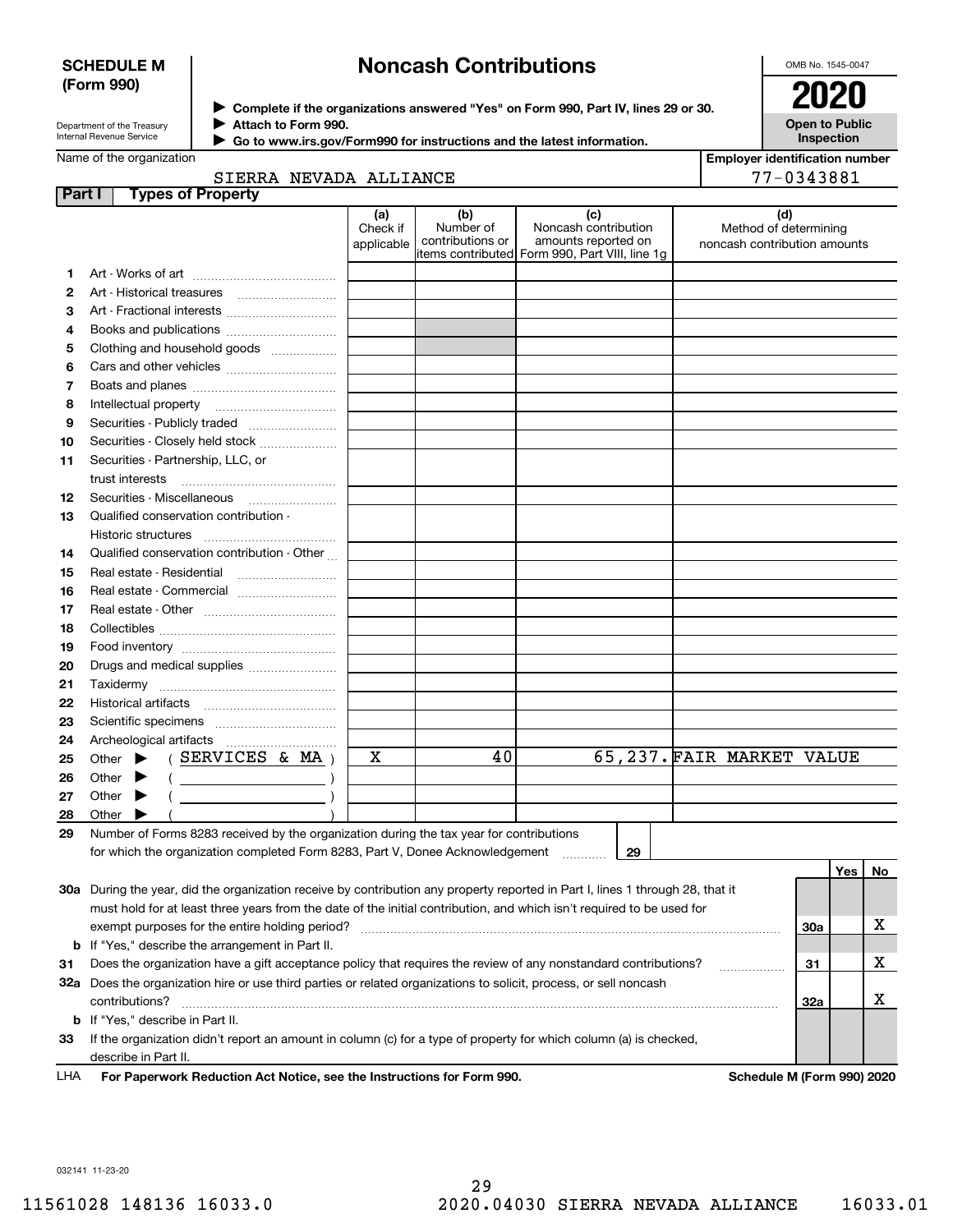**SCHEDULE M (Form 990)**

Department of the Treasury
Internal Revenue Service

# Noncash Contributions

▶ Complete if the organizations answered "Yes" on Form 990, Part IV, lines 29 or 30.
▶ Attach to Form 990.
▶ Go to www.irs.gov/Form990 for instructions and the latest information.

OMB No. 1545-0047

**2020**

**Open to Public Inspection**

Name of the organization: SIERRA NEVADA ALLIANCE

Employer identification number: 77-0343881

**Part I — Types of Property**

| | | (a) Check if applicable | (b) Number of contributions or items contributed | (c) Noncash contribution amounts reported on Form 990, Part VIII, line 1g | (d) Method of determining noncash contribution amounts |
|---|---|---|---|---|---|
| 1 | Art - Works of art | | | | |
| 2 | Art - Historical treasures | | | | |
| 3 | Art - Fractional interests | | | | |
| 4 | Books and publications | | | | |
| 5 | Clothing and household goods | | | | |
| 6 | Cars and other vehicles | | | | |
| 7 | Boats and planes | | | | |
| 8 | Intellectual property | | | | |
| 9 | Securities - Publicly traded | | | | |
| 10 | Securities - Closely held stock | | | | |
| 11 | Securities - Partnership, LLC, or trust interests | | | | |
| 12 | Securities - Miscellaneous | | | | |
| 13 | Qualified conservation contribution - Historic structures | | | | |
| 14 | Qualified conservation contribution - Other | | | | |
| 15 | Real estate - Residential | | | | |
| 16 | Real estate - Commercial | | | | |
| 17 | Real estate - Other | | | | |
| 18 | Collectibles | | | | |
| 19 | Food inventory | | | | |
| 20 | Drugs and medical supplies | | | | |
| 21 | Taxidermy | | | | |
| 22 | Historical artifacts | | | | |
| 23 | Scientific specimens | | | | |
| 24 | Archeological artifacts | | | | |
| 25 | Other ▶ ( SERVICES & MA ) | X | 40 | 65,237. | FAIR MARKET VALUE |
| 26 | Other ▶ ( ) | | | | |
| 27 | Other ▶ ( ) | | | | |
| 28 | Other ▶ ( ) | | | | |

29 Number of Forms 8283 received by the organization during the tax year for contributions for which the organization completed Form 8283, Part V, Donee Acknowledgement ..... **29**

| | | | Yes | No |
|---|---|---|---|---|
| 30a | During the year, did the organization receive by contribution any property reported in Part I, lines 1 through 28, that it must hold for at least three years from the date of the initial contribution, and which isn't required to be used for exempt purposes for the entire holding period? | 30a | | X |
| b | If "Yes," describe the arrangement in Part II. | | | |
| 31 | Does the organization have a gift acceptance policy that requires the review of any nonstandard contributions? | 31 | | X |
| 32a | Does the organization hire or use third parties or related organizations to solicit, process, or sell noncash contributions? | 32a | | X |
| b | If "Yes," describe in Part II. | | | |
| 33 | If the organization didn't report an amount in column (c) for a type of property for which column (a) is checked, describe in Part II. | | | |

LHA **For Paperwork Reduction Act Notice, see the Instructions for Form 990.** **Schedule M (Form 990) 2020**

032141 11-23-20

11561028 148136 16033.0 2020.04030 SIERRA NEVADA ALLIANCE 16033.01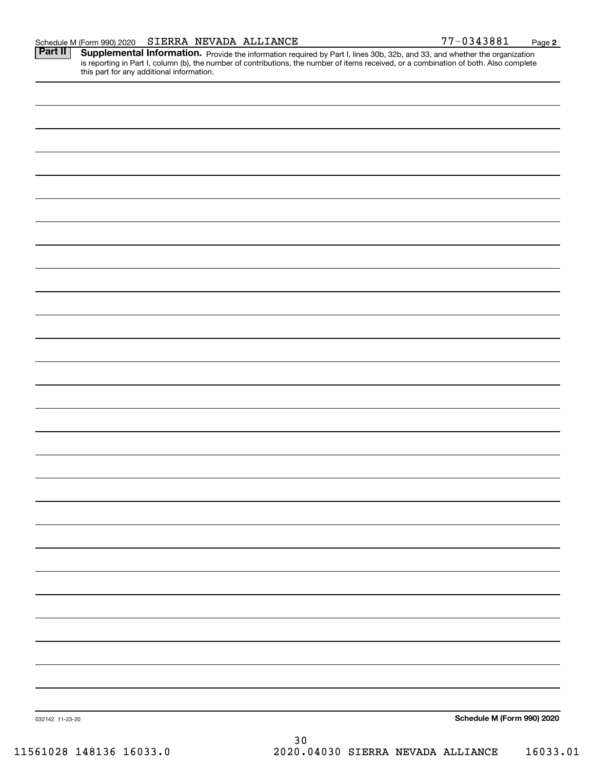Schedule M (Form 990) 2020 SIERRA NEVADA ALLIANCE 77-0343881 Page **2**

**Part II** **Supplemental Information.** Provide the information required by Part I, lines 30b, 32b, and 33, and whether the organization is reporting in Part I, column (b), the number of contributions, the number of items received, or a combination of both. Also complete this part for any additional information.

032142 11-23-20

**Schedule M (Form 990) 2020**

11561028 148136 16033.0 2020.04030 SIERRA NEVADA ALLIANCE 16033.01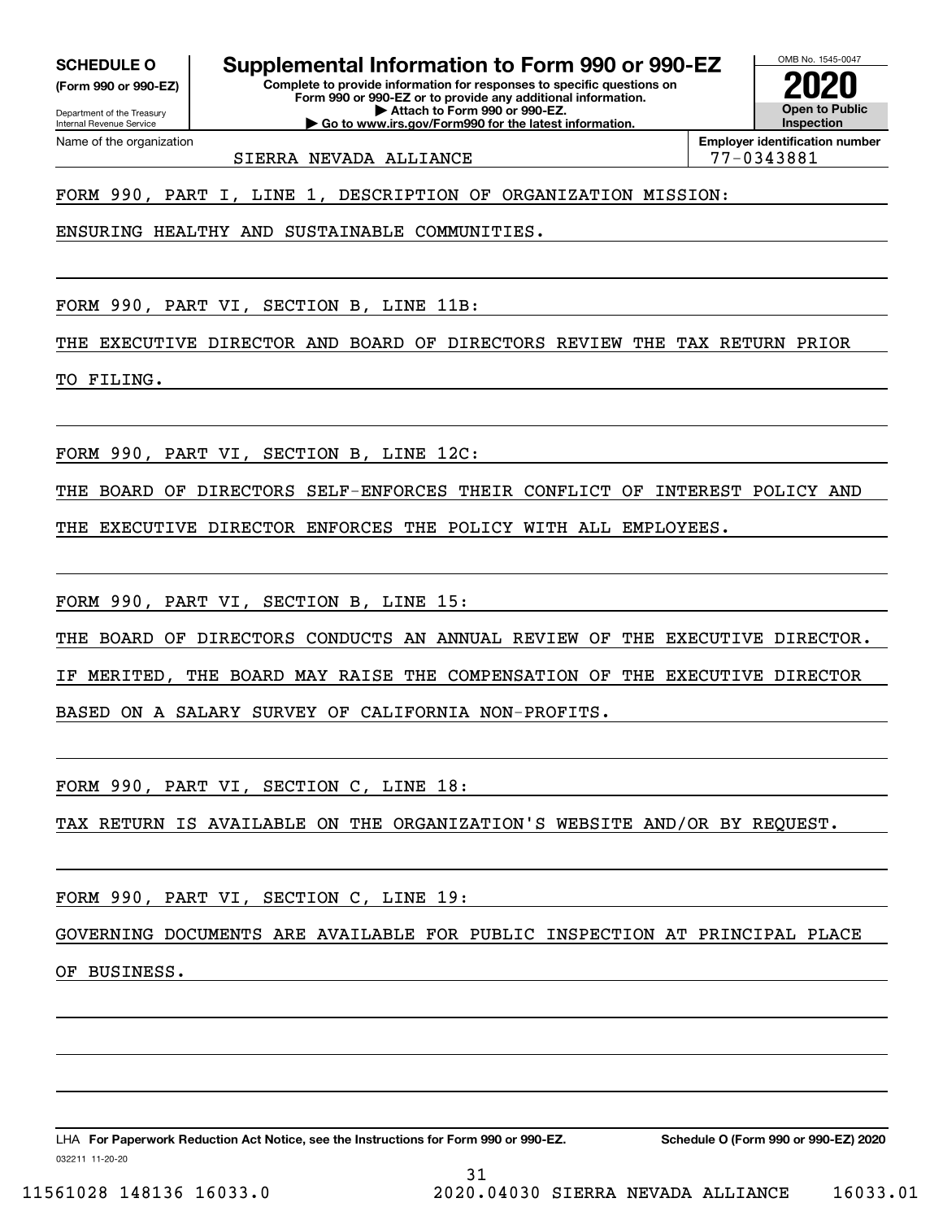**SCHEDULE O**
**(Form 990 or 990-EZ)**

Department of the Treasury
Internal Revenue Service

# Supplemental Information to Form 990 or 990-EZ

**Complete to provide information for responses to specific questions on Form 990 or 990-EZ or to provide any additional information.**
**▶ Attach to Form 990 or 990-EZ.**
**▶ Go to www.irs.gov/Form990 for the latest information.**

OMB No. 1545-0047
**2020**
**Open to Public Inspection**

Name of the organization: SIERRA NEVADA ALLIANCE

**Employer identification number:** 77-0343881

FORM 990, PART I, LINE 1, DESCRIPTION OF ORGANIZATION MISSION:

ENSURING HEALTHY AND SUSTAINABLE COMMUNITIES.

FORM 990, PART VI, SECTION B, LINE 11B:

THE EXECUTIVE DIRECTOR AND BOARD OF DIRECTORS REVIEW THE TAX RETURN PRIOR TO FILING.

FORM 990, PART VI, SECTION B, LINE 12C:

THE BOARD OF DIRECTORS SELF-ENFORCES THEIR CONFLICT OF INTEREST POLICY AND THE EXECUTIVE DIRECTOR ENFORCES THE POLICY WITH ALL EMPLOYEES.

FORM 990, PART VI, SECTION B, LINE 15:

THE BOARD OF DIRECTORS CONDUCTS AN ANNUAL REVIEW OF THE EXECUTIVE DIRECTOR. IF MERITED, THE BOARD MAY RAISE THE COMPENSATION OF THE EXECUTIVE DIRECTOR BASED ON A SALARY SURVEY OF CALIFORNIA NON-PROFITS.

FORM 990, PART VI, SECTION C, LINE 18:

TAX RETURN IS AVAILABLE ON THE ORGANIZATION'S WEBSITE AND/OR BY REQUEST.

FORM 990, PART VI, SECTION C, LINE 19:

GOVERNING DOCUMENTS ARE AVAILABLE FOR PUBLIC INSPECTION AT PRINCIPAL PLACE OF BUSINESS.

LHA **For Paperwork Reduction Act Notice, see the Instructions for Form 990 or 990-EZ.** **Schedule O (Form 990 or 990-EZ) 2020**

032211 11-20-20

11561028 148136 16033.0 2020.04030 SIERRA NEVADA ALLIANCE 16033.01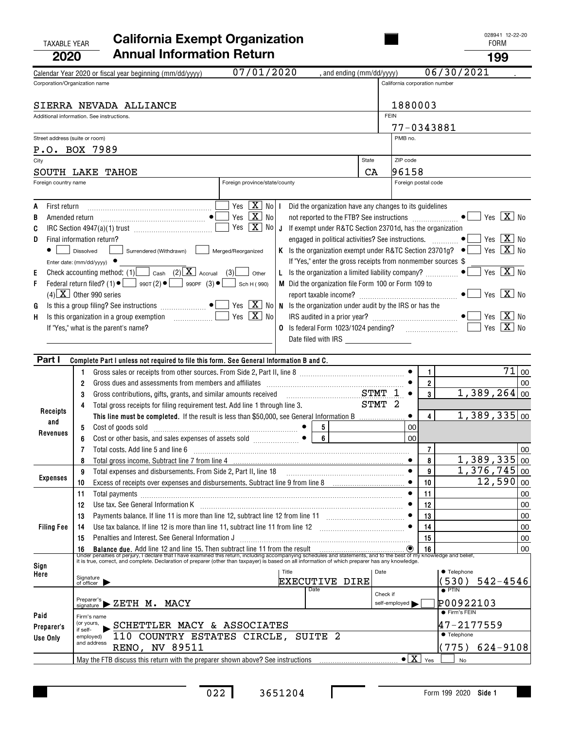TAXABLE YEAR **2020**

# California Exempt Organization Annual Information Return

FORM **199**

028941 12-22-20

Calendar Year 2020 or fiscal year beginning (mm/dd/yyyy) 07/01/2020 , and ending (mm/dd/yyyy) 06/30/2021 .

| Corporation/Organization name | California corporation number |
|---|---|
| SIERRA NEVADA ALLIANCE | 1880003 |
| Additional information. See instructions. | FEIN 77-0343881 |
| Street address (suite or room): P.O. BOX 7989 | PMB no. |
| City: SOUTH LAKE TAHOE | State: CA — ZIP code: 96158 |
| Foreign country name / Foreign province/state/county | Foreign postal code |

- **A** First return: Yes [ ] No [X]
- **B** Amended return: Yes [ ] No [X]
- **C** IRC Section 4947(a)(1) trust: Yes [ ] No [X]
- **D** Final information return? [ ] Dissolved [ ] Surrendered (Withdrawn) [ ] Merged/Reorganized — Enter date: (mm/dd/yyyy)
- **E** Check accounting method: (1) [ ] Cash (2) [X] Accrual (3) [ ] Other
- **F** Federal return filed? (1) [ ] 990T (2) [ ] 990PF (3) [ ] Sch H (990) (4) [X] Other 990 series
- **G** Is this a group filing? See instructions: Yes [ ] No [X]
- **H** Is this organization in a group exemption: Yes [ ] No [X] — If "Yes," what is the parent's name?
- **I** Did the organization have any changes to its guidelines not reported to the FTB? See instructions: Yes [ ] No [X]
- **J** If exempt under R&TC Section 23701d, has the organization engaged in political activities? See instructions: Yes [ ] No [X]
- **K** Is the organization exempt under R&TC Section 23701g? Yes [ ] No [X] — If "Yes," enter the gross receipts from nonmember sources $
- **L** Is the organization a limited liability company? Yes [ ] No [X]
- **M** Did the organization file Form 100 or Form 109 to report taxable income? Yes [ ] No [X]
- **N** Is the organization under audit by the IRS or has the IRS audited in a prior year? Yes [ ] No [X]
- **O** Is federal Form 1023/1024 pending? Yes [ ] No [X] — Date filed with IRS

## Part I Complete Part I unless not required to file this form. See General Information B and C.

| Section | Line | Description | | Amount |
|---|---|---|---|---|
| Receipts and Revenues | 1 | Gross sales or receipts from other sources. From Side 2, Part II, line 8 | 1 | 71 00 |
| | 2 | Gross dues and assessments from members and affiliates | 2 | 00 |
| | 3 | Gross contributions, gifts, grants, and similar amounts received STMT 1 | 3 | 1,389,264 00 |
| | 4 | Total gross receipts for filing requirement test. Add line 1 through line 3. STMT 2 **This line must be completed.** If the result is less than $50,000, see General Information B | 4 | 1,389,335 00 |
| | 5 | Cost of goods sold | 5 | 00 |
| | 6 | Cost or other basis, and sales expenses of assets sold | 6 | 00 |
| | 7 | Total costs. Add line 5 and line 6 | 7 | 00 |
| | 8 | Total gross income. Subtract line 7 from line 4 | 8 | 1,389,335 00 |
| Expenses | 9 | Total expenses and disbursements. From Side 2, Part II, line 18 | 9 | 1,376,745 00 |
| | 10 | Excess of receipts over expenses and disbursements. Subtract line 9 from line 8 | 10 | 12,590 00 |
| Filing Fee | 11 | Total payments | 11 | 00 |
| | 12 | Use tax. See General Information K | 12 | 00 |
| | 13 | Payments balance. If line 11 is more than line 12, subtract line 12 from line 11 | 13 | 00 |
| | 14 | Use tax balance. If line 12 is more than line 11, subtract line 11 from line 12 | 14 | 00 |
| | 15 | Penalties and Interest. See General Information J | 15 | 00 |
| | 16 | **Balance due.** Add line 12 and line 15. Then subtract line 11 from the result | 16 | 00 |

Under penalties of perjury, I declare that I have examined this return, including accompanying schedules and statements, and to the best of my knowledge and belief, it is true, correct, and complete. Declaration of preparer (other than taxpayer) is based on all information of which preparer has any knowledge.

**Sign Here** — Signature of officer | Title: EXECUTIVE DIRE | Date | Telephone: (530) 542-4546

**Paid Preparer's Use Only**
- Preparer's signature: ZETH M. MACY | Date | Check if self-employed [ ] | PTIN: P00922103
- Firm's name (or yours, if self-employed) and address: SCHETTLER MACY & ASSOCIATES, 110 COUNTRY ESTATES CIRCLE, SUITE 2, RENO, NV 89511 | Firm's FEIN: 47-2177559 | Telephone: (775) 624-9108

May the FTB discuss this return with the preparer shown above? See instructions [X] Yes [ ] No

022 3651204 Form 199 2020 Side 1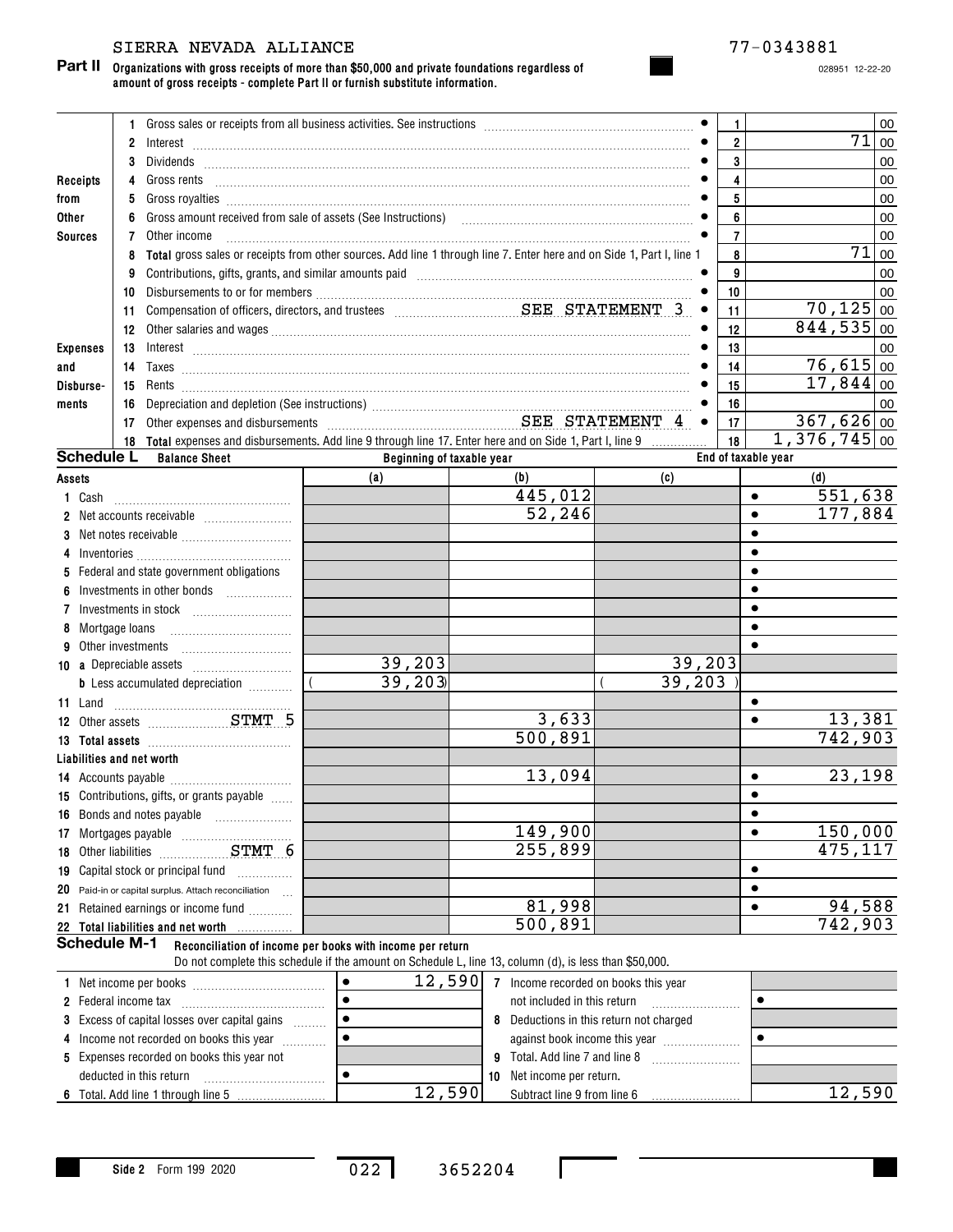SIERRA NEVADA ALLIANCE 77-0343881

028951 12-22-20

**Part II** **Organizations with gross receipts of more than $50,000 and private foundations regardless of amount of gross receipts - complete Part II or furnish substitute information.**

| | | | | |
|---|---|---|---|---|
| **Receipts from Other Sources** | 1 | Gross sales or receipts from all business activities. See instructions | 1 | 00 |
| | 2 | Interest | 2 | 71 00 |
| | 3 | Dividends | 3 | 00 |
| | 4 | Gross rents | 4 | 00 |
| | 5 | Gross royalties | 5 | 00 |
| | 6 | Gross amount received from sale of assets (See Instructions) | 6 | 00 |
| | 7 | Other income | 7 | 00 |
| | 8 | **Total** gross sales or receipts from other sources. Add line 1 through line 7. Enter here and on Side 1, Part I, line 1 | 8 | 71 00 |
| **Expenses and Disbursements** | 9 | Contributions, gifts, grants, and similar amounts paid | 9 | 00 |
| | 10 | Disbursements to or for members | 10 | 00 |
| | 11 | Compensation of officers, directors, and trustees SEE STATEMENT 3 | 11 | 70,125 00 |
| | 12 | Other salaries and wages | 12 | 844,535 00 |
| | 13 | Interest | 13 | 00 |
| | 14 | Taxes | 14 | 76,615 00 |
| | 15 | Rents | 15 | 17,844 00 |
| | 16 | Depreciation and depletion (See instructions) | 16 | 00 |
| | 17 | Other expenses and disbursements SEE STATEMENT 4 | 17 | 367,626 00 |
| | 18 | **Total** expenses and disbursements. Add line 9 through line 17. Enter here and on Side 1, Part I, line 9 | 18 | 1,376,745 00 |

**Schedule L** **Balance Sheet**

| Assets | Beginning of taxable year (a) | (b) | End of taxable year (c) | (d) |
|---|---|---|---|---|
| 1 Cash | | 445,012 | | 551,638 |
| 2 Net accounts receivable | | 52,246 | | 177,884 |
| 3 Net notes receivable | | | | |
| 4 Inventories | | | | |
| 5 Federal and state government obligations | | | | |
| 6 Investments in other bonds | | | | |
| 7 Investments in stock | | | | |
| 8 Mortgage loans | | | | |
| 9 Other investments | | | | |
| 10 a Depreciable assets | 39,203 | | 39,203 | |
| b Less accumulated depreciation | ( 39,203) | | ( 39,203 ) | |
| 11 Land | | | | |
| 12 Other assets STMT 5 | | 3,633 | | 13,381 |
| 13 Total assets | | 500,891 | | 742,903 |
| **Liabilities and net worth** | | | | |
| 14 Accounts payable | | 13,094 | | 23,198 |
| 15 Contributions, gifts, or grants payable | | | | |
| 16 Bonds and notes payable | | | | |
| 17 Mortgages payable | | 149,900 | | 150,000 |
| 18 Other liabilities STMT 6 | | 255,899 | | 475,117 |
| 19 Capital stock or principal fund | | | | |
| 20 Paid-in or capital surplus. Attach reconciliation | | | | |
| 21 Retained earnings or income fund | | 81,998 | | 94,588 |
| 22 Total liabilities and net worth | | 500,891 | | 742,903 |

**Schedule M-1** **Reconciliation of income per books with income per return**

Do not complete this schedule if the amount on Schedule L, line 13, column (d), is less than $50,000.

| | | | |
|---|---|---|---|
| 1 Net income per books | 12,590 | 7 Income recorded on books this year not included in this return | |
| 2 Federal income tax | | | |
| 3 Excess of capital losses over capital gains | | 8 Deductions in this return not charged against book income this year | |
| 4 Income not recorded on books this year | | | |
| 5 Expenses recorded on books this year not deducted in this return | | 9 Total. Add line 7 and line 8 | |
| | | 10 Net income per return. Subtract line 9 from line 6 | 12,590 |
| 6 Total. Add line 1 through line 5 | 12,590 | | |

Side 2 Form 199 2020

022 3652204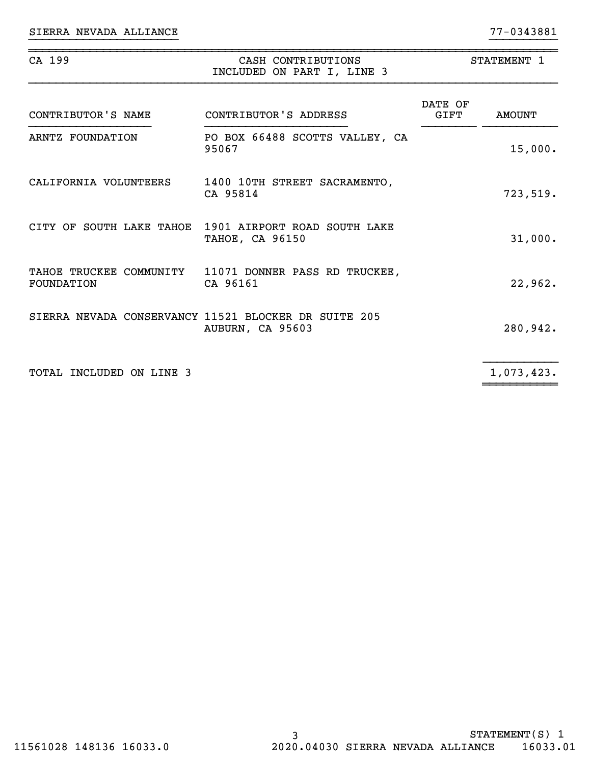SIERRA NEVADA ALLIANCE 77-0343881

CA 199 — CASH CONTRIBUTIONS INCLUDED ON PART I, LINE 3 — STATEMENT 1

| CONTRIBUTOR'S NAME | CONTRIBUTOR'S ADDRESS | DATE OF GIFT | AMOUNT |
|---|---|---|---|
| ARNTZ FOUNDATION | PO BOX 66488 SCOTTS VALLEY, CA 95067 | | 15,000. |
| CALIFORNIA VOLUNTEERS | 1400 10TH STREET SACRAMENTO, CA 95814 | | 723,519. |
| CITY OF SOUTH LAKE TAHOE | 1901 AIRPORT ROAD SOUTH LAKE TAHOE, CA 96150 | | 31,000. |
| TAHOE TRUCKEE COMMUNITY FOUNDATION | 11071 DONNER PASS RD TRUCKEE, CA 96161 | | 22,962. |
| SIERRA NEVADA CONSERVANCY | 11521 BLOCKER DR SUITE 205 AUBURN, CA 95603 | | 280,942. |
| TOTAL INCLUDED ON LINE 3 | | | 1,073,423. |

STATEMENT(S) 1

11561028 148136 16033.0 2020.04030 SIERRA NEVADA ALLIANCE 16033.01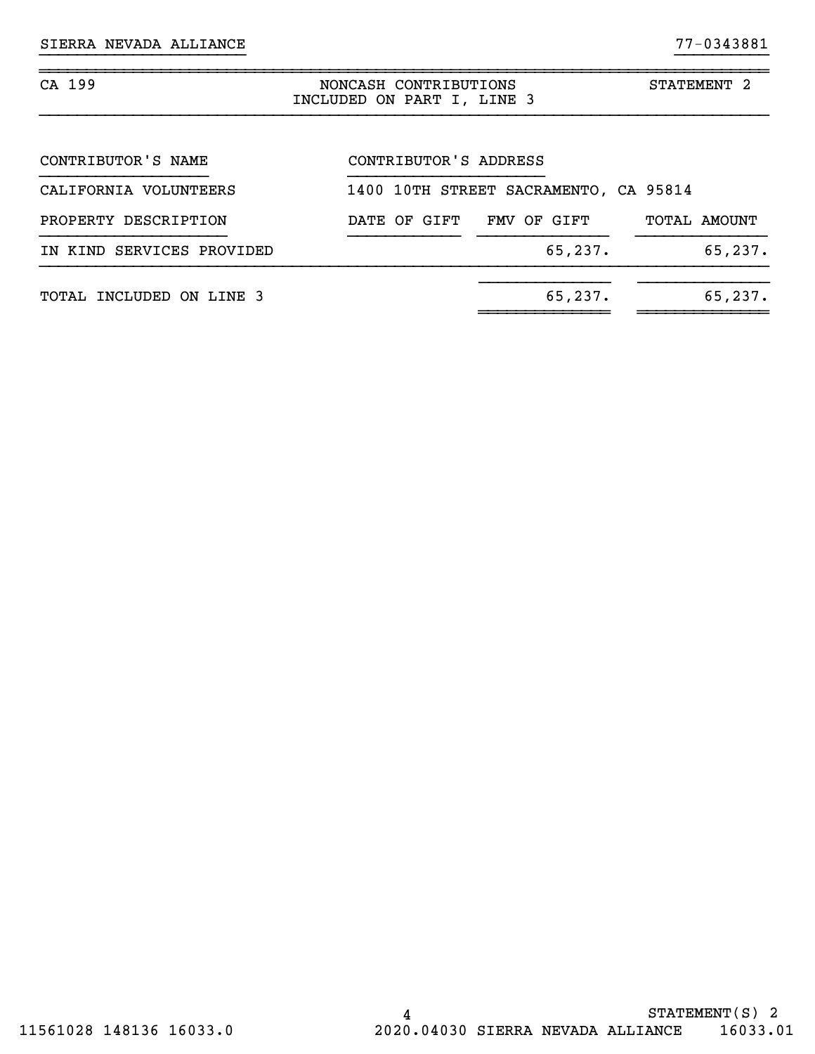SIERRA NEVADA ALLIANCE 77-0343881

CA 199 | NONCASH CONTRIBUTIONS INCLUDED ON PART I, LINE 3 | STATEMENT 2

| CONTRIBUTOR'S NAME | CONTRIBUTOR'S ADDRESS | | |
|---|---|---|---|
| CALIFORNIA VOLUNTEERS | 1400 10TH STREET SACRAMENTO, CA 95814 | | |
| **PROPERTY DESCRIPTION** | **DATE OF GIFT** | **FMV OF GIFT** | **TOTAL AMOUNT** |
| IN KIND SERVICES PROVIDED | | 65,237. | 65,237. |
| TOTAL INCLUDED ON LINE 3 | | 65,237. | 65,237. |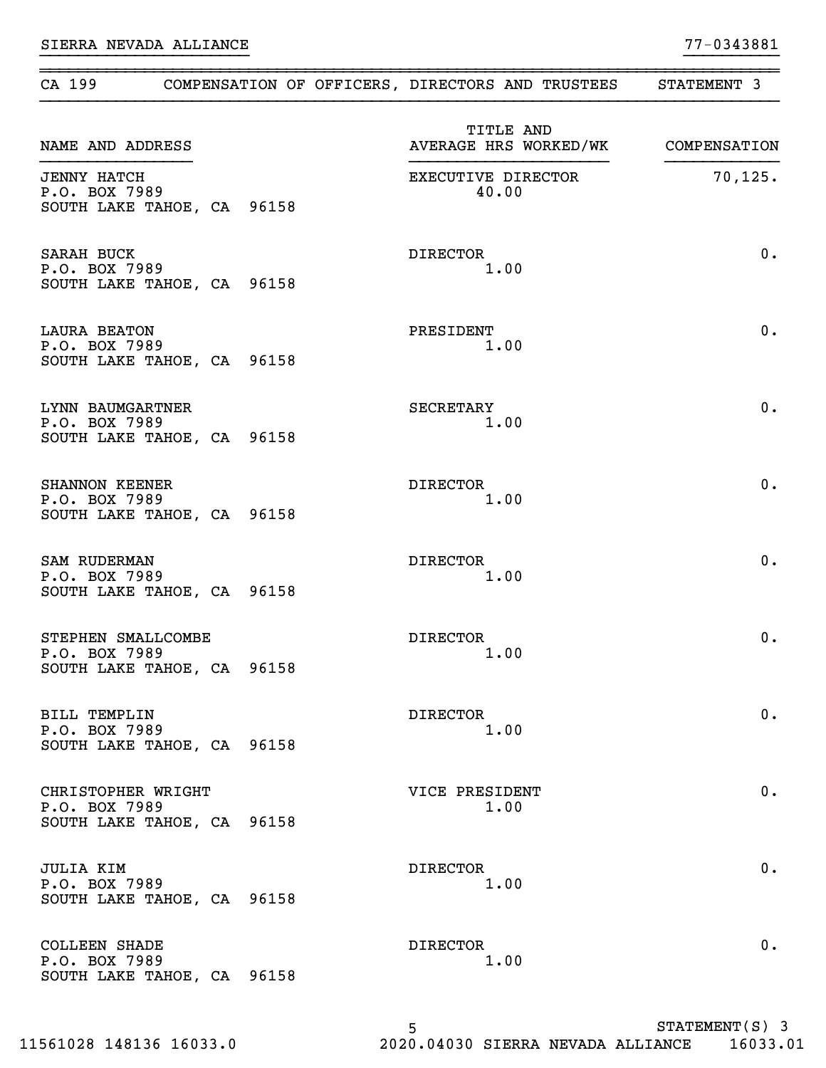SIERRA NEVADA ALLIANCE 77-0343881

## CA 199 COMPENSATION OF OFFICERS, DIRECTORS AND TRUSTEES STATEMENT 3

| NAME AND ADDRESS | TITLE AND AVERAGE HRS WORKED/WK | COMPENSATION |
|---|---|---|
| JENNY HATCH<br>P.O. BOX 7989<br>SOUTH LAKE TAHOE, CA 96158 | EXECUTIVE DIRECTOR<br>40.00 | 70,125. |
| SARAH BUCK<br>P.O. BOX 7989<br>SOUTH LAKE TAHOE, CA 96158 | DIRECTOR<br>1.00 | 0. |
| LAURA BEATON<br>P.O. BOX 7989<br>SOUTH LAKE TAHOE, CA 96158 | PRESIDENT<br>1.00 | 0. |
| LYNN BAUMGARTNER<br>P.O. BOX 7989<br>SOUTH LAKE TAHOE, CA 96158 | SECRETARY<br>1.00 | 0. |
| SHANNON KEENER<br>P.O. BOX 7989<br>SOUTH LAKE TAHOE, CA 96158 | DIRECTOR<br>1.00 | 0. |
| SAM RUDERMAN<br>P.O. BOX 7989<br>SOUTH LAKE TAHOE, CA 96158 | DIRECTOR<br>1.00 | 0. |
| STEPHEN SMALLCOMBE<br>P.O. BOX 7989<br>SOUTH LAKE TAHOE, CA 96158 | DIRECTOR<br>1.00 | 0. |
| BILL TEMPLIN<br>P.O. BOX 7989<br>SOUTH LAKE TAHOE, CA 96158 | DIRECTOR<br>1.00 | 0. |
| CHRISTOPHER WRIGHT<br>P.O. BOX 7989<br>SOUTH LAKE TAHOE, CA 96158 | VICE PRESIDENT<br>1.00 | 0. |
| JULIA KIM<br>P.O. BOX 7989<br>SOUTH LAKE TAHOE, CA 96158 | DIRECTOR<br>1.00 | 0. |
| COLLEEN SHADE<br>P.O. BOX 7989<br>SOUTH LAKE TAHOE, CA 96158 | DIRECTOR<br>1.00 | 0. |

STATEMENT(S) 3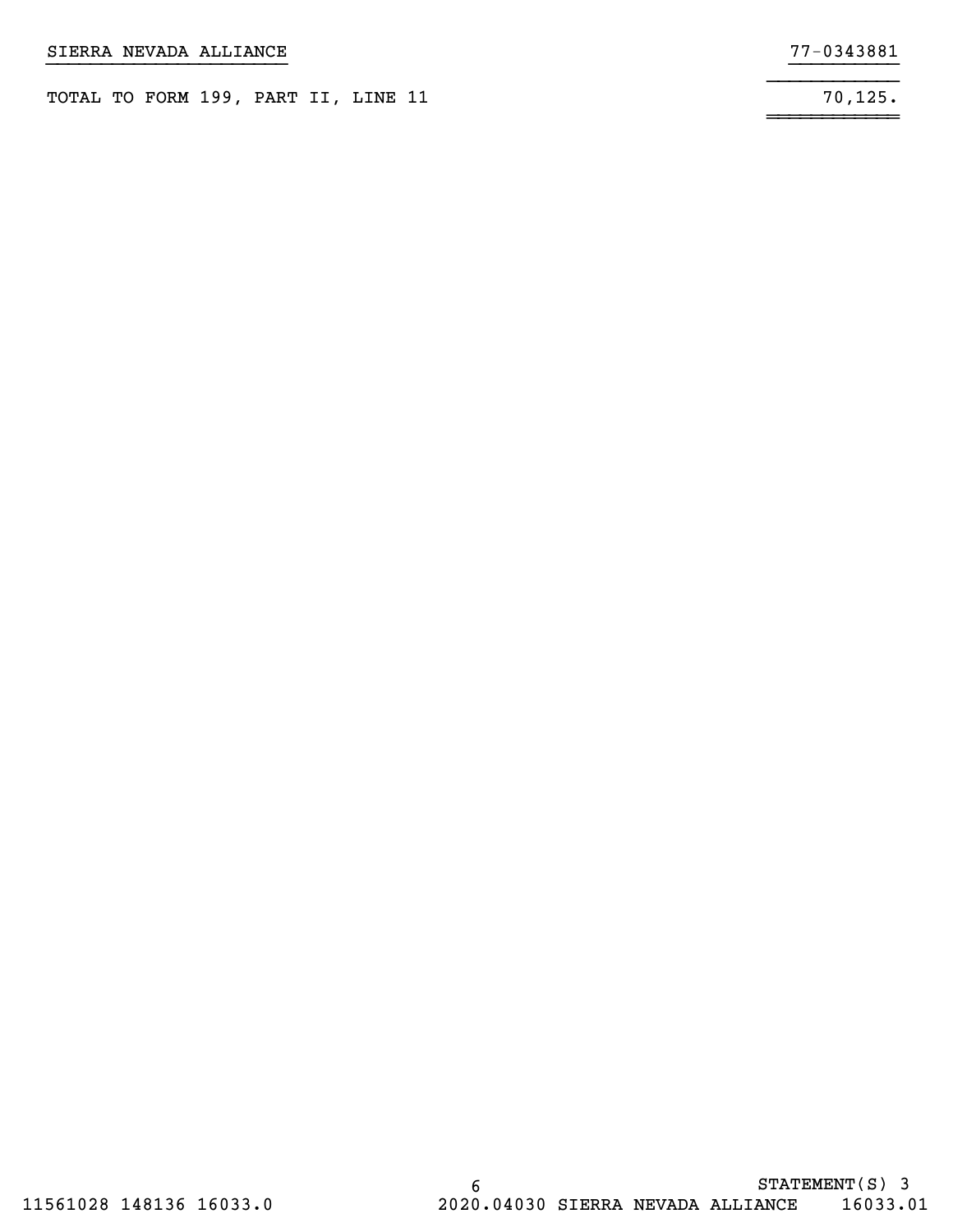SIERRA NEVADA ALLIANCE 77-0343881

| | |
|---|---|
| TOTAL TO FORM 199, PART II, LINE 11 | 70,125. |

STATEMENT(S) 3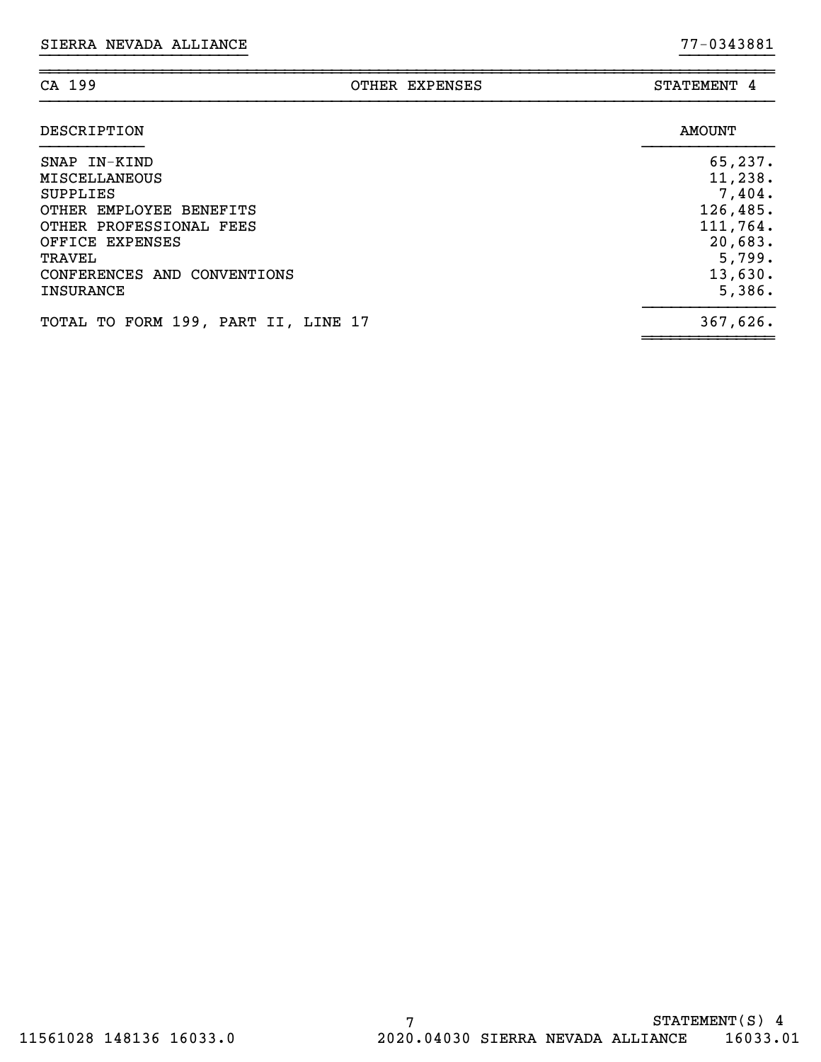SIERRA NEVADA ALLIANCE 77-0343881

| CA 199 | OTHER EXPENSES | STATEMENT 4 |
|---|---|---|

| DESCRIPTION | AMOUNT |
|---|---|
| SNAP IN-KIND | 65,237. |
| MISCELLANEOUS | 11,238. |
| SUPPLIES | 7,404. |
| OTHER EMPLOYEE BENEFITS | 126,485. |
| OTHER PROFESSIONAL FEES | 111,764. |
| OFFICE EXPENSES | 20,683. |
| TRAVEL | 5,799. |
| CONFERENCES AND CONVENTIONS | 13,630. |
| INSURANCE | 5,386. |
| TOTAL TO FORM 199, PART II, LINE 17 | 367,626. |

STATEMENT(S) 4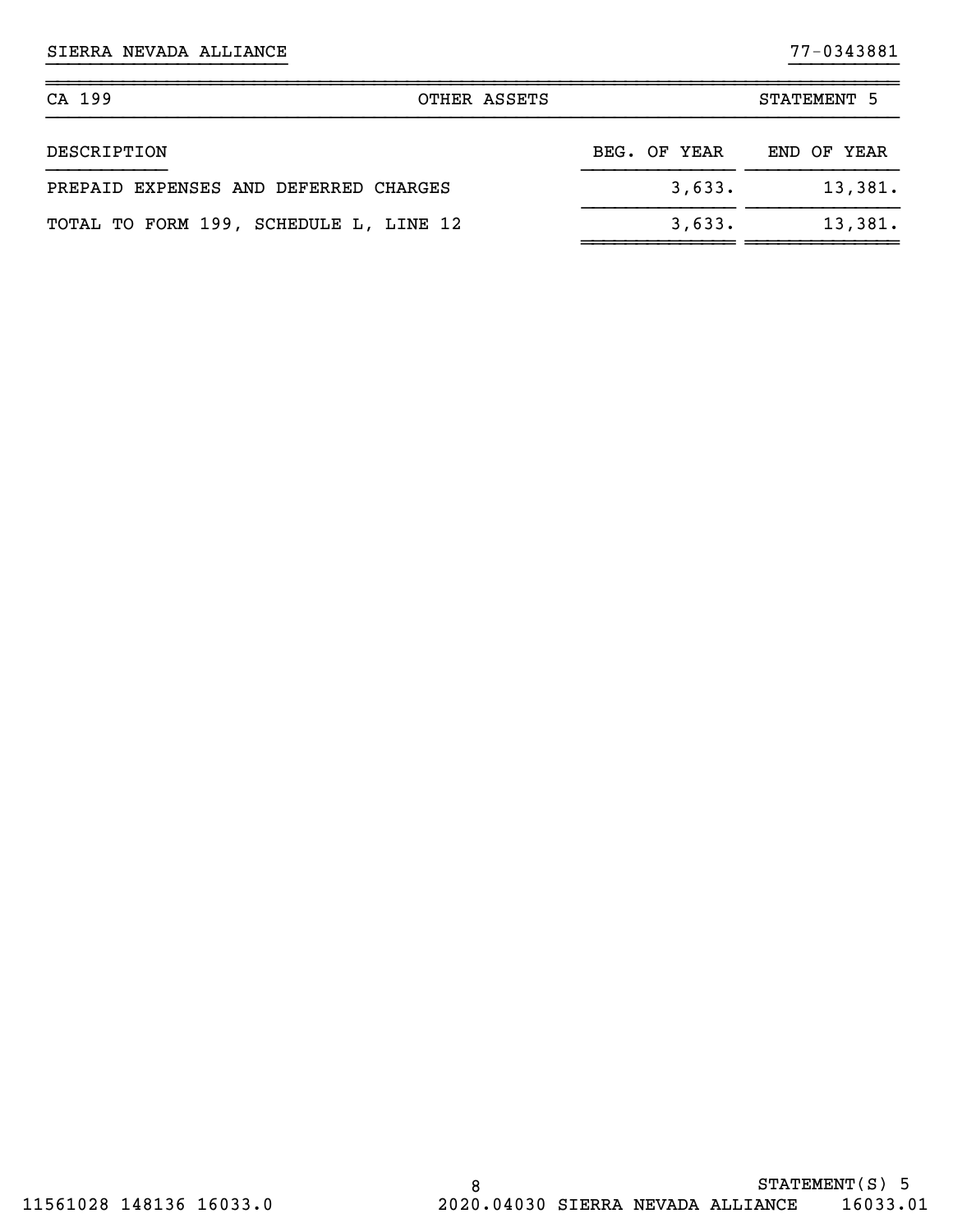SIERRA NEVADA ALLIANCE 77-0343881

| CA 199 | OTHER ASSETS | STATEMENT 5 |
|---|---|---|

| DESCRIPTION | BEG. OF YEAR | END OF YEAR |
|---|---|---|
| PREPAID EXPENSES AND DEFERRED CHARGES | 3,633. | 13,381. |
| TOTAL TO FORM 199, SCHEDULE L, LINE 12 | 3,633. | 13,381. |

STATEMENT(S) 5

11561028 148136 16033.0 2020.04030 SIERRA NEVADA ALLIANCE 16033.01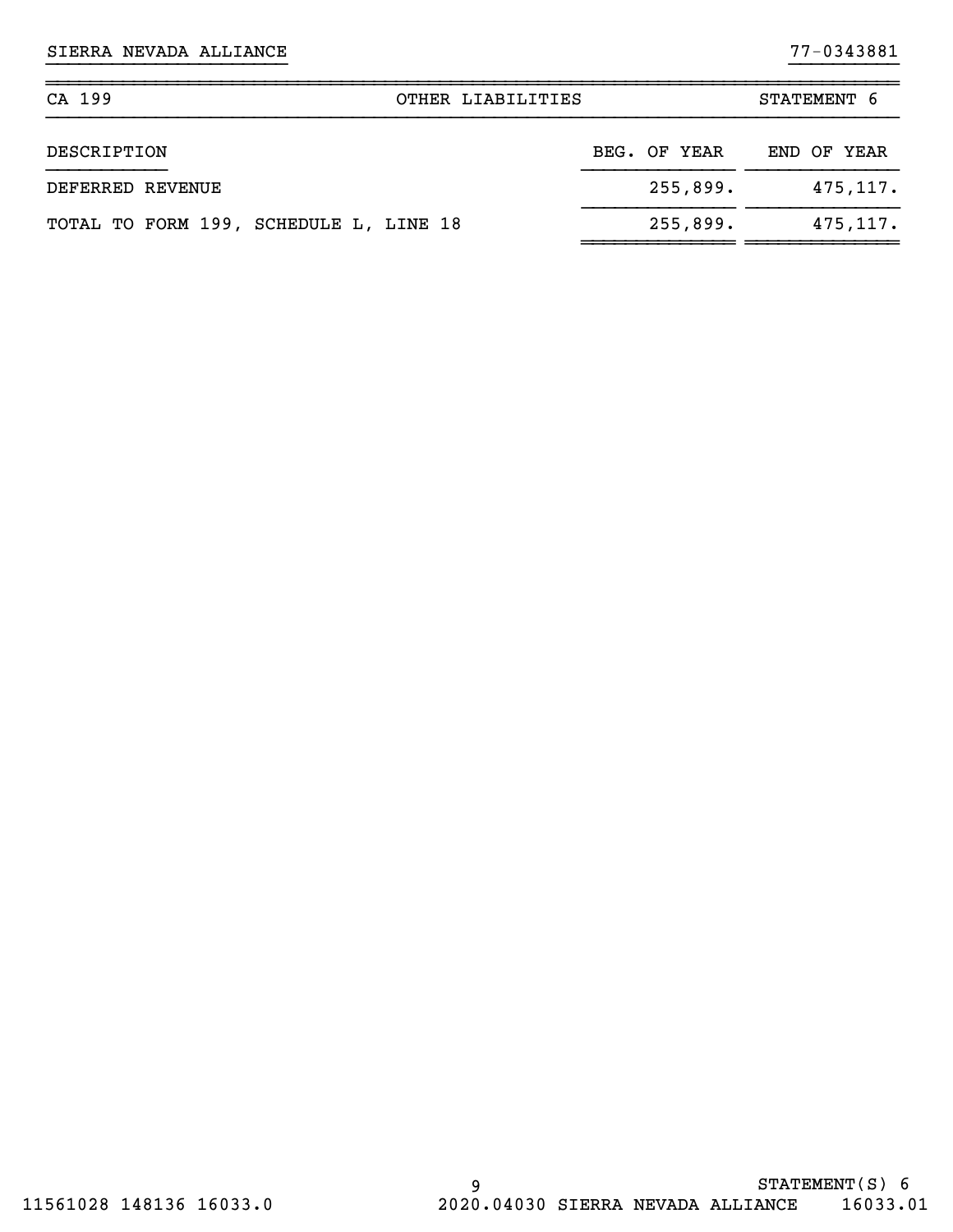SIERRA NEVADA ALLIANCE 77-0343881

| CA 199 | OTHER LIABILITIES | STATEMENT 6 |
|---|---|---|

| DESCRIPTION | BEG. OF YEAR | END OF YEAR |
|---|---|---|
| DEFERRED REVENUE | 255,899. | 475,117. |
| TOTAL TO FORM 199, SCHEDULE L, LINE 18 | 255,899. | 475,117. |

STATEMENT(S) 6

11561028 148136 16033.0 2020.04030 SIERRA NEVADA ALLIANCE 16033.01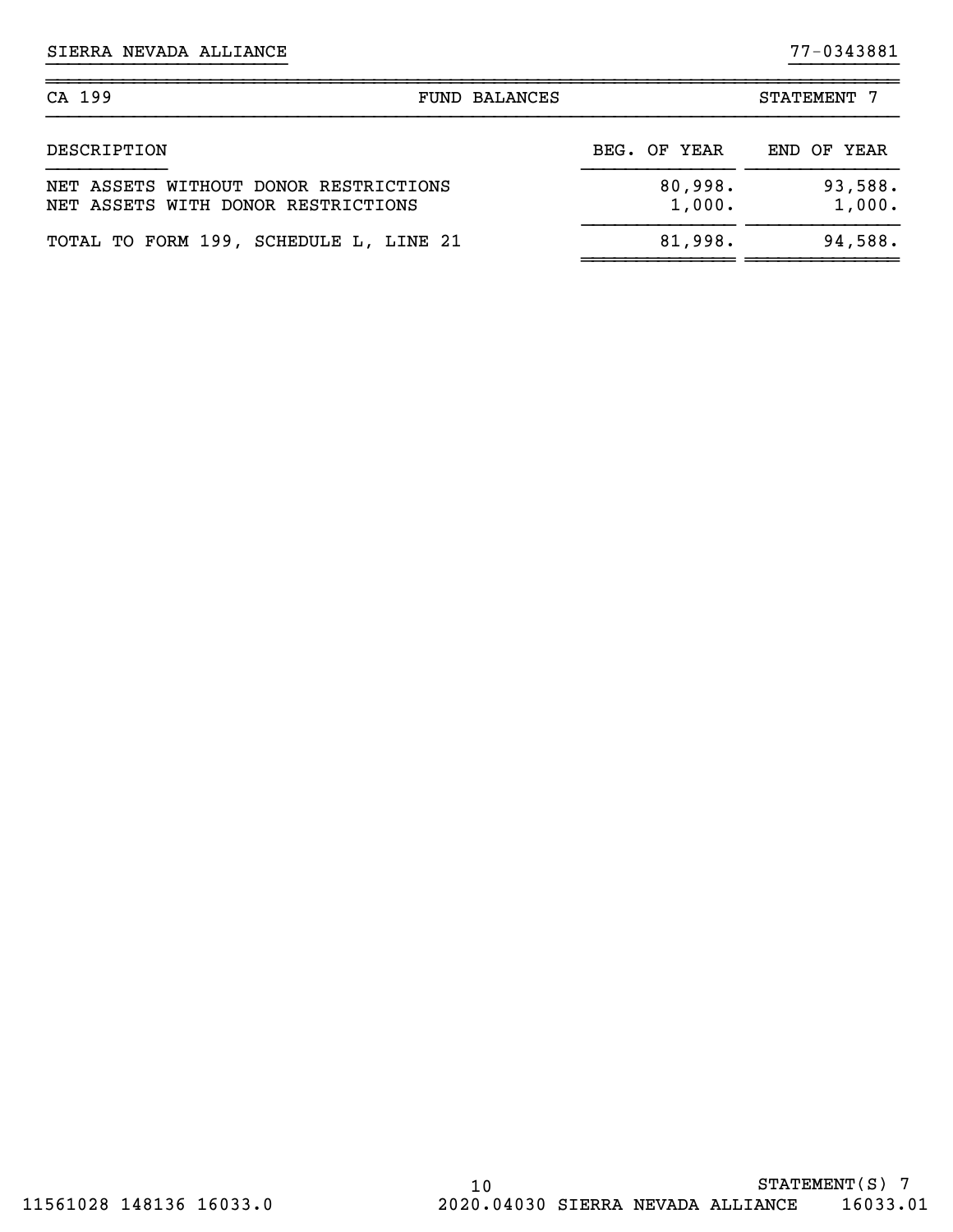SIERRA NEVADA ALLIANCE 77-0343881

| CA 199 | FUND BALANCES | STATEMENT 7 |
|---|---|---|

| DESCRIPTION | BEG. OF YEAR | END OF YEAR |
|---|---|---|
| NET ASSETS WITHOUT DONOR RESTRICTIONS | 80,998. | 93,588. |
| NET ASSETS WITH DONOR RESTRICTIONS | 1,000. | 1,000. |
| TOTAL TO FORM 199, SCHEDULE L, LINE 21 | 81,998. | 94,588. |

STATEMENT(S) 7

11561028 148136 16033.0 2020.04030 SIERRA NEVADA ALLIANCE 16033.01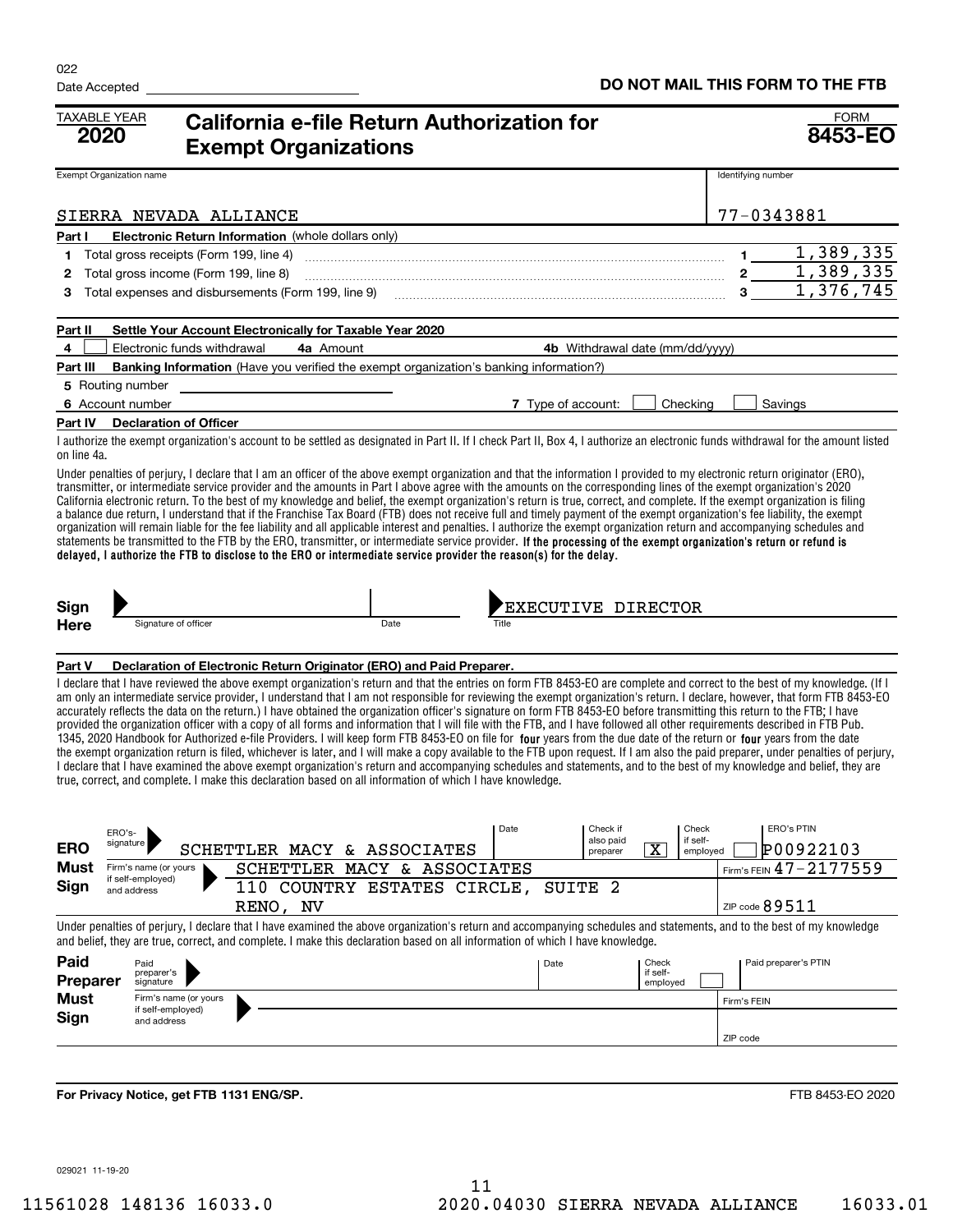022

Date Accepted

**DO NOT MAIL THIS FORM TO THE FTB**

TAXABLE YEAR **2020**

# California e-file Return Authorization for Exempt Organizations

FORM **8453-EO**

| Exempt Organization name | Identifying number |
|---|---|
| SIERRA NEVADA ALLIANCE | 77-0343881 |

**Part I Electronic Return Information** (whole dollars only)

| | | | |
|---|---|---|---|
| 1 | Total gross receipts (Form 199, line 4) | 1 | 1,389,335 |
| 2 | Total gross income (Form 199, line 8) | 2 | 1,389,335 |
| 3 | Total expenses and disbursements (Form 199, line 9) | 3 | 1,376,745 |

**Part II Settle Your Account Electronically for Taxable Year 2020**

4 ☐ Electronic funds withdrawal 4a Amount 4b Withdrawal date (mm/dd/yyyy)

**Part III Banking Information** (Have you verified the exempt organization's banking information?)

5 Routing number

6 Account number 7 Type of account: ☐ Checking ☐ Savings

**Part IV Declaration of Officer**

I authorize the exempt organization's account to be settled as designated in Part II. If I check Part II, Box 4, I authorize an electronic funds withdrawal for the amount listed on line 4a.

Under penalties of perjury, I declare that I am an officer of the above exempt organization and that the information I provided to my electronic return originator (ERO), transmitter, or intermediate service provider and the amounts in Part I above agree with the amounts on the corresponding lines of the exempt organization's 2020 California electronic return. To the best of my knowledge and belief, the exempt organization's return is true, correct, and complete. If the exempt organization is filing a balance due return, I understand that if the Franchise Tax Board (FTB) does not receive full and timely payment of the exempt organization's fee liability, the exempt organization will remain liable for the fee liability and all applicable interest and penalties. I authorize the exempt organization return and accompanying schedules and statements be transmitted to the FTB by the ERO, transmitter, or intermediate service provider. **If the processing of the exempt organization's return or refund is delayed, I authorize the FTB to disclose to the ERO or intermediate service provider the reason(s) for the delay.**

**Sign Here** Signature of officer ______ Date ______ Title: EXECUTIVE DIRECTOR

**Part V Declaration of Electronic Return Originator (ERO) and Paid Preparer.**

I declare that I have reviewed the above exempt organization's return and that the entries on form FTB 8453-EO are complete and correct to the best of my knowledge. (If I am only an intermediate service provider, I understand that I am not responsible for reviewing the exempt organization's return. I declare, however, that form FTB 8453-EO accurately reflects the data on the return.) I have obtained the organization officer's signature on form FTB 8453-EO before transmitting this return to the FTB; I have provided the organization officer with a copy of all forms and information that I will file with the FTB, and I have followed all other requirements described in FTB Pub. 1345, 2020 Handbook for Authorized e-file Providers. I will keep form FTB 8453-EO on file for four years from the due date of the return or four years from the date the exempt organization return is filed, whichever is later, and I will make a copy available to the FTB upon request. If I am also the paid preparer, under penalties of perjury, I declare that I have examined the above exempt organization's return and accompanying schedules and statements, and to the best of my knowledge and belief, they are true, correct, and complete. I make this declaration based on all information of which I have knowledge.

**ERO Must Sign**

| ERO's signature | Date | Check if also paid preparer | Check if self-employed | ERO's PTIN |
|---|---|---|---|---|
| SCHETTLER MACY & ASSOCIATES | | X | ☐ | P00922103 |

Firm's name (or yours if self-employed) and address: SCHETTLER MACY & ASSOCIATES, 110 COUNTRY ESTATES CIRCLE, SUITE 2, RENO, NV

Firm's FEIN 47-2177559

ZIP code 89511

Under penalties of perjury, I declare that I have examined the above exempt organization's return and accompanying schedules and statements, and to the best of my knowledge and belief, they are true, correct, and complete. I make this declaration based on all information of which I have knowledge.

**Paid Preparer Must Sign**

Paid preparer's signature ______ Date ______ Check if self-employed ☐ Paid preparer's PTIN ______

Firm's name (or yours if self-employed) and address ______ Firm's FEIN ______ ZIP code ______

**For Privacy Notice, get FTB 1131 ENG/SP.**

FTB 8453-EO 2020

029021 11-19-20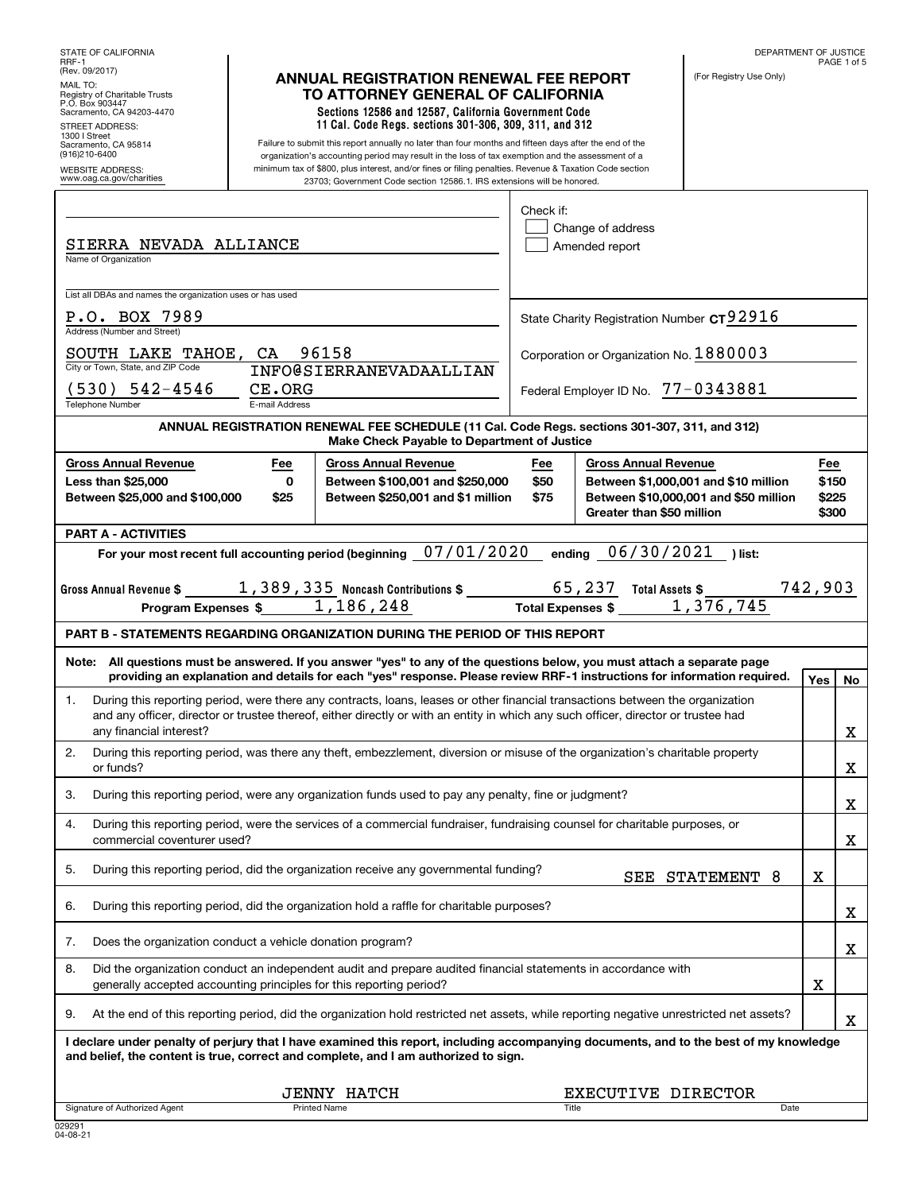STATE OF CALIFORNIA
RRF-1
(Rev. 09/2017)

MAIL TO:
Registry of Charitable Trusts
P.O. Box 903447
Sacramento, CA 94203-4470

STREET ADDRESS:
1300 I Street
Sacramento, CA 95814
(916)210-6400

WEBSITE ADDRESS:
www.oag.ca.gov/charities

DEPARTMENT OF JUSTICE

# ANNUAL REGISTRATION RENEWAL FEE REPORT TO ATTORNEY GENERAL OF CALIFORNIA

**Sections 12586 and 12587, California Government Code**
**11 Cal. Code Regs. sections 301-306, 309, 311, and 312**

Failure to submit this report annually no later than four months and fifteen days after the end of the organization's accounting period may result in the loss of tax exemption and the assessment of a minimum tax of $800, plus interest, and/or fines or filing penalties. Revenue & Taxation Code section 23703; Government Code section 12586.1. IRS extensions will be honored.

(For Registry Use Only)

Check if:
- [ ] Change of address
- [ ] Amended report

Name of Organization: SIERRA NEVADA ALLIANCE

List all DBAs and names the organization uses or has used:

Address (Number and Street): P.O. BOX 7989

City or Town, State, and ZIP Code: SOUTH LAKE TAHOE, CA 96158

Telephone Number: (530) 542-4546

E-mail Address: INFO@SIERRANEVADAALLIANCE.ORG

State Charity Registration Number CT92916

Corporation or Organization No. 1880003

Federal Employer ID No. 77-0343881

**ANNUAL REGISTRATION RENEWAL FEE SCHEDULE (11 Cal. Code Regs. sections 301-307, 311, and 312)**
**Make Check Payable to Department of Justice**

| Gross Annual Revenue | Fee | Gross Annual Revenue | Fee | Gross Annual Revenue | Fee |
|---|---|---|---|---|---|
| Less than $25,000 | 0 | Between $100,001 and $250,000 | $50 | Between $1,000,001 and $10 million | $150 |
| Between $25,000 and $100,000 | $25 | Between $250,001 and $1 million | $75 | Between $10,000,001 and $50 million | $225 |
| | | | | Greater than $50 million | $300 |

**PART A - ACTIVITIES**

For your most recent full accounting period (beginning 07/01/2020 ending 06/30/2021 ) list:

Gross Annual Revenue $ 1,389,335 Noncash Contributions $ 65,237 Total Assets $ 742,903

Program Expenses $ 1,186,248 Total Expenses $ 1,376,745

**PART B - STATEMENTS REGARDING ORGANIZATION DURING THE PERIOD OF THIS REPORT**

**Note: All questions must be answered. If you answer "yes" to any of the questions below, you must attach a separate page providing an explanation and details for each "yes" response. Please review RRF-1 instructions for information required.**

| | Question | Yes | No |
|---|---|---|---|
| 1. | During this reporting period, were there any contracts, loans, leases or other financial transactions between the organization and any officer, director or trustee thereof, either directly or with an entity in which any such officer, director or trustee had any financial interest? | | X |
| 2. | During this reporting period, was there any theft, embezzlement, diversion or misuse of the organization's charitable property or funds? | | X |
| 3. | During this reporting period, were any organization funds used to pay any penalty, fine or judgment? | | X |
| 4. | During this reporting period, were the services of a commercial fundraiser, fundraising counsel for charitable purposes, or commercial coventurer used? | | X |
| 5. | During this reporting period, did the organization receive any governmental funding? SEE STATEMENT 8 | X | |
| 6. | During this reporting period, did the organization hold a raffle for charitable purposes? | | X |
| 7. | Does the organization conduct a vehicle donation program? | | X |
| 8. | Did the organization conduct an independent audit and prepare audited financial statements in accordance with generally accepted accounting principles for this reporting period? | X | |
| 9. | At the end of this reporting period, did the organization hold restricted net assets, while reporting negative unrestricted net assets? | | X |

**I declare under penalty of perjury that I have examined this report, including accompanying documents, and to the best of my knowledge and belief, the content is true, correct and complete, and I am authorized to sign.**

| Signature of Authorized Agent | Printed Name | Title | Date |
|---|---|---|---|
| | JENNY HATCH | EXECUTIVE DIRECTOR | |

029291
04-08-21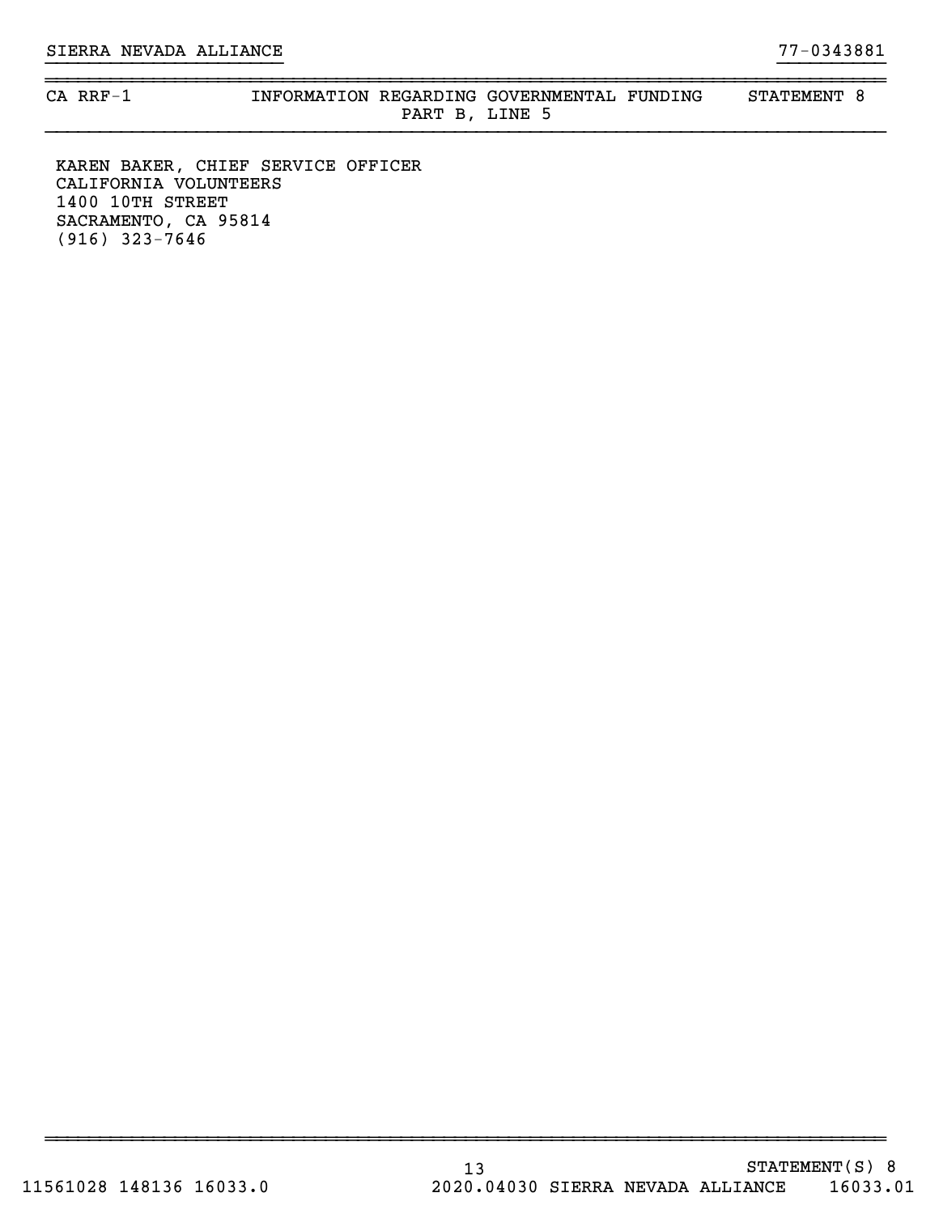CA RRF-1 | INFORMATION REGARDING GOVERNMENTAL FUNDING PART B, LINE 5 | STATEMENT 8

KAREN BAKER, CHIEF SERVICE OFFICER
CALIFORNIA VOLUNTEERS
1400 10TH STREET
SACRAMENTO, CA 95814
(916) 323-7646